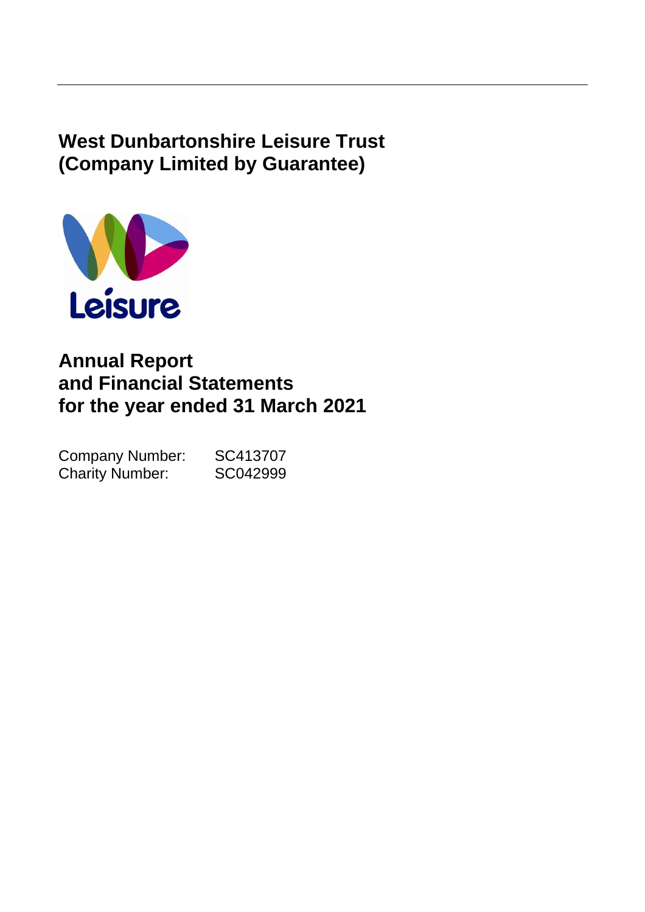# West Dunbartonshire Leisure Trust (Company Limited by Guarantee)

Leisure

## Annual Report and Financial Statements for the year ended 31 March 2021

Company Number: SC413707
Charity Number: SC042999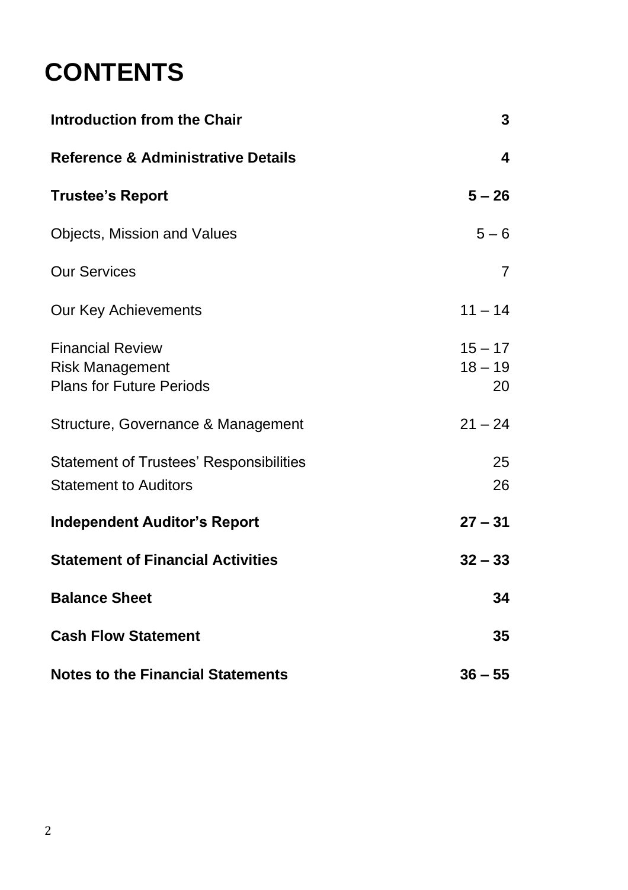# CONTENTS

| | |
|---|---|
| **Introduction from the Chair** | **3** |
| **Reference & Administrative Details** | **4** |
| **Trustee's Report** | **5 – 26** |
| Objects, Mission and Values | 5 – 6 |
| Our Services | 7 |
| Our Key Achievements | 11 – 14 |
| Financial Review | 15 – 17 |
| Risk Management | 18 – 19 |
| Plans for Future Periods | 20 |
| Structure, Governance & Management | 21 – 24 |
| Statement of Trustees' Responsibilities | 25 |
| Statement to Auditors | 26 |
| **Independent Auditor's Report** | **27 – 31** |
| **Statement of Financial Activities** | **32 – 33** |
| **Balance Sheet** | **34** |
| **Cash Flow Statement** | **35** |
| **Notes to the Financial Statements** | **36 – 55** |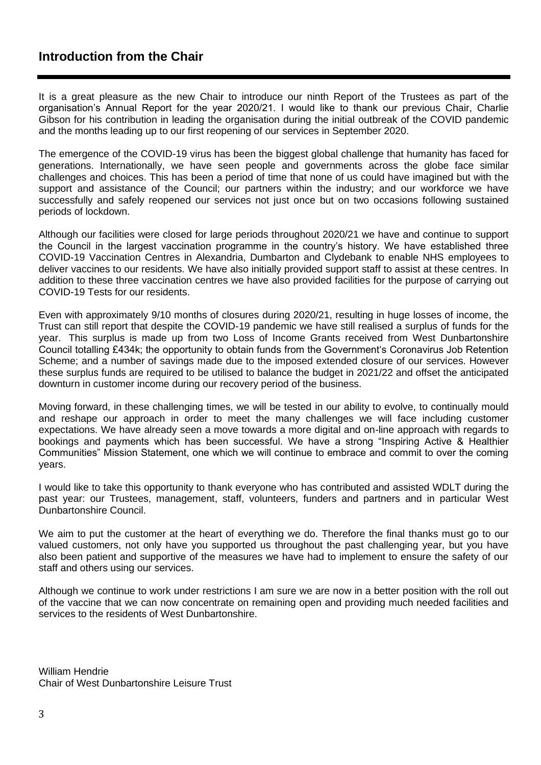## Introduction from the Chair

It is a great pleasure as the new Chair to introduce our ninth Report of the Trustees as part of the organisation's Annual Report for the year 2020/21. I would like to thank our previous Chair, Charlie Gibson for his contribution in leading the organisation during the initial outbreak of the COVID pandemic and the months leading up to our first reopening of our services in September 2020.

The emergence of the COVID-19 virus has been the biggest global challenge that humanity has faced for generations. Internationally, we have seen people and governments across the globe face similar challenges and choices. This has been a period of time that none of us could have imagined but with the support and assistance of the Council; our partners within the industry; and our workforce we have successfully and safely reopened our services not just once but on two occasions following sustained periods of lockdown.

Although our facilities were closed for large periods throughout 2020/21 we have and continue to support the Council in the largest vaccination programme in the country's history. We have established three COVID-19 Vaccination Centres in Alexandria, Dumbarton and Clydebank to enable NHS employees to deliver vaccines to our residents. We have also initially provided support staff to assist at these centres. In addition to these three vaccination centres we have also provided facilities for the purpose of carrying out COVID-19 Tests for our residents.

Even with approximately 9/10 months of closures during 2020/21, resulting in huge losses of income, the Trust can still report that despite the COVID-19 pandemic we have still realised a surplus of funds for the year. This surplus is made up from two Loss of Income Grants received from West Dunbartonshire Council totalling £434k; the opportunity to obtain funds from the Government's Coronavirus Job Retention Scheme; and a number of savings made due to the imposed extended closure of our services. However these surplus funds are required to be utilised to balance the budget in 2021/22 and offset the anticipated downturn in customer income during our recovery period of the business.

Moving forward, in these challenging times, we will be tested in our ability to evolve, to continually mould and reshape our approach in order to meet the many challenges we will face including customer expectations. We have already seen a move towards a more digital and on-line approach with regards to bookings and payments which has been successful. We have a strong "Inspiring Active & Healthier Communities" Mission Statement, one which we will continue to embrace and commit to over the coming years.

I would like to take this opportunity to thank everyone who has contributed and assisted WDLT during the past year: our Trustees, management, staff, volunteers, funders and partners and in particular West Dunbartonshire Council.

We aim to put the customer at the heart of everything we do. Therefore the final thanks must go to our valued customers, not only have you supported us throughout the past challenging year, but you have also been patient and supportive of the measures we have had to implement to ensure the safety of our staff and others using our services.

Although we continue to work under restrictions I am sure we are now in a better position with the roll out of the vaccine that we can now concentrate on remaining open and providing much needed facilities and services to the residents of West Dunbartonshire.

William Hendrie
Chair of West Dunbartonshire Leisure Trust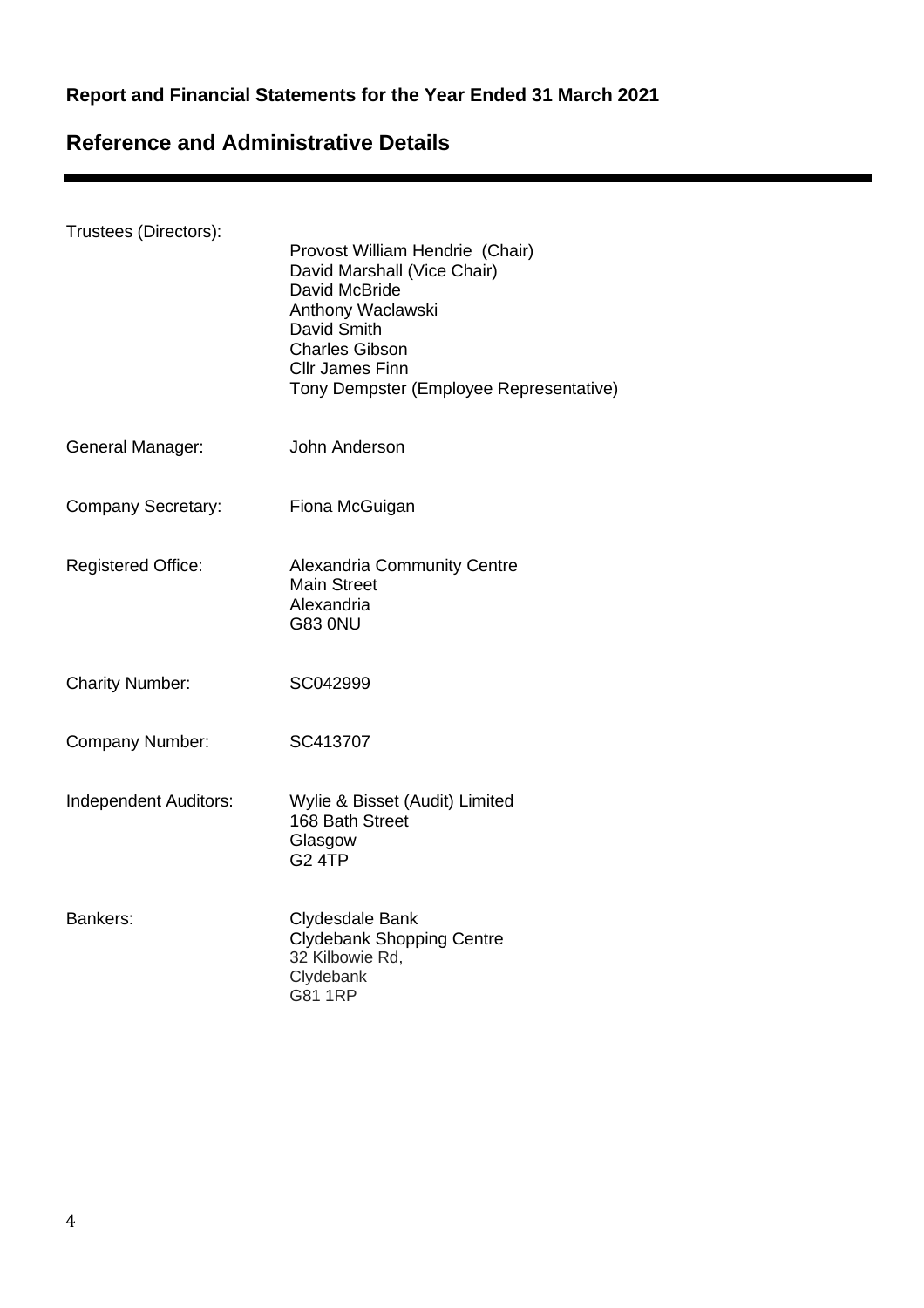**Report and Financial Statements for the Year Ended 31 March 2021**

## Reference and Administrative Details

Trustees (Directors):

Provost William Hendrie (Chair)
David Marshall (Vice Chair)
David McBride
Anthony Waclawski
David Smith
Charles Gibson
Cllr James Finn
Tony Dempster (Employee Representative)

General Manager: John Anderson

Company Secretary: Fiona McGuigan

Registered Office:

Alexandria Community Centre
Main Street
Alexandria
G83 0NU

Charity Number: SC042999

Company Number: SC413707

Independent Auditors:

Wylie & Bisset (Audit) Limited
168 Bath Street
Glasgow
G2 4TP

Bankers:

Clydesdale Bank
Clydebank Shopping Centre
32 Kilbowie Rd,
Clydebank
G81 1RP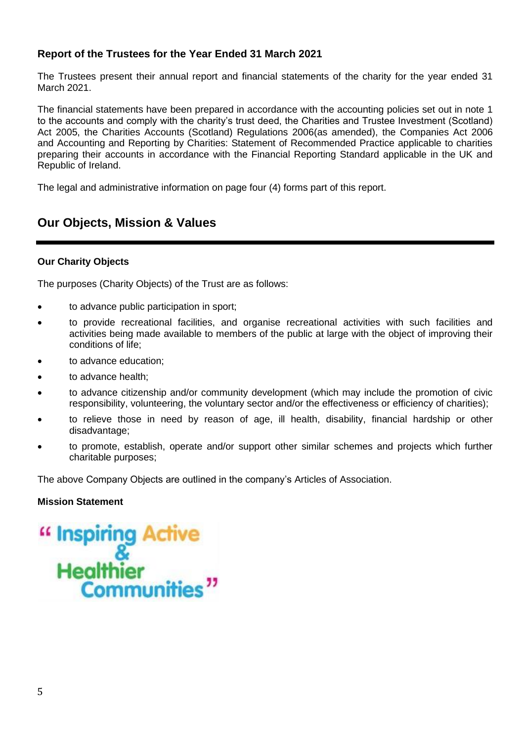## Report of the Trustees for the Year Ended 31 March 2021

The Trustees present their annual report and financial statements of the charity for the year ended 31 March 2021.

The financial statements have been prepared in accordance with the accounting policies set out in note 1 to the accounts and comply with the charity's trust deed, the Charities and Trustee Investment (Scotland) Act 2005, the Charities Accounts (Scotland) Regulations 2006(as amended), the Companies Act 2006 and Accounting and Reporting by Charities: Statement of Recommended Practice applicable to charities preparing their accounts in accordance with the Financial Reporting Standard applicable in the UK and Republic of Ireland.

The legal and administrative information on page four (4) forms part of this report.

# Our Objects, Mission & Values

### Our Charity Objects

The purposes (Charity Objects) of the Trust are as follows:

- to advance public participation in sport;
- to provide recreational facilities, and organise recreational activities with such facilities and activities being made available to members of the public at large with the object of improving their conditions of life;
- to advance education;
- to advance health;
- to advance citizenship and/or community development (which may include the promotion of civic responsibility, volunteering, the voluntary sector and/or the effectiveness or efficiency of charities);
- to relieve those in need by reason of age, ill health, disability, financial hardship or other disadvantage;
- to promote, establish, operate and/or support other similar schemes and projects which further charitable purposes;

The above Company Objects are outlined in the company's Articles of Association.

### Mission Statement

"Inspiring Active & Healthier Communities"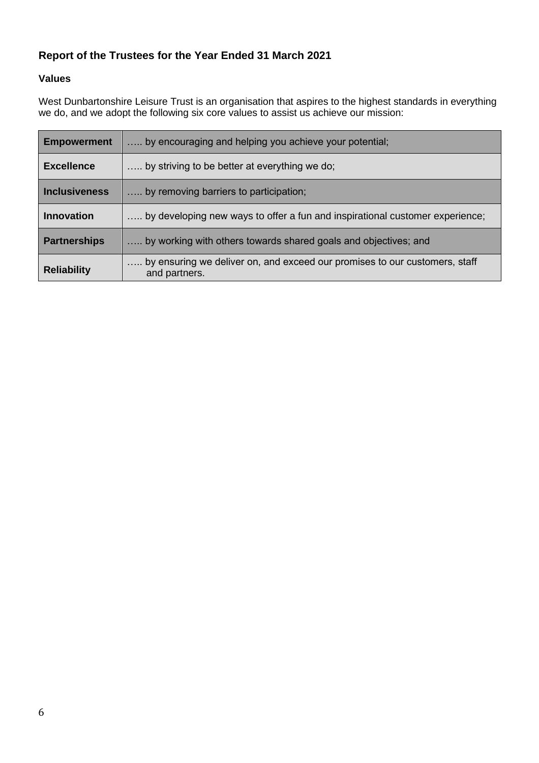## Report of the Trustees for the Year Ended 31 March 2021

### Values

West Dunbartonshire Leisure Trust is an organisation that aspires to the highest standards in everything we do, and we adopt the following six core values to assist us achieve our mission:

| | |
|---|---|
| **Empowerment** | ….. by encouraging and helping you achieve your potential; |
| **Excellence** | ….. by striving to be better at everything we do; |
| **Inclusiveness** | ….. by removing barriers to participation; |
| **Innovation** | ….. by developing new ways to offer a fun and inspirational customer experience; |
| **Partnerships** | ….. by working with others towards shared goals and objectives; and |
| **Reliability** | ….. by ensuring we deliver on, and exceed our promises to our customers, staff and partners. |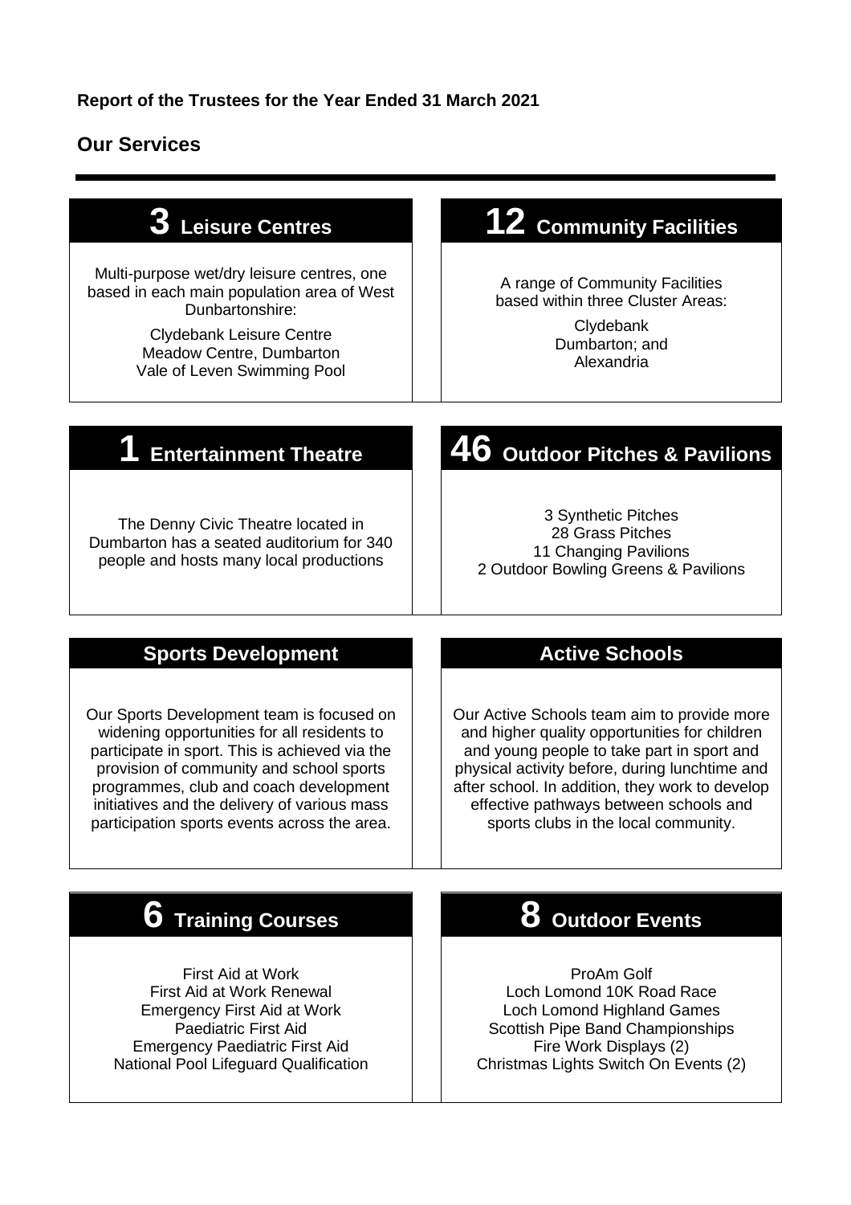**Report of the Trustees for the Year Ended 31 March 2021**

## Our Services

### 3 Leisure Centres

Multi-purpose wet/dry leisure centres, one based in each main population area of West Dunbartonshire:

Clydebank Leisure Centre
Meadow Centre, Dumbarton
Vale of Leven Swimming Pool

### 12 Community Facilities

A range of Community Facilities based within three Cluster Areas:

Clydebank
Dumbarton; and
Alexandria

### 1 Entertainment Theatre

The Denny Civic Theatre located in Dumbarton has a seated auditorium for 340 people and hosts many local productions

### 46 Outdoor Pitches & Pavilions

3 Synthetic Pitches
28 Grass Pitches
11 Changing Pavilions
2 Outdoor Bowling Greens & Pavilions

### Sports Development

Our Sports Development team is focused on widening opportunities for all residents to participate in sport. This is achieved via the provision of community and school sports programmes, club and coach development initiatives and the delivery of various mass participation sports events across the area.

### Active Schools

Our Active Schools team aim to provide more and higher quality opportunities for children and young people to take part in sport and physical activity before, during lunchtime and after school. In addition, they work to develop effective pathways between schools and sports clubs in the local community.

### 6 Training Courses

First Aid at Work
First Aid at Work Renewal
Emergency First Aid at Work
Paediatric First Aid
Emergency Paediatric First Aid
National Pool Lifeguard Qualification

### 8 Outdoor Events

ProAm Golf
Loch Lomond 10K Road Race
Loch Lomond Highland Games
Scottish Pipe Band Championships
Fire Work Displays (2)
Christmas Lights Switch On Events (2)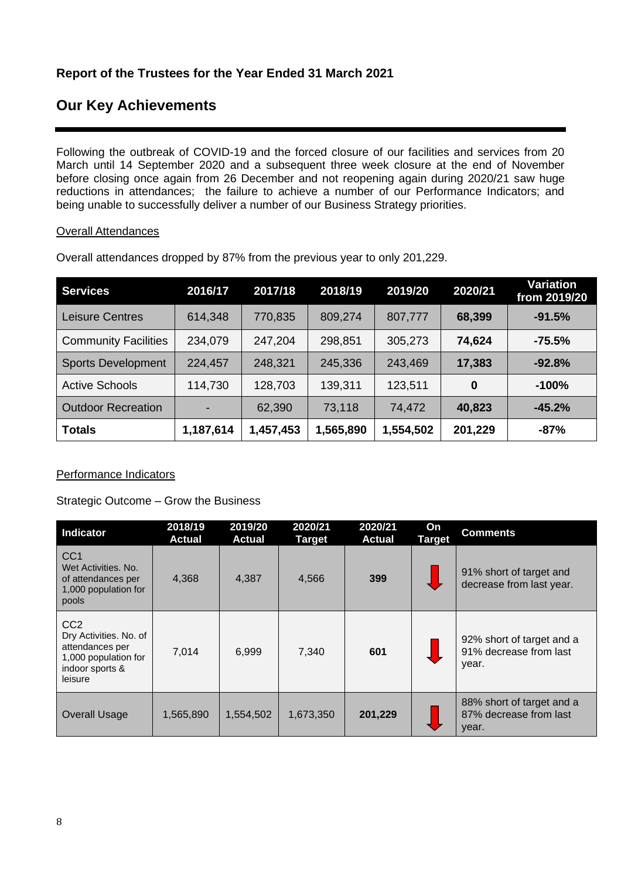## Report of the Trustees for the Year Ended 31 March 2021

# Our Key Achievements

Following the outbreak of COVID-19 and the forced closure of our facilities and services from 20 March until 14 September 2020 and a subsequent three week closure at the end of November before closing once again from 26 December and not reopening again during 2020/21 saw huge reductions in attendances; the failure to achieve a number of our Performance Indicators; and being unable to successfully deliver a number of our Business Strategy priorities.

Overall Attendances

Overall attendances dropped by 87% from the previous year to only 201,229.

| Services | 2016/17 | 2017/18 | 2018/19 | 2019/20 | 2020/21 | Variation from 2019/20 |
|---|---|---|---|---|---|---|
| Leisure Centres | 614,348 | 770,835 | 809,274 | 807,777 | **68,399** | **-91.5%** |
| Community Facilities | 234,079 | 247,204 | 298,851 | 305,273 | **74,624** | **-75.5%** |
| Sports Development | 224,457 | 248,321 | 245,336 | 243,469 | **17,383** | **-92.8%** |
| Active Schools | 114,730 | 128,703 | 139,311 | 123,511 | **0** | **-100%** |
| Outdoor Recreation | - | 62,390 | 73,118 | 74,472 | **40,823** | **-45.2%** |
| **Totals** | **1,187,614** | **1,457,453** | **1,565,890** | **1,554,502** | **201,229** | **-87%** |

Performance Indicators

Strategic Outcome – Grow the Business

| Indicator | 2018/19 Actual | 2019/20 Actual | 2020/21 Target | 2020/21 Actual | On Target | Comments |
|---|---|---|---|---|---|---|
| CC1 Wet Activities. No. of attendances per 1,000 population for pools | 4,368 | 4,387 | 4,566 | **399** | ↓ | 91% short of target and decrease from last year. |
| CC2 Dry Activities. No. of attendances per 1,000 population for indoor sports & leisure | 7,014 | 6,999 | 7,340 | **601** | ↓ | 92% short of target and a 91% decrease from last year. |
| Overall Usage | 1,565,890 | 1,554,502 | 1,673,350 | **201,229** | ↓ | 88% short of target and a 87% decrease from last year. |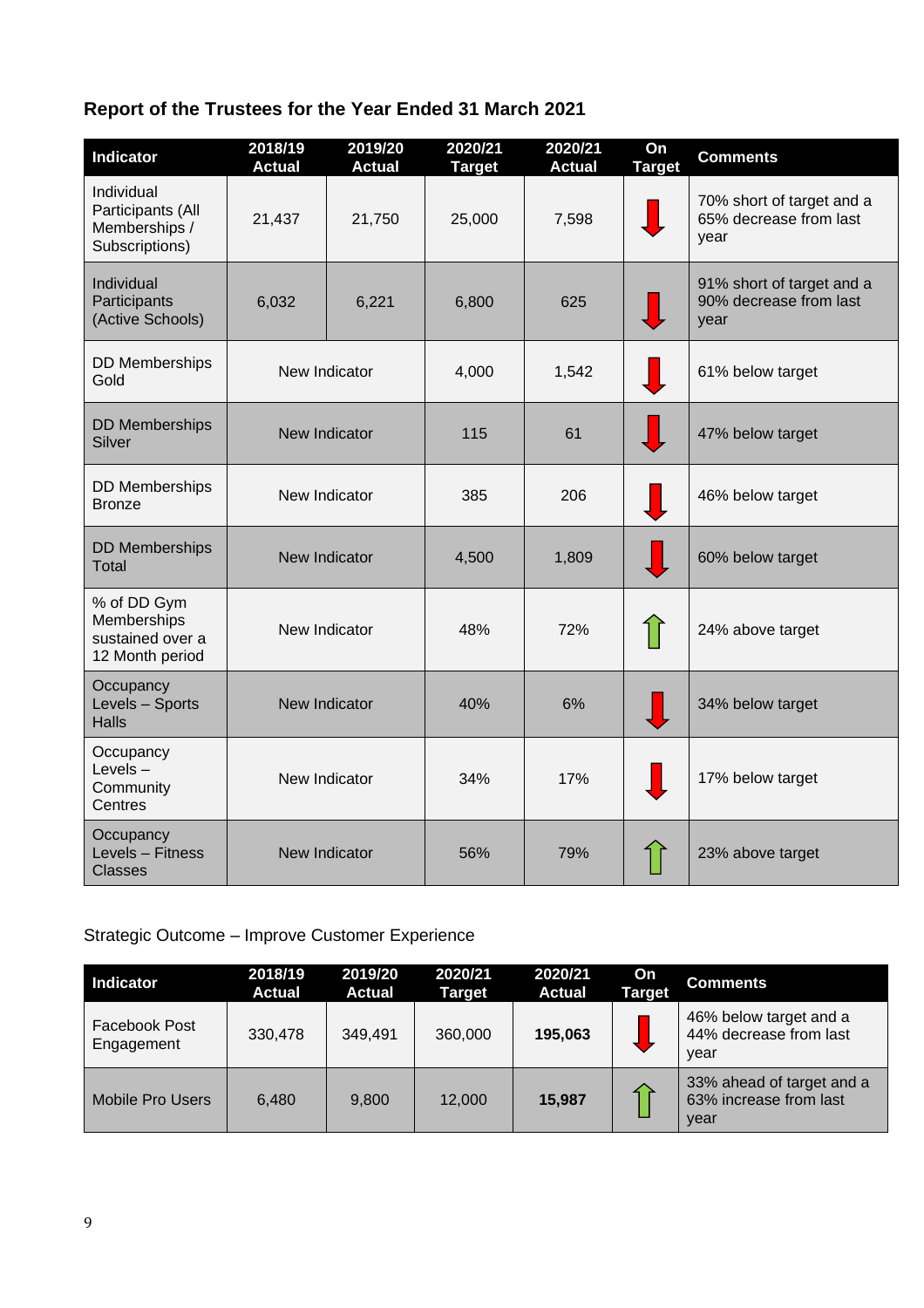## Report of the Trustees for the Year Ended 31 March 2021

| Indicator | 2018/19 Actual | 2019/20 Actual | 2020/21 Target | 2020/21 Actual | On Target | Comments |
|---|---|---|---|---|---|---|
| Individual Participants (All Memberships / Subscriptions) | 21,437 | 21,750 | 25,000 | 7,598 | ↓ | 70% short of target and a 65% decrease from last year |
| Individual Participants (Active Schools) | 6,032 | 6,221 | 6,800 | 625 | ↓ | 91% short of target and a 90% decrease from last year |
| DD Memberships Gold | New Indicator | | 4,000 | 1,542 | ↓ | 61% below target |
| DD Memberships Silver | New Indicator | | 115 | 61 | ↓ | 47% below target |
| DD Memberships Bronze | New Indicator | | 385 | 206 | ↓ | 46% below target |
| DD Memberships Total | New Indicator | | 4,500 | 1,809 | ↓ | 60% below target |
| % of DD Gym Memberships sustained over a 12 Month period | New Indicator | | 48% | 72% | ↑ | 24% above target |
| Occupancy Levels – Sports Halls | New Indicator | | 40% | 6% | ↓ | 34% below target |
| Occupancy Levels – Community Centres | New Indicator | | 34% | 17% | ↓ | 17% below target |
| Occupancy Levels – Fitness Classes | New Indicator | | 56% | 79% | ↑ | 23% above target |

Strategic Outcome – Improve Customer Experience

| Indicator | 2018/19 Actual | 2019/20 Actual | 2020/21 Target | 2020/21 Actual | On Target | Comments |
|---|---|---|---|---|---|---|
| Facebook Post Engagement | 330,478 | 349,491 | 360,000 | **195,063** | ↓ | 46% below target and a 44% decrease from last year |
| Mobile Pro Users | 6,480 | 9,800 | 12,000 | **15,987** | ↑ | 33% ahead of target and a 63% increase from last year |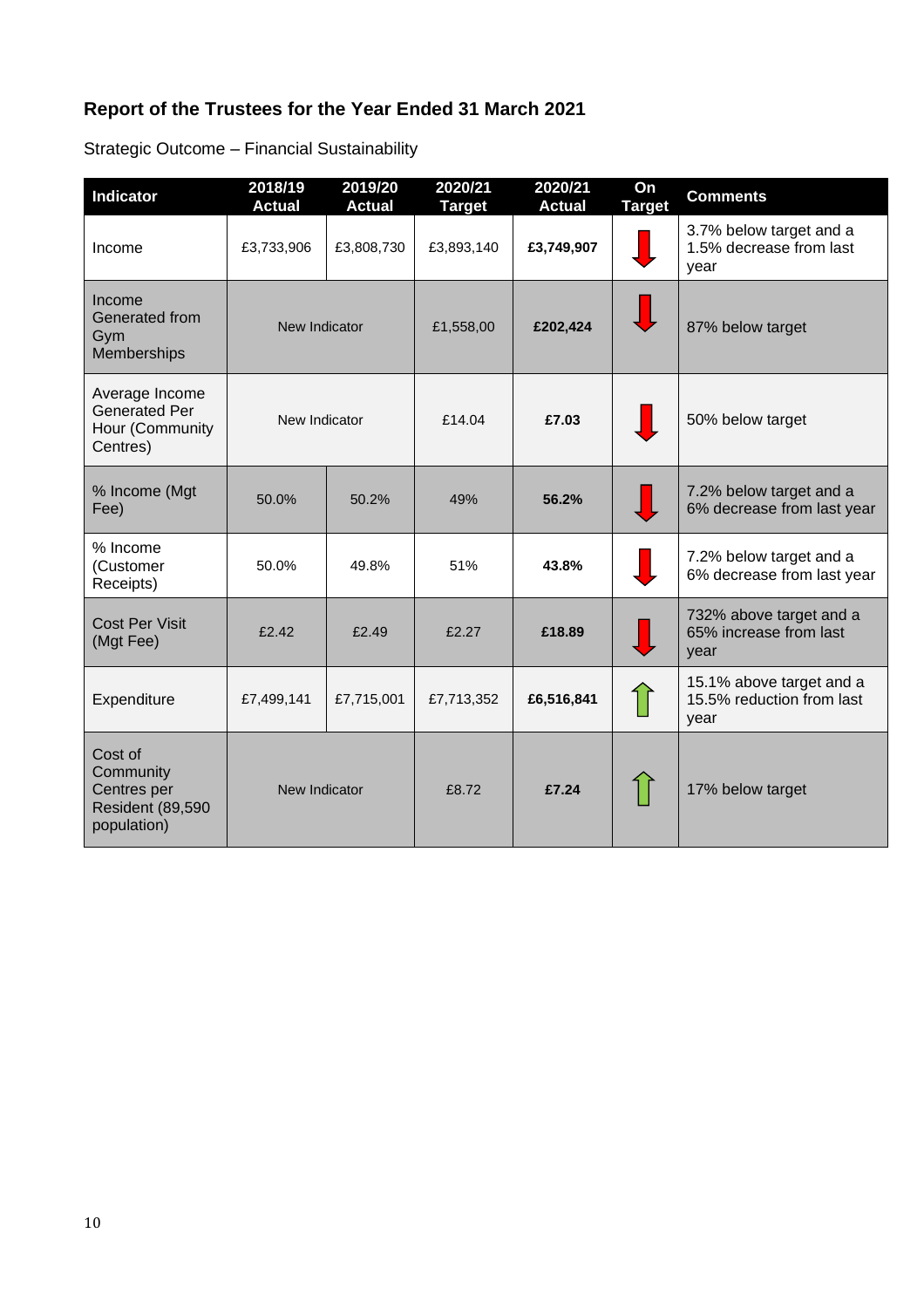## Report of the Trustees for the Year Ended 31 March 2021

Strategic Outcome – Financial Sustainability

| Indicator | 2018/19 Actual | 2019/20 Actual | 2020/21 Target | 2020/21 Actual | On Target | Comments |
|---|---|---|---|---|---|---|
| Income | £3,733,906 | £3,808,730 | £3,893,140 | **£3,749,907** | ↓ | 3.7% below target and a 1.5% decrease from last year |
| Income Generated from Gym Memberships | New Indicator | | £1,558,00 | **£202,424** | ↓ | 87% below target |
| Average Income Generated Per Hour (Community Centres) | New Indicator | | £14.04 | **£7.03** | ↓ | 50% below target |
| % Income (Mgt Fee) | 50.0% | 50.2% | 49% | **56.2%** | ↓ | 7.2% below target and a 6% decrease from last year |
| % Income (Customer Receipts) | 50.0% | 49.8% | 51% | **43.8%** | ↓ | 7.2% below target and a 6% decrease from last year |
| Cost Per Visit (Mgt Fee) | £2.42 | £2.49 | £2.27 | **£18.89** | ↓ | 732% above target and a 65% increase from last year |
| Expenditure | £7,499,141 | £7,715,001 | £7,713,352 | **£6,516,841** | ↑ | 15.1% above target and a 15.5% reduction from last year |
| Cost of Community Centres per Resident (89,590 population) | New Indicator | | £8.72 | **£7.24** | ↑ | 17% below target |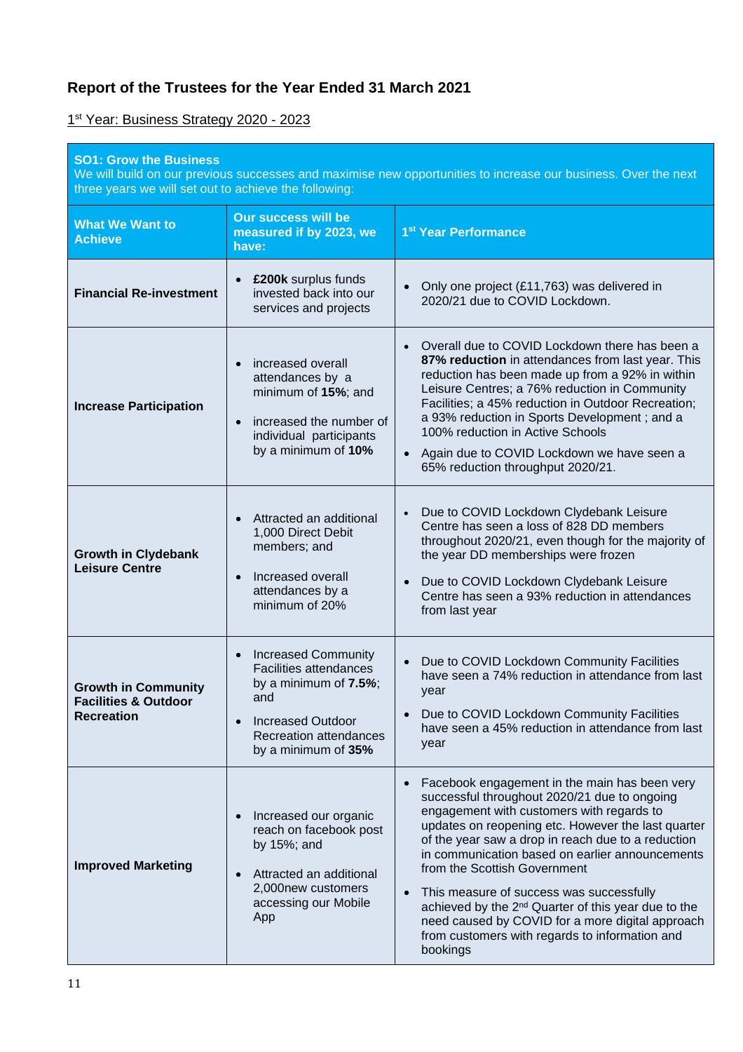## Report of the Trustees for the Year Ended 31 March 2021

1st Year: Business Strategy 2020 - 2023

**SO1: Grow the Business**

We will build on our previous successes and maximise new opportunities to increase our business. Over the next three years we will set out to achieve the following:

| What We Want to Achieve | Our success will be measured if by 2023, we have: | 1st Year Performance |
|---|---|---|
| **Financial Re-investment** | • **£200k** surplus funds invested back into our services and projects | • Only one project (£11,763) was delivered in 2020/21 due to COVID Lockdown. |
| **Increase Participation** | • increased overall attendances by a minimum of **15%**; and<br>• increased the number of individual participants by a minimum of **10%** | • Overall due to COVID Lockdown there has been a **87% reduction** in attendances from last year. This reduction has been made up from a 92% in within Leisure Centres; a 76% reduction in Community Facilities; a 45% reduction in Outdoor Recreation; a 93% reduction in Sports Development ; and a 100% reduction in Active Schools<br>• Again due to COVID Lockdown we have seen a 65% reduction throughput 2020/21. |
| **Growth in Clydebank Leisure Centre** | • Attracted an additional 1,000 Direct Debit members; and<br>• Increased overall attendances by a minimum of 20% | • Due to COVID Lockdown Clydebank Leisure Centre has seen a loss of 828 DD members throughout 2020/21, even though for the majority of the year DD memberships were frozen<br>• Due to COVID Lockdown Clydebank Leisure Centre has seen a 93% reduction in attendances from last year |
| **Growth in Community Facilities & Outdoor Recreation** | • Increased Community Facilities attendances by a minimum of **7.5%**; and<br>• Increased Outdoor Recreation attendances by a minimum of **35%** | • Due to COVID Lockdown Community Facilities have seen a 74% reduction in attendance from last year<br>• Due to COVID Lockdown Community Facilities have seen a 45% reduction in attendance from last year |
| **Improved Marketing** | • Increased our organic reach on facebook post by 15%; and<br>• Attracted an additional 2,000new customers accessing our Mobile App | • Facebook engagement in the main has been very successful throughout 2020/21 due to ongoing engagement with customers with regards to updates on reopening etc. However the last quarter of the year saw a drop in reach due to a reduction in communication based on earlier announcements from the Scottish Government<br>• This measure of success was successfully achieved by the 2nd Quarter of this year due to the need caused by COVID for a more digital approach from customers with regards to information and bookings |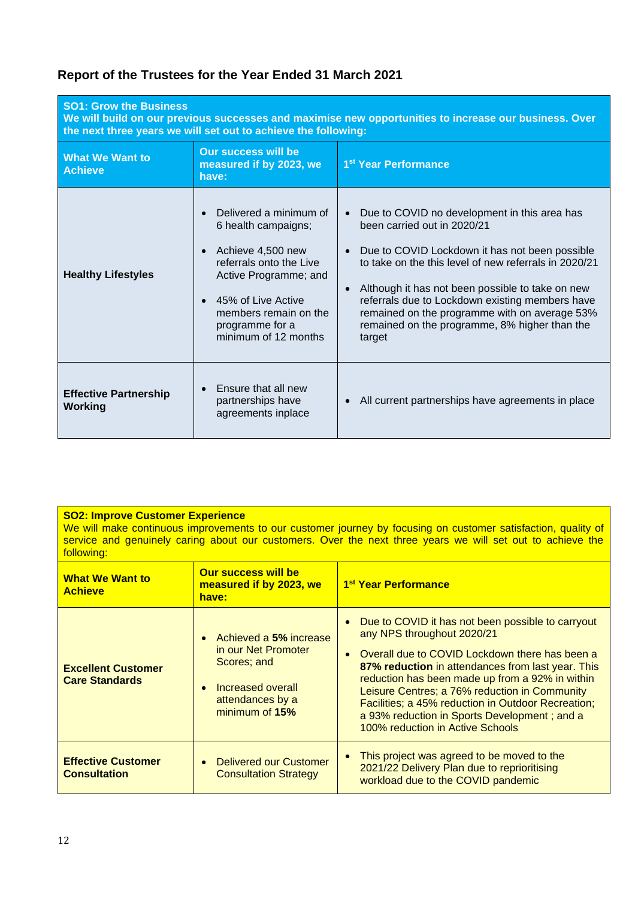## Report of the Trustees for the Year Ended 31 March 2021

**SO1: Grow the Business**

**We will build on our previous successes and maximise new opportunities to increase our business. Over the next three years we will set out to achieve the following:**

| What We Want to Achieve | Our success will be measured if by 2023, we have: | 1st Year Performance |
|---|---|---|
| **Healthy Lifestyles** | • Delivered a minimum of 6 health campaigns;<br>• Achieve 4,500 new referrals onto the Live Active Programme; and<br>• 45% of Live Active members remain on the programme for a minimum of 12 months | • Due to COVID no development in this area has been carried out in 2020/21<br>• Due to COVID Lockdown it has not been possible to take on the this level of new referrals in 2020/21<br>• Although it has not been possible to take on new referrals due to Lockdown existing members have remained on the programme with on average 53% remained on the programme, 8% higher than the target |
| **Effective Partnership Working** | • Ensure that all new partnerships have agreements inplace | • All current partnerships have agreements in place |

**SO2: Improve Customer Experience**

We will make continuous improvements to our customer journey by focusing on customer satisfaction, quality of service and genuinely caring about our customers. Over the next three years we will set out to achieve the following:

| What We Want to Achieve | Our success will be measured if by 2023, we have: | 1st Year Performance |
|---|---|---|
| **Excellent Customer Care Standards** | • Achieved a **5%** increase in our Net Promoter Scores; and<br>• Increased overall attendances by a minimum of **15%** | • Due to COVID it has not been possible to carryout any NPS throughout 2020/21<br>• Overall due to COVID Lockdown there has been a **87% reduction** in attendances from last year. This reduction has been made up from a 92% in within Leisure Centres; a 76% reduction in Community Facilities; a 45% reduction in Outdoor Recreation; a 93% reduction in Sports Development ; and a 100% reduction in Active Schools |
| **Effective Customer Consultation** | • Delivered our Customer Consultation Strategy | • This project was agreed to be moved to the 2021/22 Delivery Plan due to reprioritising workload due to the COVID pandemic |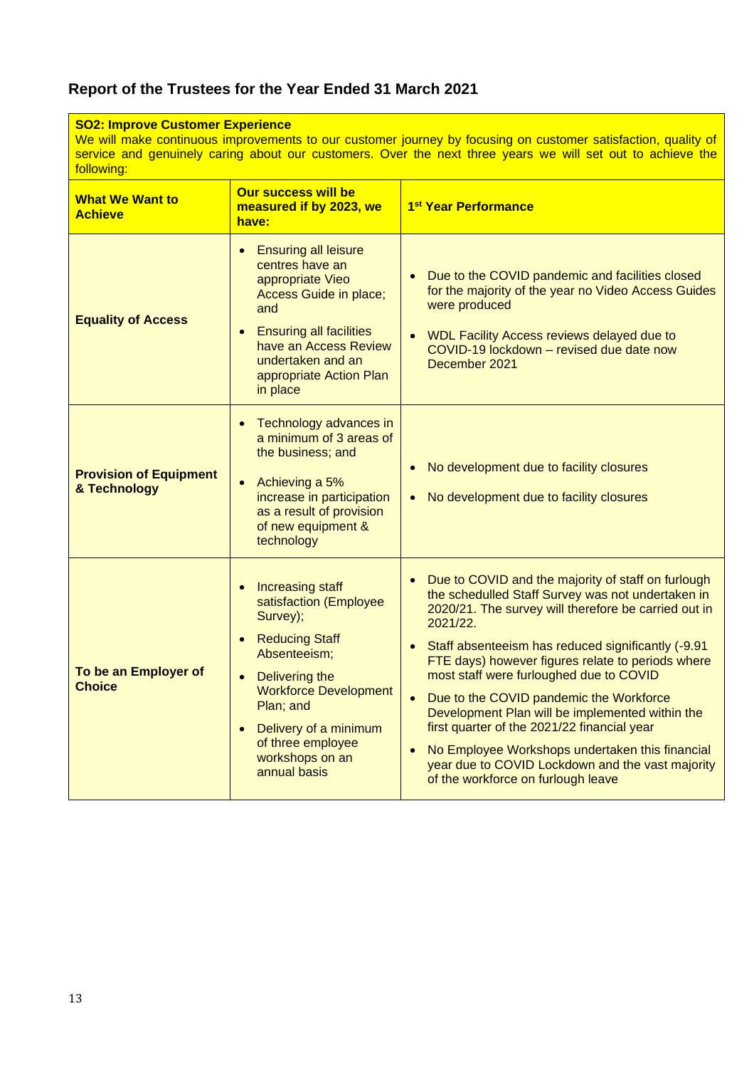## Report of the Trustees for the Year Ended 31 March 2021

**SO2: Improve Customer Experience**
We will make continuous improvements to our customer journey by focusing on customer satisfaction, quality of service and genuinely caring about our customers. Over the next three years we will set out to achieve the following:

| What We Want to Achieve | Our success will be measured if by 2023, we have: | 1st Year Performance |
|---|---|---|
| **Equality of Access** | • Ensuring all leisure centres have an appropriate Vieo Access Guide in place; and<br>• Ensuring all facilities have an Access Review undertaken and an appropriate Action Plan in place | • Due to the COVID pandemic and facilities closed for the majority of the year no Video Access Guides were produced<br>• WDL Facility Access reviews delayed due to COVID-19 lockdown – revised due date now December 2021 |
| **Provision of Equipment & Technology** | • Technology advances in a minimum of 3 areas of the business; and<br>• Achieving a 5% increase in participation as a result of provision of new equipment & technology | • No development due to facility closures<br>• No development due to facility closures |
| **To be an Employer of Choice** | • Increasing staff satisfaction (Employee Survey);<br>• Reducing Staff Absenteeism;<br>• Delivering the Workforce Development Plan; and<br>• Delivery of a minimum of three employee workshops on an annual basis | • Due to COVID and the majority of staff on furlough the schedulled Staff Survey was not undertaken in 2020/21. The survey will therefore be carried out in 2021/22.<br>• Staff absenteeism has reduced significantly (-9.91 FTE days) however figures relate to periods where most staff were furloughed due to COVID<br>• Due to the COVID pandemic the Workforce Development Plan will be implemented within the first quarter of the 2021/22 financial year<br>• No Employee Workshops undertaken this financial year due to COVID Lockdown and the vast majority of the workforce on furlough leave |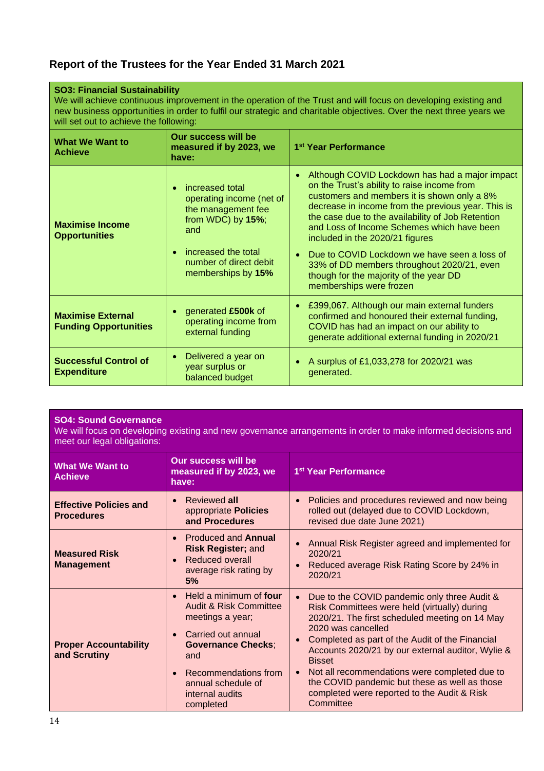## Report of the Trustees for the Year Ended 31 March 2021

**SO3: Financial Sustainability**
We will achieve continuous improvement in the operation of the Trust and will focus on developing existing and new business opportunities in order to fulfil our strategic and charitable objectives. Over the next three years we will set out to achieve the following:

| What We Want to Achieve | Our success will be measured if by 2023, we have: | 1st Year Performance |
|---|---|---|
| **Maximise Income Opportunities** | • increased total operating income (net of the management fee from WDC) by **15%**; and<br>• increased the total number of direct debit memberships by **15%** | • Although COVID Lockdown has had a major impact on the Trust's ability to raise income from customers and members it is shown only a 8% decrease in income from the previous year. This is the case due to the availability of Job Retention and Loss of Income Schemes which have been included in the 2020/21 figures<br>• Due to COVID Lockdown we have seen a loss of 33% of DD members throughout 2020/21, even though for the majority of the year DD memberships were frozen |
| **Maximise External Funding Opportunities** | • generated **£500k** of operating income from external funding | • £399,067. Although our main external funders confirmed and honoured their external funding, COVID has had an impact on our ability to generate additional external funding in 2020/21 |
| **Successful Control of Expenditure** | • Delivered a year on year surplus or balanced budget | • A surplus of £1,033,278 for 2020/21 was generated. |

**SO4: Sound Governance**
We will focus on developing existing and new governance arrangements in order to make informed decisions and meet our legal obligations:

| What We Want to Achieve | Our success will be measured if by 2023, we have: | 1st Year Performance |
|---|---|---|
| **Effective Policies and Procedures** | • Reviewed **all** appropriate **Policies and Procedures** | • Policies and procedures reviewed and now being rolled out (delayed due to COVID Lockdown, revised due date June 2021) |
| **Measured Risk Management** | • Produced and **Annual Risk Register;** and<br>• Reduced overall average risk rating by **5%** | • Annual Risk Register agreed and implemented for 2020/21<br>• Reduced average Risk Rating Score by 24% in 2020/21 |
| **Proper Accountability and Scrutiny** | • Held a minimum of **four** Audit & Risk Committee meetings a year;<br>• Carried out annual **Governance Checks**; and<br>• Recommendations from annual schedule of internal audits completed | • Due to the COVID pandemic only three Audit & Risk Committees were held (virtually) during 2020/21. The first scheduled meeting on 14 May 2020 was cancelled<br>• Completed as part of the Audit of the Financial Accounts 2020/21 by our external auditor, Wylie & Bisset<br>• Not all recommendations were completed due to the COVID pandemic but these as well as those completed were reported to the Audit & Risk Committee |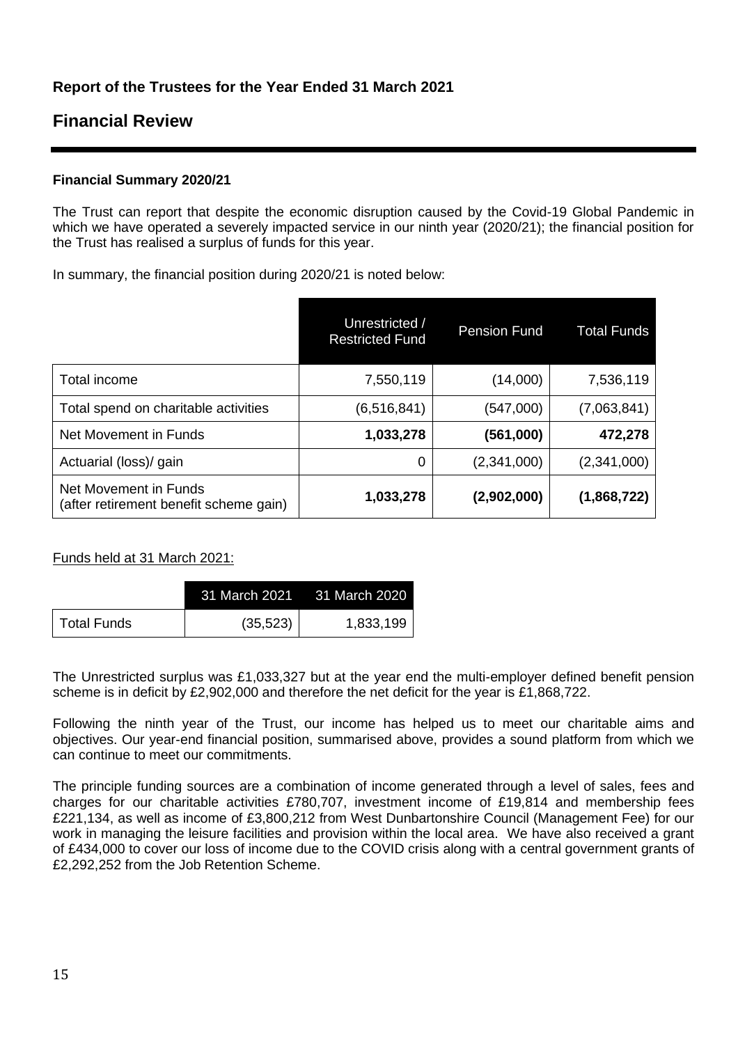### Report of the Trustees for the Year Ended 31 March 2021

## Financial Review

**Financial Summary 2020/21**

The Trust can report that despite the economic disruption caused by the Covid-19 Global Pandemic in which we have operated a severely impacted service in our ninth year (2020/21); the financial position for the Trust has realised a surplus of funds for this year.

In summary, the financial position during 2020/21 is noted below:

| | Unrestricted / Restricted Fund | Pension Fund | Total Funds |
|---|---|---|---|
| Total income | 7,550,119 | (14,000) | 7,536,119 |
| Total spend on charitable activities | (6,516,841) | (547,000) | (7,063,841) |
| Net Movement in Funds | **1,033,278** | **(561,000)** | **472,278** |
| Actuarial (loss)/ gain | 0 | (2,341,000) | (2,341,000) |
| Net Movement in Funds (after retirement benefit scheme gain) | **1,033,278** | **(2,902,000)** | **(1,868,722)** |

Funds held at 31 March 2021:

| | 31 March 2021 | 31 March 2020 |
|---|---|---|
| Total Funds | (35,523) | 1,833,199 |

The Unrestricted surplus was £1,033,327 but at the year end the multi-employer defined benefit pension scheme is in deficit by £2,902,000 and therefore the net deficit for the year is £1,868,722.

Following the ninth year of the Trust, our income has helped us to meet our charitable aims and objectives. Our year-end financial position, summarised above, provides a sound platform from which we can continue to meet our commitments.

The principle funding sources are a combination of income generated through a level of sales, fees and charges for our charitable activities £780,707, investment income of £19,814 and membership fees £221,134, as well as income of £3,800,212 from West Dunbartonshire Council (Management Fee) for our work in managing the leisure facilities and provision within the local area. We have also received a grant of £434,000 to cover our loss of income due to the COVID crisis along with a central government grants of £2,292,252 from the Job Retention Scheme.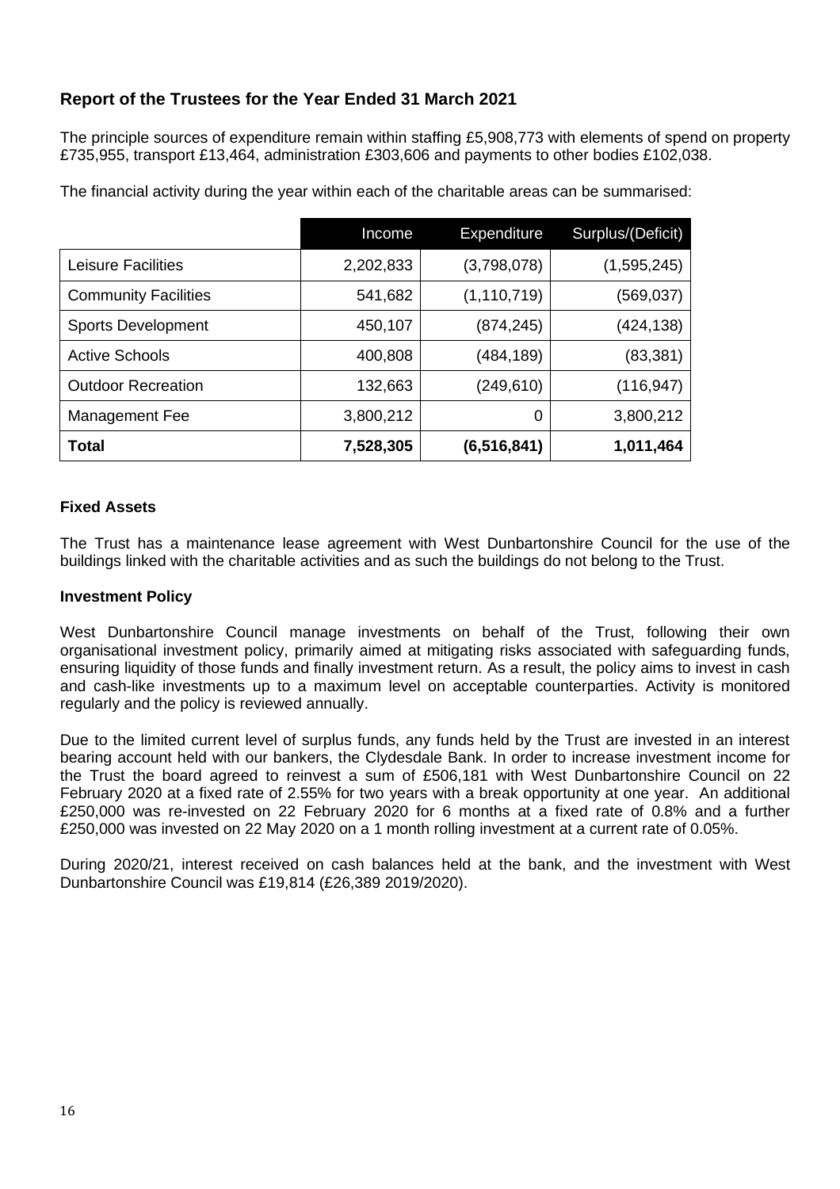## Report of the Trustees for the Year Ended 31 March 2021

The principle sources of expenditure remain within staffing £5,908,773 with elements of spend on property £735,955, transport £13,464, administration £303,606 and payments to other bodies £102,038.

The financial activity during the year within each of the charitable areas can be summarised:

| | Income | Expenditure | Surplus/(Deficit) |
|---|---|---|---|
| Leisure Facilities | 2,202,833 | (3,798,078) | (1,595,245) |
| Community Facilities | 541,682 | (1,110,719) | (569,037) |
| Sports Development | 450,107 | (874,245) | (424,138) |
| Active Schools | 400,808 | (484,189) | (83,381) |
| Outdoor Recreation | 132,663 | (249,610) | (116,947) |
| Management Fee | 3,800,212 | 0 | 3,800,212 |
| **Total** | **7,528,305** | **(6,516,841)** | **1,011,464** |

### Fixed Assets

The Trust has a maintenance lease agreement with West Dunbartonshire Council for the use of the buildings linked with the charitable activities and as such the buildings do not belong to the Trust.

### Investment Policy

West Dunbartonshire Council manage investments on behalf of the Trust, following their own organisational investment policy, primarily aimed at mitigating risks associated with safeguarding funds, ensuring liquidity of those funds and finally investment return. As a result, the policy aims to invest in cash and cash-like investments up to a maximum level on acceptable counterparties. Activity is monitored regularly and the policy is reviewed annually.

Due to the limited current level of surplus funds, any funds held by the Trust are invested in an interest bearing account held with our bankers, the Clydesdale Bank. In order to increase investment income for the Trust the board agreed to reinvest a sum of £506,181 with West Dunbartonshire Council on 22 February 2020 at a fixed rate of 2.55% for two years with a break opportunity at one year. An additional £250,000 was re-invested on 22 February 2020 for 6 months at a fixed rate of 0.8% and a further £250,000 was invested on 22 May 2020 on a 1 month rolling investment at a current rate of 0.05%.

During 2020/21, interest received on cash balances held at the bank, and the investment with West Dunbartonshire Council was £19,814 (£26,389 2019/2020).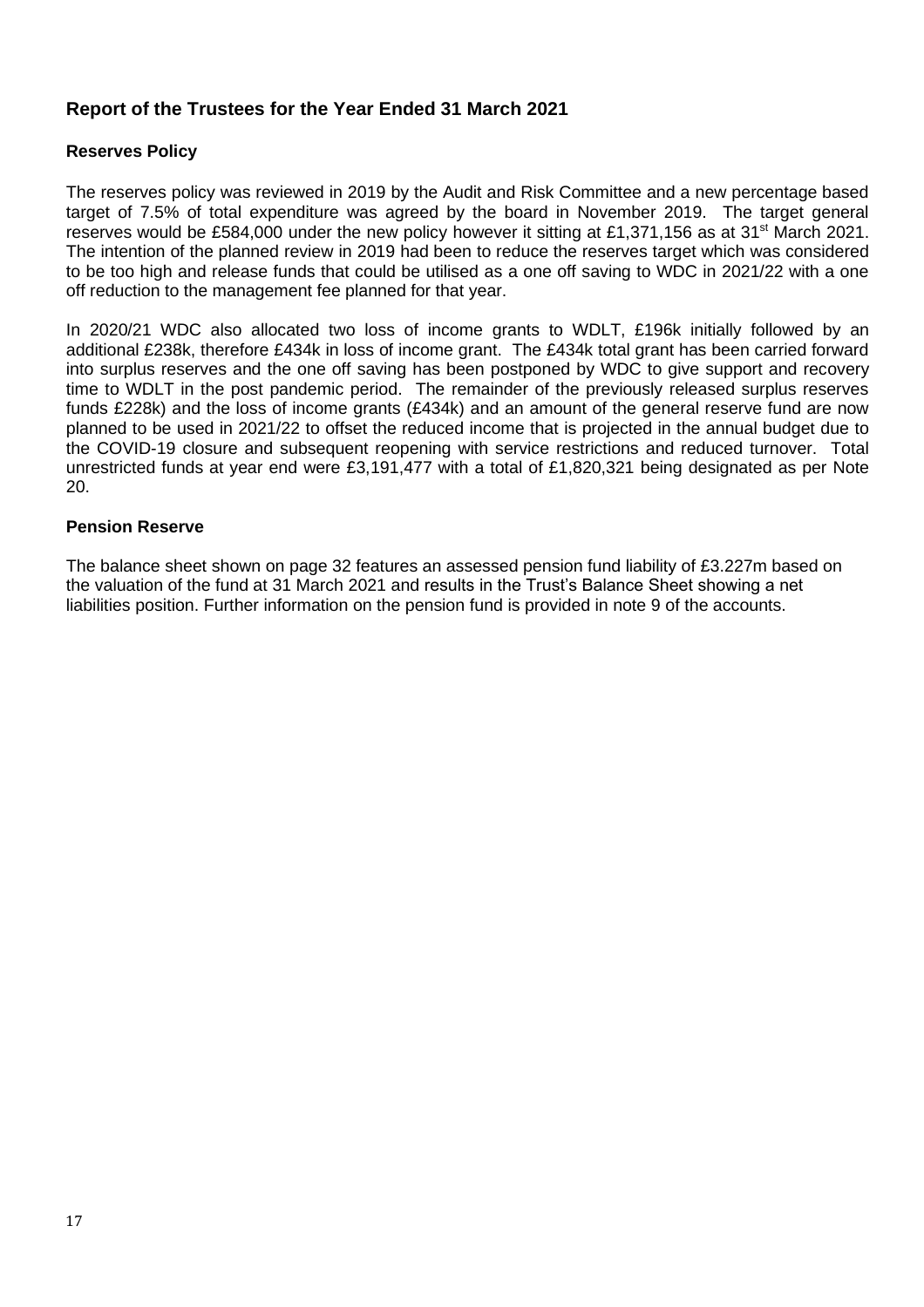## Report of the Trustees for the Year Ended 31 March 2021

### Reserves Policy

The reserves policy was reviewed in 2019 by the Audit and Risk Committee and a new percentage based target of 7.5% of total expenditure was agreed by the board in November 2019. The target general reserves would be £584,000 under the new policy however it sitting at £1,371,156 as at 31st March 2021. The intention of the planned review in 2019 had been to reduce the reserves target which was considered to be too high and release funds that could be utilised as a one off saving to WDC in 2021/22 with a one off reduction to the management fee planned for that year.

In 2020/21 WDC also allocated two loss of income grants to WDLT, £196k initially followed by an additional £238k, therefore £434k in loss of income grant. The £434k total grant has been carried forward into surplus reserves and the one off saving has been postponed by WDC to give support and recovery time to WDLT in the post pandemic period. The remainder of the previously released surplus reserves funds £228k) and the loss of income grants (£434k) and an amount of the general reserve fund are now planned to be used in 2021/22 to offset the reduced income that is projected in the annual budget due to the COVID-19 closure and subsequent reopening with service restrictions and reduced turnover. Total unrestricted funds at year end were £3,191,477 with a total of £1,820,321 being designated as per Note 20.

### Pension Reserve

The balance sheet shown on page 32 features an assessed pension fund liability of £3.227m based on the valuation of the fund at 31 March 2021 and results in the Trust's Balance Sheet showing a net liabilities position. Further information on the pension fund is provided in note 9 of the accounts.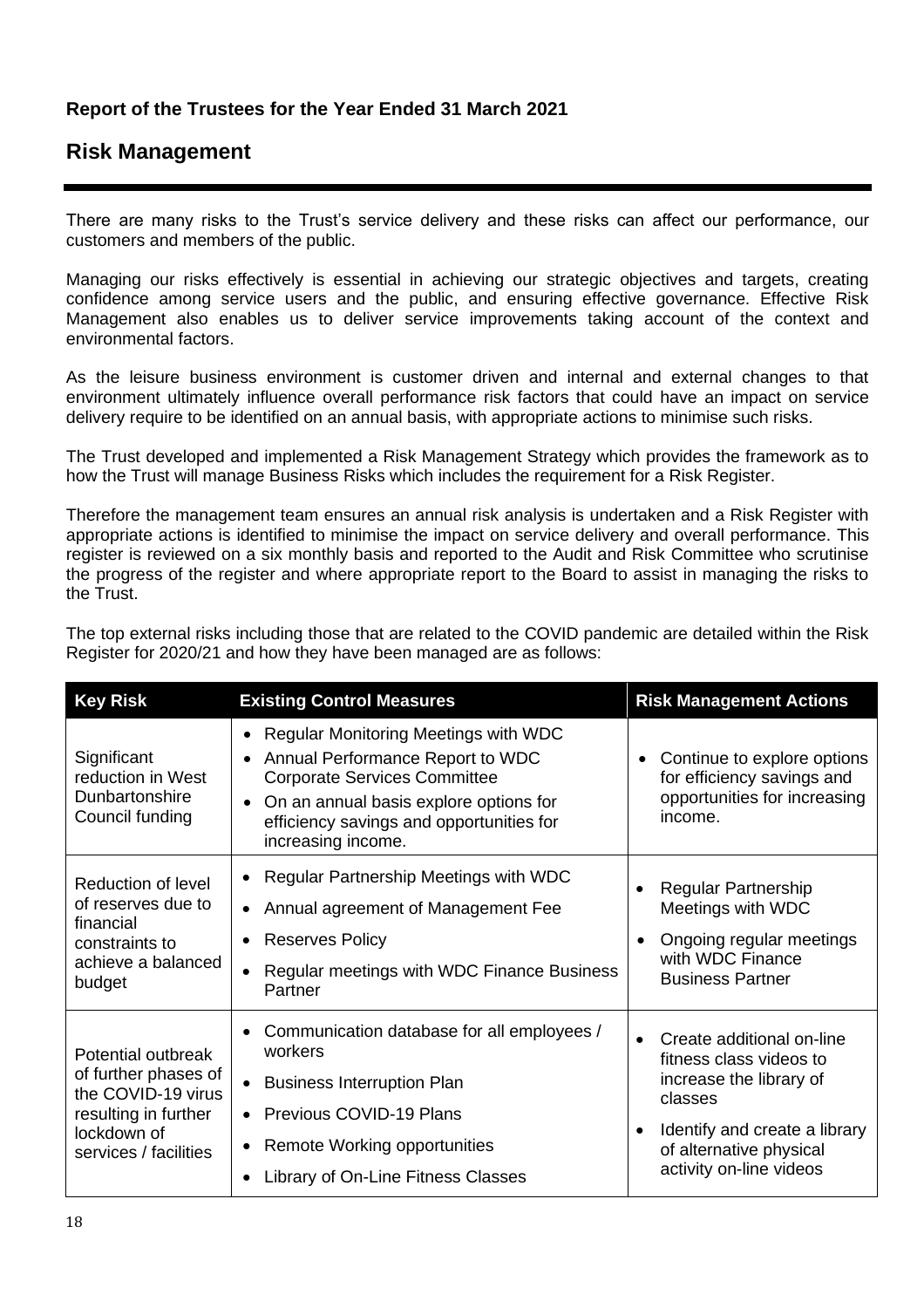**Report of the Trustees for the Year Ended 31 March 2021**

## Risk Management

There are many risks to the Trust's service delivery and these risks can affect our performance, our customers and members of the public.

Managing our risks effectively is essential in achieving our strategic objectives and targets, creating confidence among service users and the public, and ensuring effective governance. Effective Risk Management also enables us to deliver service improvements taking account of the context and environmental factors.

As the leisure business environment is customer driven and internal and external changes to that environment ultimately influence overall performance risk factors that could have an impact on service delivery require to be identified on an annual basis, with appropriate actions to minimise such risks.

The Trust developed and implemented a Risk Management Strategy which provides the framework as to how the Trust will manage Business Risks which includes the requirement for a Risk Register.

Therefore the management team ensures an annual risk analysis is undertaken and a Risk Register with appropriate actions is identified to minimise the impact on service delivery and overall performance. This register is reviewed on a six monthly basis and reported to the Audit and Risk Committee who scrutinise the progress of the register and where appropriate report to the Board to assist in managing the risks to the Trust.

The top external risks including those that are related to the COVID pandemic are detailed within the Risk Register for 2020/21 and how they have been managed are as follows:

| Key Risk | Existing Control Measures | Risk Management Actions |
|---|---|---|
| Significant reduction in West Dunbartonshire Council funding | • Regular Monitoring Meetings with WDC<br>• Annual Performance Report to WDC Corporate Services Committee<br>• On an annual basis explore options for efficiency savings and opportunities for increasing income. | • Continue to explore options for efficiency savings and opportunities for increasing income. |
| Reduction of level of reserves due to financial constraints to achieve a balanced budget | • Regular Partnership Meetings with WDC<br>• Annual agreement of Management Fee<br>• Reserves Policy<br>• Regular meetings with WDC Finance Business Partner | • Regular Partnership Meetings with WDC<br>• Ongoing regular meetings with WDC Finance Business Partner |
| Potential outbreak of further phases of the COVID-19 virus resulting in further lockdown of services / facilities | • Communication database for all employees / workers<br>• Business Interruption Plan<br>• Previous COVID-19 Plans<br>• Remote Working opportunities<br>• Library of On-Line Fitness Classes | • Create additional on-line fitness class videos to increase the library of classes<br>• Identify and create a library of alternative physical activity on-line videos |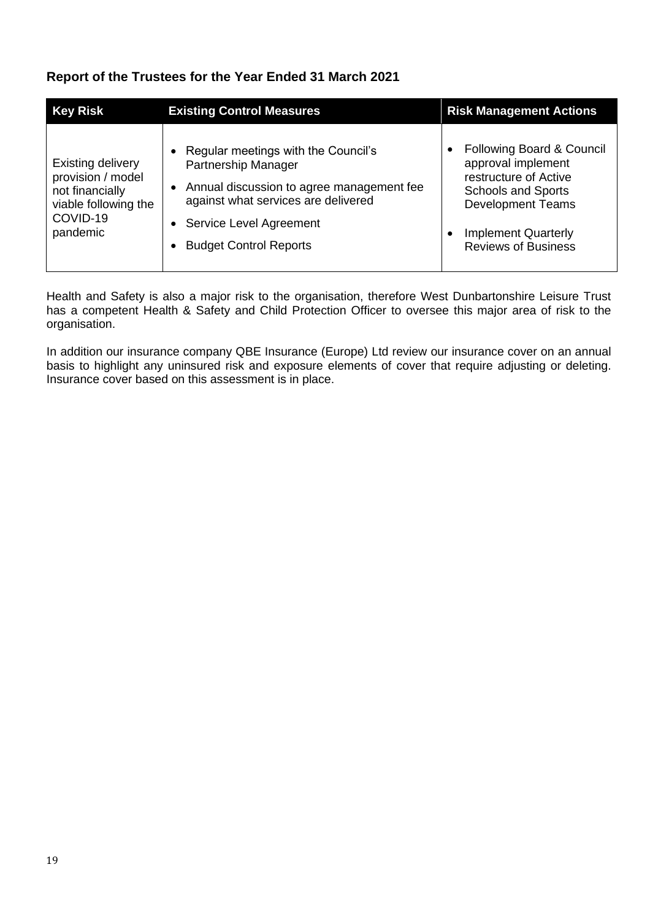## Report of the Trustees for the Year Ended 31 March 2021

| Key Risk | Existing Control Measures | Risk Management Actions |
| --- | --- | --- |
| Existing delivery provision / model not financially viable following the COVID-19 pandemic | • Regular meetings with the Council's Partnership Manager<br>• Annual discussion to agree management fee against what services are delivered<br>• Service Level Agreement<br>• Budget Control Reports | • Following Board & Council approval implement restructure of Active Schools and Sports Development Teams<br>• Implement Quarterly Reviews of Business |

Health and Safety is also a major risk to the organisation, therefore West Dunbartonshire Leisure Trust has a competent Health & Safety and Child Protection Officer to oversee this major area of risk to the organisation.

In addition our insurance company QBE Insurance (Europe) Ltd review our insurance cover on an annual basis to highlight any uninsured risk and exposure elements of cover that require adjusting or deleting. Insurance cover based on this assessment is in place.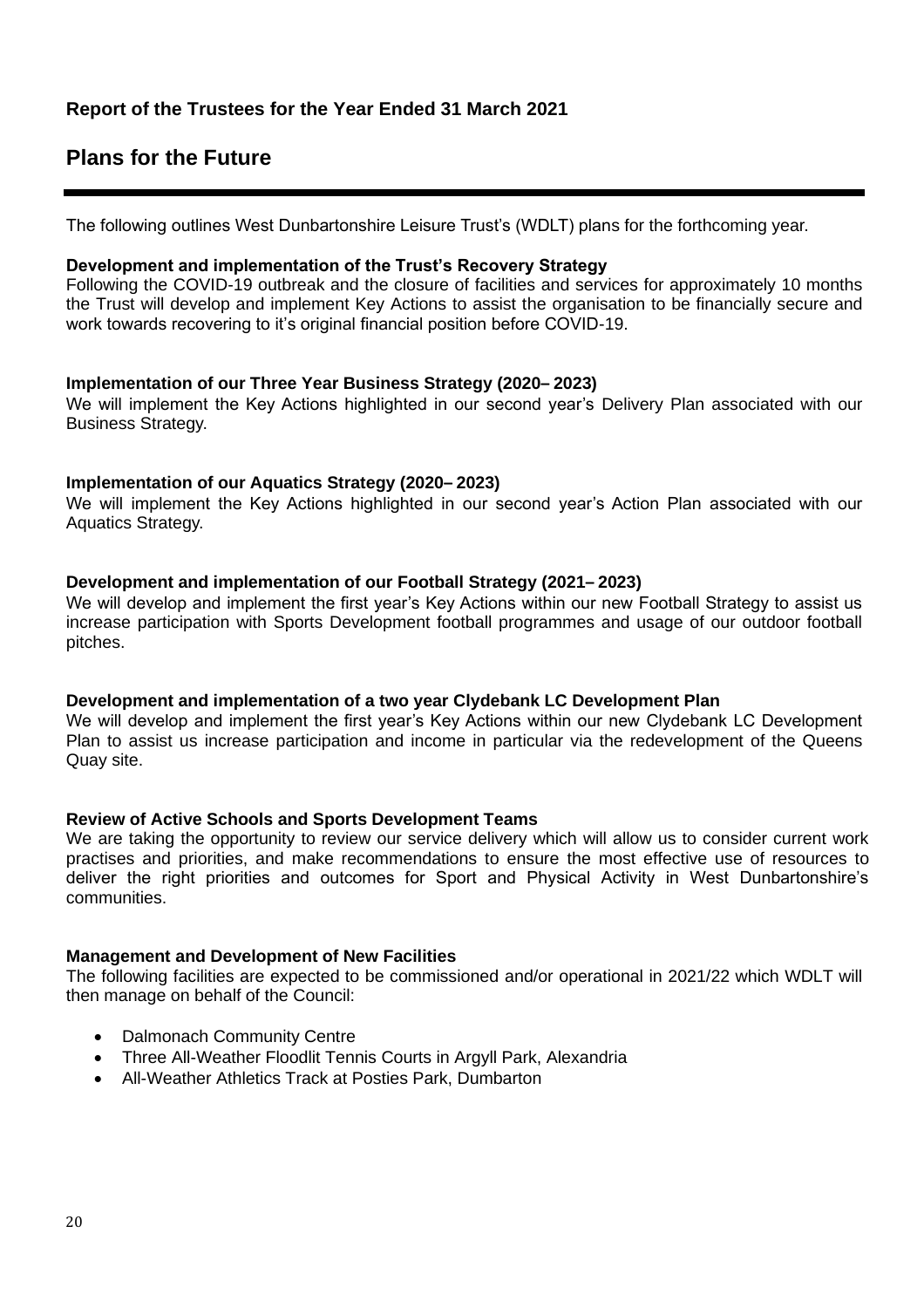## Report of the Trustees for the Year Ended 31 March 2021

# Plans for the Future

The following outlines West Dunbartonshire Leisure Trust's (WDLT) plans for the forthcoming year.

**Development and implementation of the Trust's Recovery Strategy**
Following the COVID-19 outbreak and the closure of facilities and services for approximately 10 months the Trust will develop and implement Key Actions to assist the organisation to be financially secure and work towards recovering to it's original financial position before COVID-19.

**Implementation of our Three Year Business Strategy (2020– 2023)**
We will implement the Key Actions highlighted in our second year's Delivery Plan associated with our Business Strategy.

**Implementation of our Aquatics Strategy (2020– 2023)**
We will implement the Key Actions highlighted in our second year's Action Plan associated with our Aquatics Strategy.

**Development and implementation of our Football Strategy (2021– 2023)**
We will develop and implement the first year's Key Actions within our new Football Strategy to assist us increase participation with Sports Development football programmes and usage of our outdoor football pitches.

**Development and implementation of a two year Clydebank LC Development Plan**
We will develop and implement the first year's Key Actions within our new Clydebank LC Development Plan to assist us increase participation and income in particular via the redevelopment of the Queens Quay site.

**Review of Active Schools and Sports Development Teams**
We are taking the opportunity to review our service delivery which will allow us to consider current work practises and priorities, and make recommendations to ensure the most effective use of resources to deliver the right priorities and outcomes for Sport and Physical Activity in West Dunbartonshire's communities.

**Management and Development of New Facilities**
The following facilities are expected to be commissioned and/or operational in 2021/22 which WDLT will then manage on behalf of the Council:

- Dalmonach Community Centre
- Three All-Weather Floodlit Tennis Courts in Argyll Park, Alexandria
- All-Weather Athletics Track at Posties Park, Dumbarton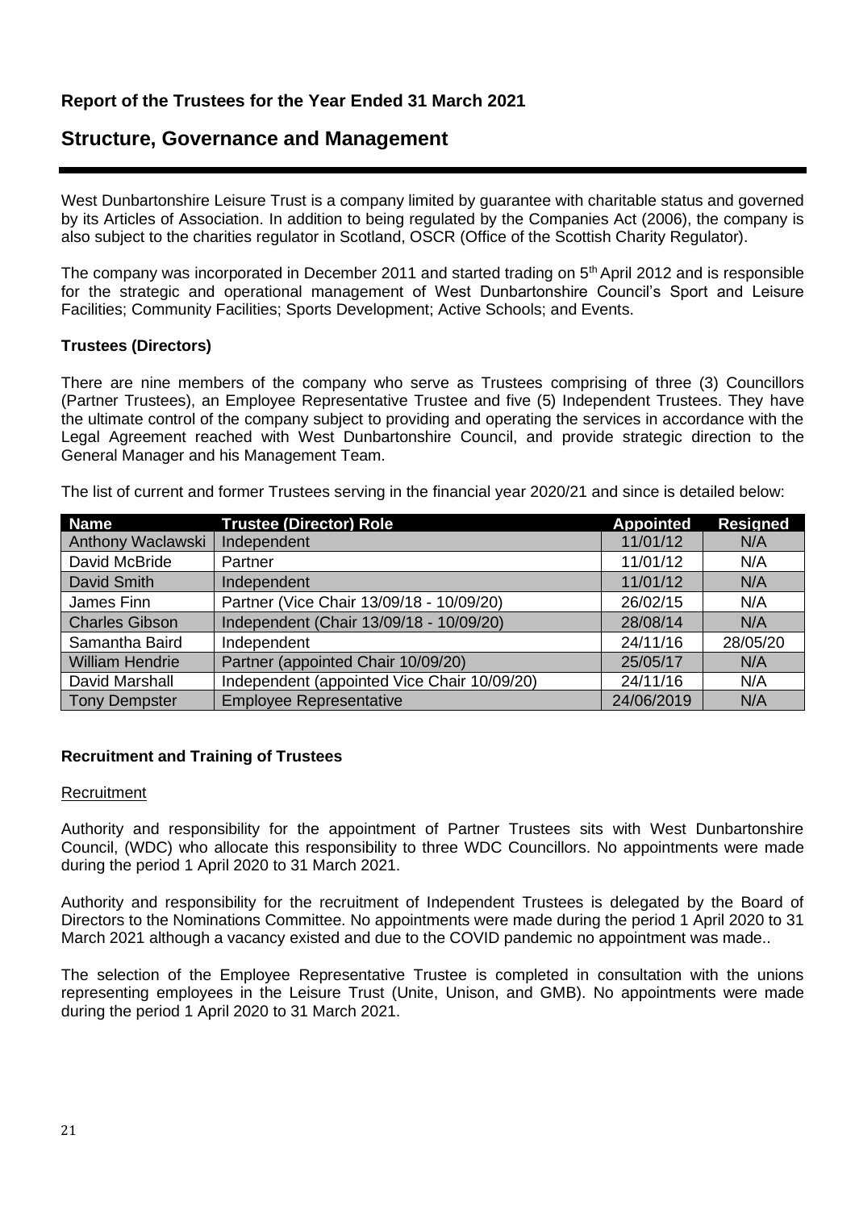## Report of the Trustees for the Year Ended 31 March 2021

# Structure, Governance and Management

West Dunbartonshire Leisure Trust is a company limited by guarantee with charitable status and governed by its Articles of Association. In addition to being regulated by the Companies Act (2006), the company is also subject to the charities regulator in Scotland, OSCR (Office of the Scottish Charity Regulator).

The company was incorporated in December 2011 and started trading on 5th April 2012 and is responsible for the strategic and operational management of West Dunbartonshire Council's Sport and Leisure Facilities; Community Facilities; Sports Development; Active Schools; and Events.

### Trustees (Directors)

There are nine members of the company who serve as Trustees comprising of three (3) Councillors (Partner Trustees), an Employee Representative Trustee and five (5) Independent Trustees. They have the ultimate control of the company subject to providing and operating the services in accordance with the Legal Agreement reached with West Dunbartonshire Council, and provide strategic direction to the General Manager and his Management Team.

The list of current and former Trustees serving in the financial year 2020/21 and since is detailed below:

| Name | Trustee (Director) Role | Appointed | Resigned |
|---|---|---|---|
| Anthony Waclawski | Independent | 11/01/12 | N/A |
| David McBride | Partner | 11/01/12 | N/A |
| David Smith | Independent | 11/01/12 | N/A |
| James Finn | Partner (Vice Chair 13/09/18 - 10/09/20) | 26/02/15 | N/A |
| Charles Gibson | Independent (Chair 13/09/18 - 10/09/20) | 28/08/14 | N/A |
| Samantha Baird | Independent | 24/11/16 | 28/05/20 |
| William Hendrie | Partner (appointed Chair 10/09/20) | 25/05/17 | N/A |
| David Marshall | Independent (appointed Vice Chair 10/09/20) | 24/11/16 | N/A |
| Tony Dempster | Employee Representative | 24/06/2019 | N/A |

### Recruitment and Training of Trustees

Recruitment

Authority and responsibility for the appointment of Partner Trustees sits with West Dunbartonshire Council, (WDC) who allocate this responsibility to three WDC Councillors. No appointments were made during the period 1 April 2020 to 31 March 2021.

Authority and responsibility for the recruitment of Independent Trustees is delegated by the Board of Directors to the Nominations Committee. No appointments were made during the period 1 April 2020 to 31 March 2021 although a vacancy existed and due to the COVID pandemic no appointment was made..

The selection of the Employee Representative Trustee is completed in consultation with the unions representing employees in the Leisure Trust (Unite, Unison, and GMB). No appointments were made during the period 1 April 2020 to 31 March 2021.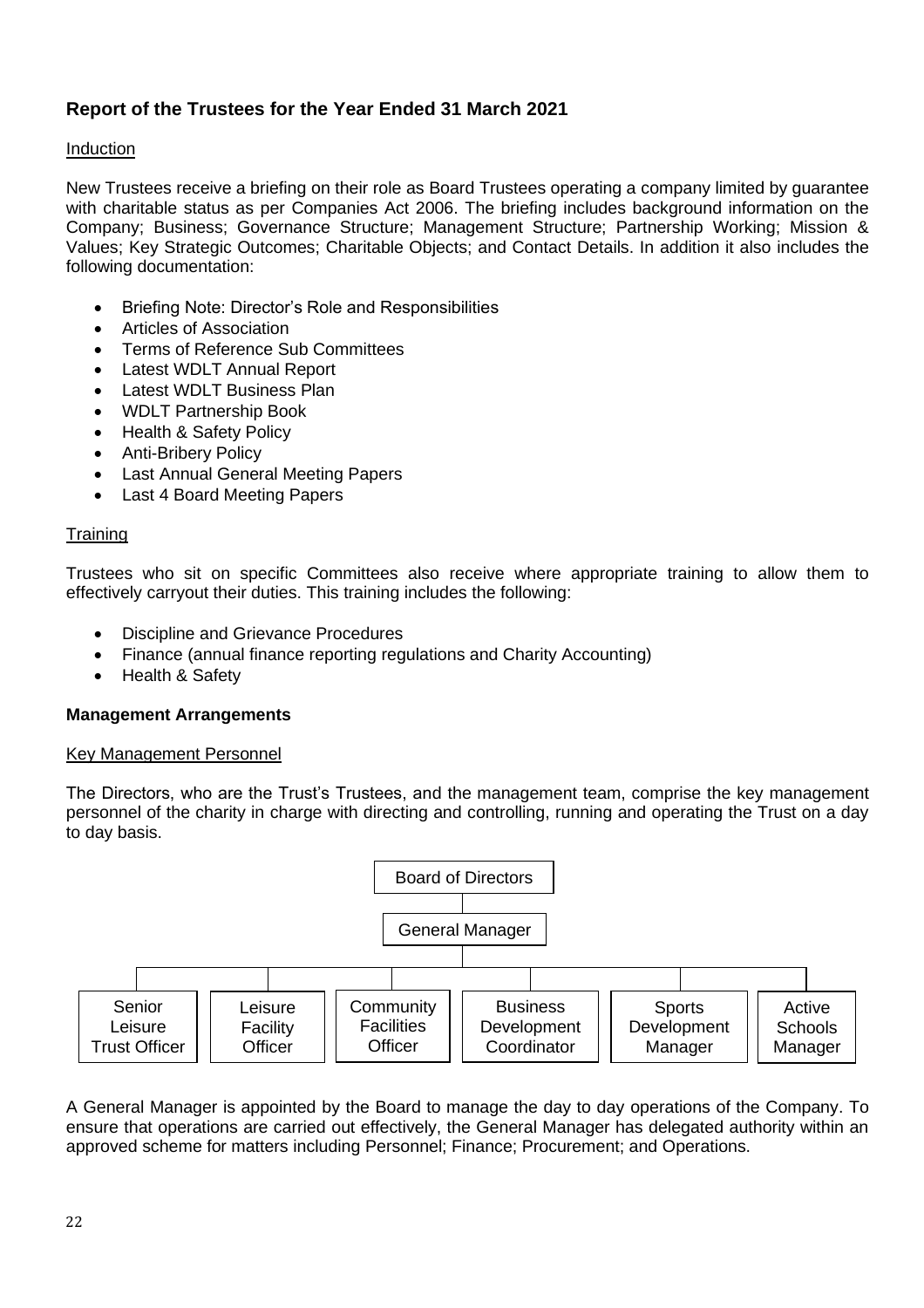## Report of the Trustees for the Year Ended 31 March 2021

### Induction

New Trustees receive a briefing on their role as Board Trustees operating a company limited by guarantee with charitable status as per Companies Act 2006. The briefing includes background information on the Company; Business; Governance Structure; Management Structure; Partnership Working; Mission & Values; Key Strategic Outcomes; Charitable Objects; and Contact Details. In addition it also includes the following documentation:

- Briefing Note: Director's Role and Responsibilities
- Articles of Association
- Terms of Reference Sub Committees
- Latest WDLT Annual Report
- Latest WDLT Business Plan
- WDLT Partnership Book
- Health & Safety Policy
- Anti-Bribery Policy
- Last Annual General Meeting Papers
- Last 4 Board Meeting Papers

### Training

Trustees who sit on specific Committees also receive where appropriate training to allow them to effectively carryout their duties. This training includes the following:

- Discipline and Grievance Procedures
- Finance (annual finance reporting regulations and Charity Accounting)
- Health & Safety

### Management Arrangements

#### Key Management Personnel

The Directors, who are the Trust's Trustees, and the management team, comprise the key management personnel of the charity in charge with directing and controlling, running and operating the Trust on a day to day basis.

- Board of Directors
  - General Manager
    - Senior Leisure Trust Officer
    - Leisure Facility Officer
    - Community Facilities Officer
    - Business Development Coordinator
    - Sports Development Manager
    - Active Schools Manager

A General Manager is appointed by the Board to manage the day to day operations of the Company. To ensure that operations are carried out effectively, the General Manager has delegated authority within an approved scheme for matters including Personnel; Finance; Procurement; and Operations.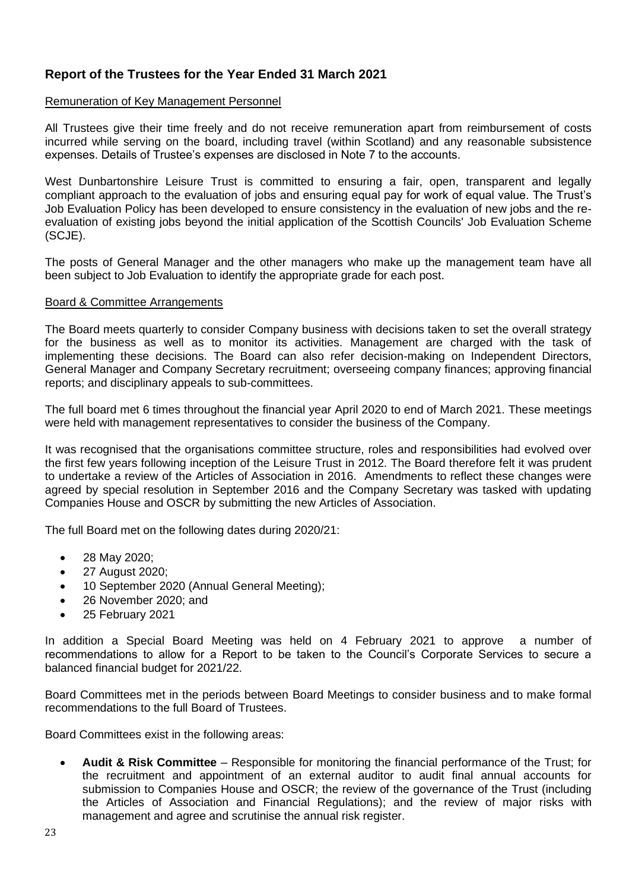## Report of the Trustees for the Year Ended 31 March 2021

### Remuneration of Key Management Personnel

All Trustees give their time freely and do not receive remuneration apart from reimbursement of costs incurred while serving on the board, including travel (within Scotland) and any reasonable subsistence expenses. Details of Trustee's expenses are disclosed in Note 7 to the accounts.

West Dunbartonshire Leisure Trust is committed to ensuring a fair, open, transparent and legally compliant approach to the evaluation of jobs and ensuring equal pay for work of equal value. The Trust's Job Evaluation Policy has been developed to ensure consistency in the evaluation of new jobs and the re-evaluation of existing jobs beyond the initial application of the Scottish Councils' Job Evaluation Scheme (SCJE).

The posts of General Manager and the other managers who make up the management team have all been subject to Job Evaluation to identify the appropriate grade for each post.

### Board & Committee Arrangements

The Board meets quarterly to consider Company business with decisions taken to set the overall strategy for the business as well as to monitor its activities. Management are charged with the task of implementing these decisions. The Board can also refer decision-making on Independent Directors, General Manager and Company Secretary recruitment; overseeing company finances; approving financial reports; and disciplinary appeals to sub-committees.

The full board met 6 times throughout the financial year April 2020 to end of March 2021. These meetings were held with management representatives to consider the business of the Company.

It was recognised that the organisations committee structure, roles and responsibilities had evolved over the first few years following inception of the Leisure Trust in 2012. The Board therefore felt it was prudent to undertake a review of the Articles of Association in 2016. Amendments to reflect these changes were agreed by special resolution in September 2016 and the Company Secretary was tasked with updating Companies House and OSCR by submitting the new Articles of Association.

The full Board met on the following dates during 2020/21:

- 28 May 2020;
- 27 August 2020;
- 10 September 2020 (Annual General Meeting);
- 26 November 2020; and
- 25 February 2021

In addition a Special Board Meeting was held on 4 February 2021 to approve a number of recommendations to allow for a Report to be taken to the Council's Corporate Services to secure a balanced financial budget for 2021/22.

Board Committees met in the periods between Board Meetings to consider business and to make formal recommendations to the full Board of Trustees.

Board Committees exist in the following areas:

- **Audit & Risk Committee** – Responsible for monitoring the financial performance of the Trust; for the recruitment and appointment of an external auditor to audit final annual accounts for submission to Companies House and OSCR; the review of the governance of the Trust (including the Articles of Association and Financial Regulations); and the review of major risks with management and agree and scrutinise the annual risk register.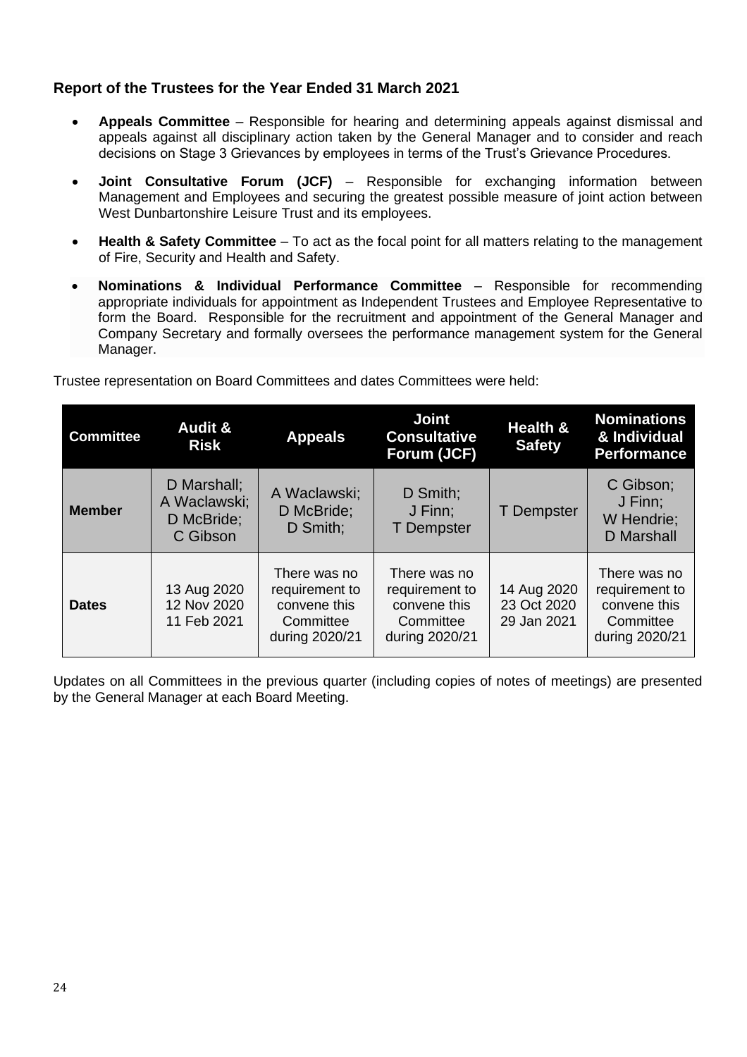## Report of the Trustees for the Year Ended 31 March 2021

- **Appeals Committee** – Responsible for hearing and determining appeals against dismissal and appeals against all disciplinary action taken by the General Manager and to consider and reach decisions on Stage 3 Grievances by employees in terms of the Trust's Grievance Procedures.
- **Joint Consultative Forum (JCF)** – Responsible for exchanging information between Management and Employees and securing the greatest possible measure of joint action between West Dunbartonshire Leisure Trust and its employees.
- **Health & Safety Committee** – To act as the focal point for all matters relating to the management of Fire, Security and Health and Safety.
- **Nominations & Individual Performance Committee** – Responsible for recommending appropriate individuals for appointment as Independent Trustees and Employee Representative to form the Board. Responsible for the recruitment and appointment of the General Manager and Company Secretary and formally oversees the performance management system for the General Manager.

Trustee representation on Board Committees and dates Committees were held:

| Committee | Audit & Risk | Appeals | Joint Consultative Forum (JCF) | Health & Safety | Nominations & Individual Performance |
|---|---|---|---|---|---|
| **Member** | D Marshall; A Waclawski; D McBride; C Gibson | A Waclawski; D McBride; D Smith; | D Smith; J Finn; T Dempster | T Dempster | C Gibson; J Finn; W Hendrie; D Marshall |
| **Dates** | 13 Aug 2020 12 Nov 2020 11 Feb 2021 | There was no requirement to convene this Committee during 2020/21 | There was no requirement to convene this Committee during 2020/21 | 14 Aug 2020 23 Oct 2020 29 Jan 2021 | There was no requirement to convene this Committee during 2020/21 |

Updates on all Committees in the previous quarter (including copies of notes of meetings) are presented by the General Manager at each Board Meeting.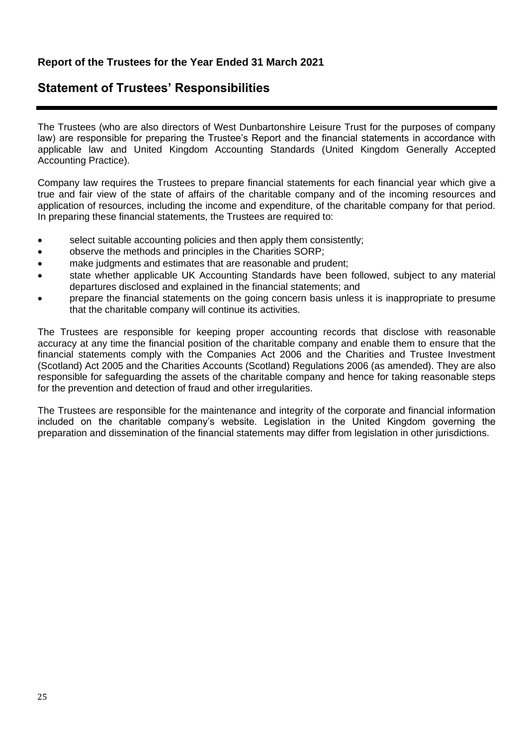**Report of the Trustees for the Year Ended 31 March 2021**

## Statement of Trustees' Responsibilities

The Trustees (who are also directors of West Dunbartonshire Leisure Trust for the purposes of company law) are responsible for preparing the Trustee's Report and the financial statements in accordance with applicable law and United Kingdom Accounting Standards (United Kingdom Generally Accepted Accounting Practice).

Company law requires the Trustees to prepare financial statements for each financial year which give a true and fair view of the state of affairs of the charitable company and of the incoming resources and application of resources, including the income and expenditure, of the charitable company for that period. In preparing these financial statements, the Trustees are required to:

- select suitable accounting policies and then apply them consistently;
- observe the methods and principles in the Charities SORP;
- make judgments and estimates that are reasonable and prudent;
- state whether applicable UK Accounting Standards have been followed, subject to any material departures disclosed and explained in the financial statements; and
- prepare the financial statements on the going concern basis unless it is inappropriate to presume that the charitable company will continue its activities.

The Trustees are responsible for keeping proper accounting records that disclose with reasonable accuracy at any time the financial position of the charitable company and enable them to ensure that the financial statements comply with the Companies Act 2006 and the Charities and Trustee Investment (Scotland) Act 2005 and the Charities Accounts (Scotland) Regulations 2006 (as amended). They are also responsible for safeguarding the assets of the charitable company and hence for taking reasonable steps for the prevention and detection of fraud and other irregularities.

The Trustees are responsible for the maintenance and integrity of the corporate and financial information included on the charitable company's website. Legislation in the United Kingdom governing the preparation and dissemination of the financial statements may differ from legislation in other jurisdictions.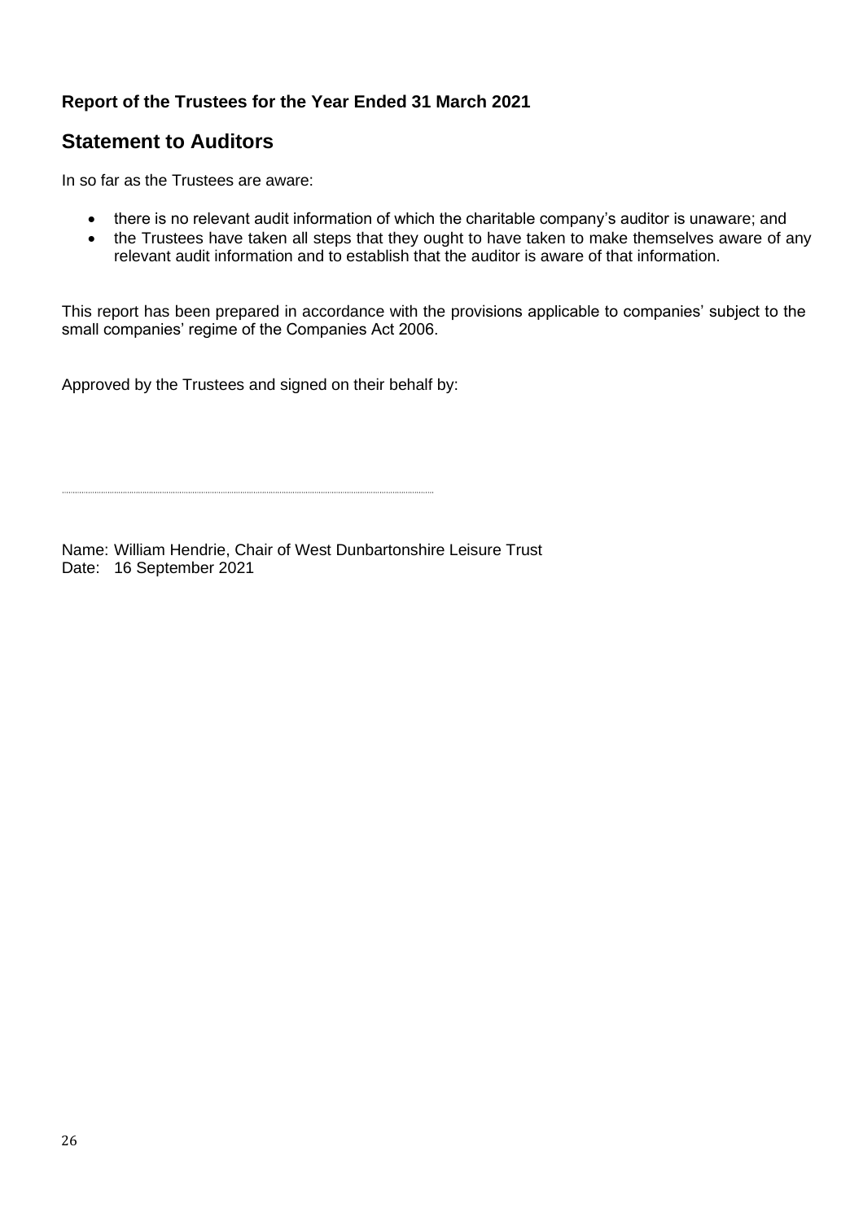**Report of the Trustees for the Year Ended 31 March 2021**

## Statement to Auditors

In so far as the Trustees are aware:

- there is no relevant audit information of which the charitable company's auditor is unaware; and
- the Trustees have taken all steps that they ought to have taken to make themselves aware of any relevant audit information and to establish that the auditor is aware of that information.

This report has been prepared in accordance with the provisions applicable to companies' subject to the small companies' regime of the Companies Act 2006.

Approved by the Trustees and signed on their behalf by:

..................................................................................

Name: William Hendrie, Chair of West Dunbartonshire Leisure Trust
Date: 16 September 2021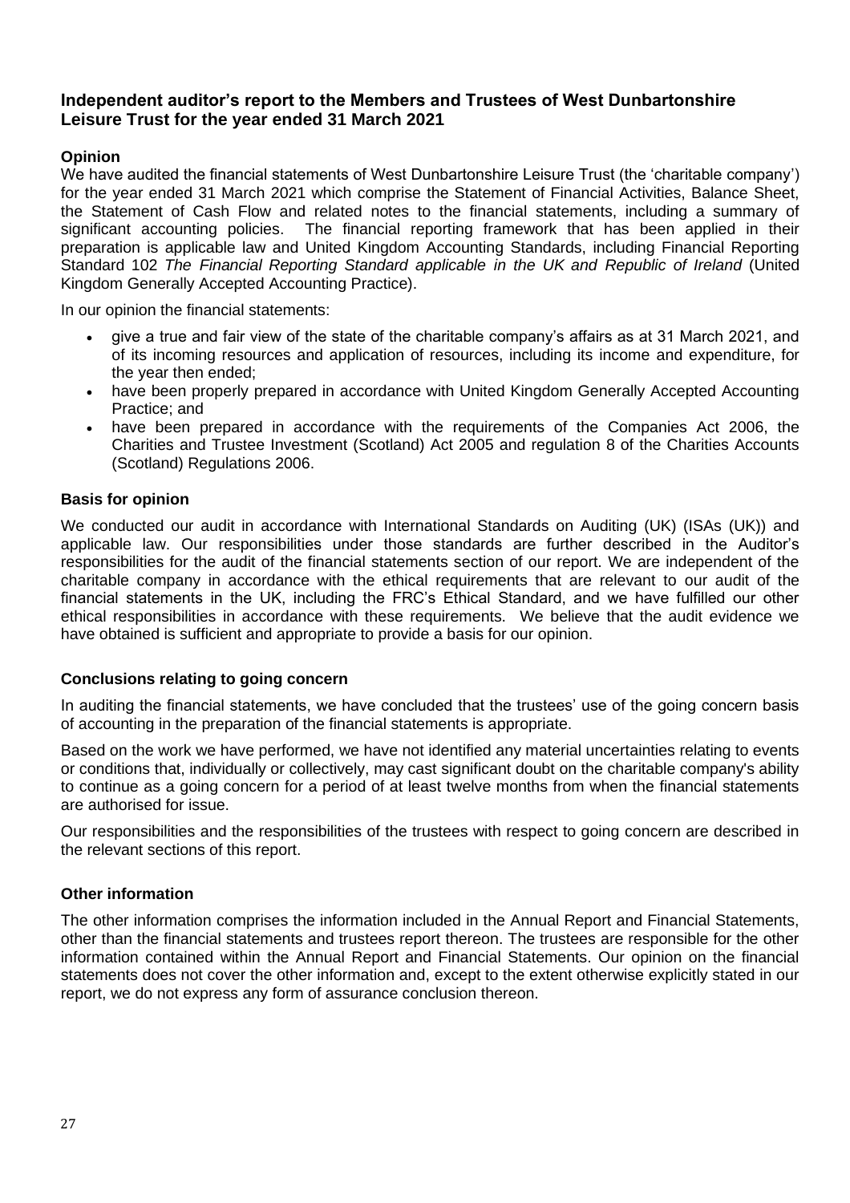## Independent auditor's report to the Members and Trustees of West Dunbartonshire Leisure Trust for the year ended 31 March 2021

### Opinion

We have audited the financial statements of West Dunbartonshire Leisure Trust (the 'charitable company') for the year ended 31 March 2021 which comprise the Statement of Financial Activities, Balance Sheet, the Statement of Cash Flow and related notes to the financial statements, including a summary of significant accounting policies. The financial reporting framework that has been applied in their preparation is applicable law and United Kingdom Accounting Standards, including Financial Reporting Standard 102 *The Financial Reporting Standard applicable in the UK and Republic of Ireland* (United Kingdom Generally Accepted Accounting Practice).

In our opinion the financial statements:

- give a true and fair view of the state of the charitable company's affairs as at 31 March 2021, and of its incoming resources and application of resources, including its income and expenditure, for the year then ended;
- have been properly prepared in accordance with United Kingdom Generally Accepted Accounting Practice; and
- have been prepared in accordance with the requirements of the Companies Act 2006, the Charities and Trustee Investment (Scotland) Act 2005 and regulation 8 of the Charities Accounts (Scotland) Regulations 2006.

### Basis for opinion

We conducted our audit in accordance with International Standards on Auditing (UK) (ISAs (UK)) and applicable law. Our responsibilities under those standards are further described in the Auditor's responsibilities for the audit of the financial statements section of our report. We are independent of the charitable company in accordance with the ethical requirements that are relevant to our audit of the financial statements in the UK, including the FRC's Ethical Standard, and we have fulfilled our other ethical responsibilities in accordance with these requirements. We believe that the audit evidence we have obtained is sufficient and appropriate to provide a basis for our opinion.

### Conclusions relating to going concern

In auditing the financial statements, we have concluded that the trustees' use of the going concern basis of accounting in the preparation of the financial statements is appropriate.

Based on the work we have performed, we have not identified any material uncertainties relating to events or conditions that, individually or collectively, may cast significant doubt on the charitable company's ability to continue as a going concern for a period of at least twelve months from when the financial statements are authorised for issue.

Our responsibilities and the responsibilities of the trustees with respect to going concern are described in the relevant sections of this report.

### Other information

The other information comprises the information included in the Annual Report and Financial Statements, other than the financial statements and trustees report thereon. The trustees are responsible for the other information contained within the Annual Report and Financial Statements. Our opinion on the financial statements does not cover the other information and, except to the extent otherwise explicitly stated in our report, we do not express any form of assurance conclusion thereon.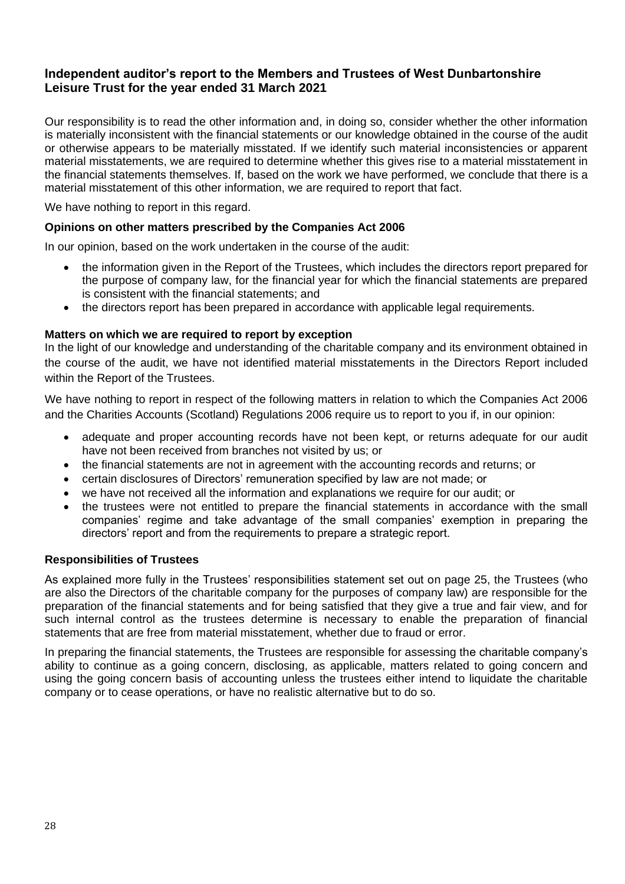## Independent auditor's report to the Members and Trustees of West Dunbartonshire Leisure Trust for the year ended 31 March 2021

Our responsibility is to read the other information and, in doing so, consider whether the other information is materially inconsistent with the financial statements or our knowledge obtained in the course of the audit or otherwise appears to be materially misstated. If we identify such material inconsistencies or apparent material misstatements, we are required to determine whether this gives rise to a material misstatement in the financial statements themselves. If, based on the work we have performed, we conclude that there is a material misstatement of this other information, we are required to report that fact.

We have nothing to report in this regard.

### Opinions on other matters prescribed by the Companies Act 2006

In our opinion, based on the work undertaken in the course of the audit:

- the information given in the Report of the Trustees, which includes the directors report prepared for the purpose of company law, for the financial year for which the financial statements are prepared is consistent with the financial statements; and
- the directors report has been prepared in accordance with applicable legal requirements.

### Matters on which we are required to report by exception

In the light of our knowledge and understanding of the charitable company and its environment obtained in the course of the audit, we have not identified material misstatements in the Directors Report included within the Report of the Trustees.

We have nothing to report in respect of the following matters in relation to which the Companies Act 2006 and the Charities Accounts (Scotland) Regulations 2006 require us to report to you if, in our opinion:

- adequate and proper accounting records have not been kept, or returns adequate for our audit have not been received from branches not visited by us; or
- the financial statements are not in agreement with the accounting records and returns; or
- certain disclosures of Directors' remuneration specified by law are not made; or
- we have not received all the information and explanations we require for our audit; or
- the trustees were not entitled to prepare the financial statements in accordance with the small companies' regime and take advantage of the small companies' exemption in preparing the directors' report and from the requirements to prepare a strategic report.

### Responsibilities of Trustees

As explained more fully in the Trustees' responsibilities statement set out on page 25, the Trustees (who are also the Directors of the charitable company for the purposes of company law) are responsible for the preparation of the financial statements and for being satisfied that they give a true and fair view, and for such internal control as the trustees determine is necessary to enable the preparation of financial statements that are free from material misstatement, whether due to fraud or error.

In preparing the financial statements, the Trustees are responsible for assessing the charitable company's ability to continue as a going concern, disclosing, as applicable, matters related to going concern and using the going concern basis of accounting unless the trustees either intend to liquidate the charitable company or to cease operations, or have no realistic alternative but to do so.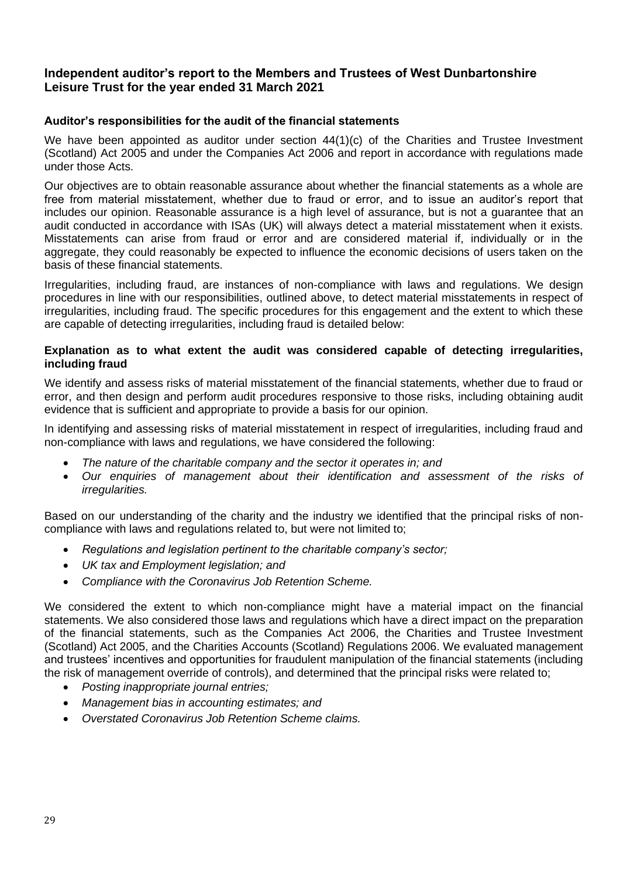## Independent auditor's report to the Members and Trustees of West Dunbartonshire Leisure Trust for the year ended 31 March 2021

### Auditor's responsibilities for the audit of the financial statements

We have been appointed as auditor under section 44(1)(c) of the Charities and Trustee Investment (Scotland) Act 2005 and under the Companies Act 2006 and report in accordance with regulations made under those Acts.

Our objectives are to obtain reasonable assurance about whether the financial statements as a whole are free from material misstatement, whether due to fraud or error, and to issue an auditor's report that includes our opinion. Reasonable assurance is a high level of assurance, but is not a guarantee that an audit conducted in accordance with ISAs (UK) will always detect a material misstatement when it exists. Misstatements can arise from fraud or error and are considered material if, individually or in the aggregate, they could reasonably be expected to influence the economic decisions of users taken on the basis of these financial statements.

Irregularities, including fraud, are instances of non-compliance with laws and regulations. We design procedures in line with our responsibilities, outlined above, to detect material misstatements in respect of irregularities, including fraud. The specific procedures for this engagement and the extent to which these are capable of detecting irregularities, including fraud is detailed below:

### Explanation as to what extent the audit was considered capable of detecting irregularities, including fraud

We identify and assess risks of material misstatement of the financial statements, whether due to fraud or error, and then design and perform audit procedures responsive to those risks, including obtaining audit evidence that is sufficient and appropriate to provide a basis for our opinion.

In identifying and assessing risks of material misstatement in respect of irregularities, including fraud and non-compliance with laws and regulations, we have considered the following:

- *The nature of the charitable company and the sector it operates in; and*
- *Our enquiries of management about their identification and assessment of the risks of irregularities.*

Based on our understanding of the charity and the industry we identified that the principal risks of non-compliance with laws and regulations related to, but were not limited to;

- *Regulations and legislation pertinent to the charitable company's sector;*
- *UK tax and Employment legislation; and*
- *Compliance with the Coronavirus Job Retention Scheme.*

We considered the extent to which non-compliance might have a material impact on the financial statements. We also considered those laws and regulations which have a direct impact on the preparation of the financial statements, such as the Companies Act 2006, the Charities and Trustee Investment (Scotland) Act 2005, and the Charities Accounts (Scotland) Regulations 2006. We evaluated management and trustees' incentives and opportunities for fraudulent manipulation of the financial statements (including the risk of management override of controls), and determined that the principal risks were related to;

- *Posting inappropriate journal entries;*
- *Management bias in accounting estimates; and*
- *Overstated Coronavirus Job Retention Scheme claims.*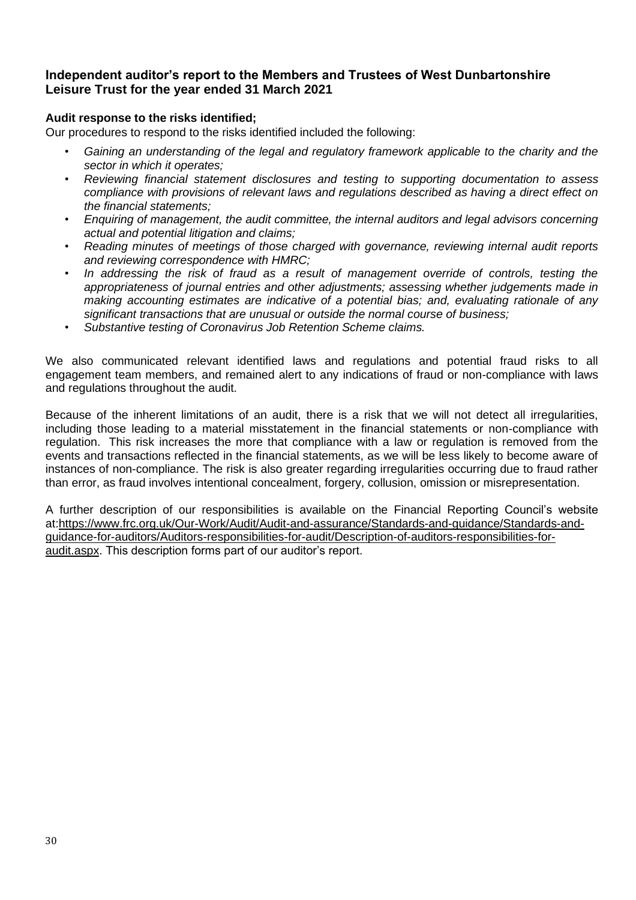## Independent auditor's report to the Members and Trustees of West Dunbartonshire Leisure Trust for the year ended 31 March 2021

**Audit response to the risks identified;**

Our procedures to respond to the risks identified included the following:

- *Gaining an understanding of the legal and regulatory framework applicable to the charity and the sector in which it operates;*
- *Reviewing financial statement disclosures and testing to supporting documentation to assess compliance with provisions of relevant laws and regulations described as having a direct effect on the financial statements;*
- *Enquiring of management, the audit committee, the internal auditors and legal advisors concerning actual and potential litigation and claims;*
- *Reading minutes of meetings of those charged with governance, reviewing internal audit reports and reviewing correspondence with HMRC;*
- *In addressing the risk of fraud as a result of management override of controls, testing the appropriateness of journal entries and other adjustments; assessing whether judgements made in making accounting estimates are indicative of a potential bias; and, evaluating rationale of any significant transactions that are unusual or outside the normal course of business;*
- *Substantive testing of Coronavirus Job Retention Scheme claims.*

We also communicated relevant identified laws and regulations and potential fraud risks to all engagement team members, and remained alert to any indications of fraud or non-compliance with laws and regulations throughout the audit.

Because of the inherent limitations of an audit, there is a risk that we will not detect all irregularities, including those leading to a material misstatement in the financial statements or non-compliance with regulation. This risk increases the more that compliance with a law or regulation is removed from the events and transactions reflected in the financial statements, as we will be less likely to become aware of instances of non-compliance. The risk is also greater regarding irregularities occurring due to fraud rather than error, as fraud involves intentional concealment, forgery, collusion, omission or misrepresentation.

A further description of our responsibilities is available on the Financial Reporting Council's website at:https://www.frc.org.uk/Our-Work/Audit/Audit-and-assurance/Standards-and-guidance/Standards-and-guidance-for-auditors/Auditors-responsibilities-for-audit/Description-of-auditors-responsibilities-for-audit.aspx. This description forms part of our auditor's report.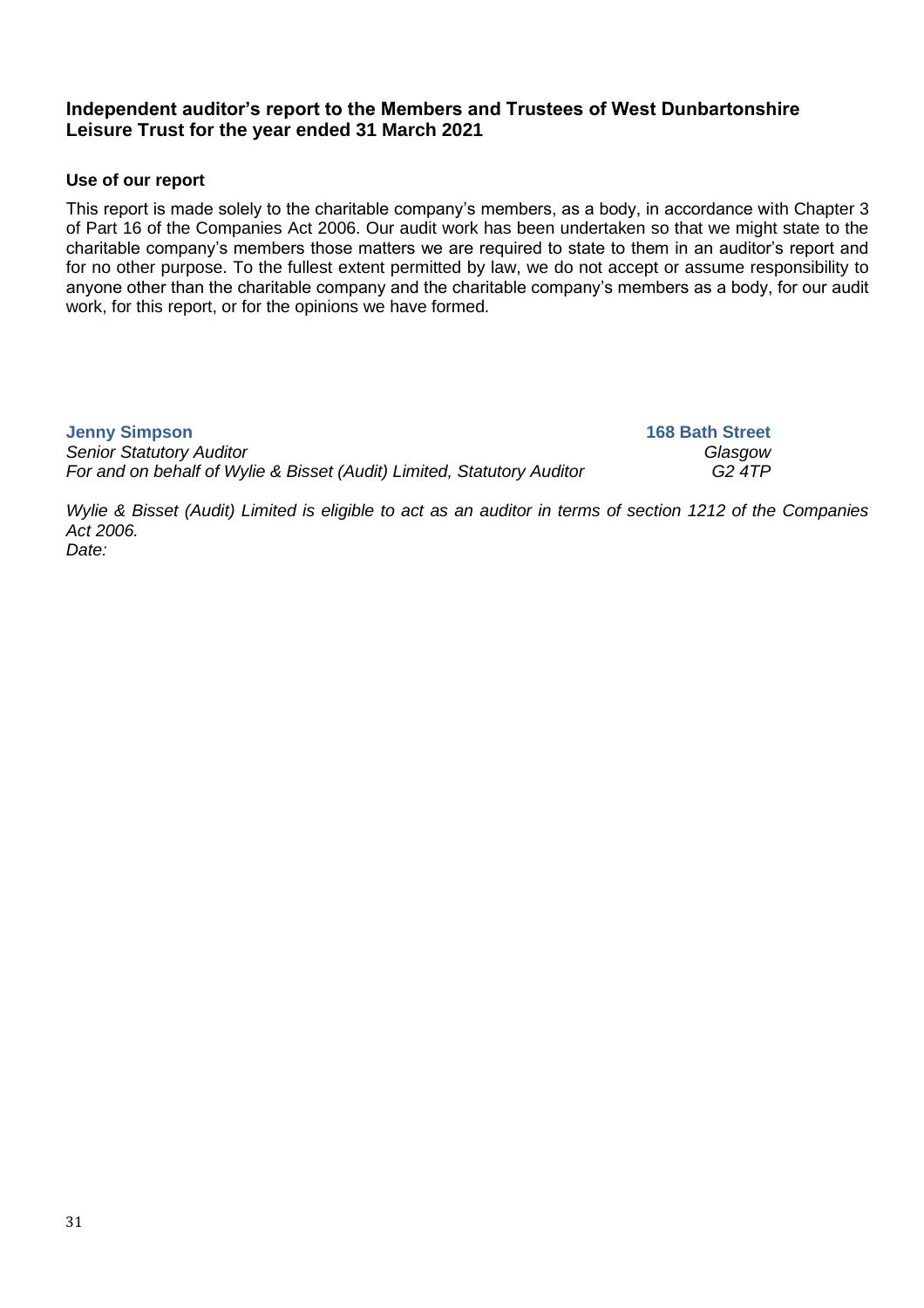## Independent auditor's report to the Members and Trustees of West Dunbartonshire Leisure Trust for the year ended 31 March 2021

### Use of our report

This report is made solely to the charitable company's members, as a body, in accordance with Chapter 3 of Part 16 of the Companies Act 2006. Our audit work has been undertaken so that we might state to the charitable company's members those matters we are required to state to them in an auditor's report and for no other purpose. To the fullest extent permitted by law, we do not accept or assume responsibility to anyone other than the charitable company and the charitable company's members as a body, for our audit work, for this report, or for the opinions we have formed.

**Jenny Simpson**
*Senior Statutory Auditor*
*For and on behalf of Wylie & Bisset (Audit) Limited, Statutory Auditor*

**168 Bath Street**
*Glasgow*
*G2 4TP*

*Wylie & Bisset (Audit) Limited is eligible to act as an auditor in terms of section 1212 of the Companies Act 2006.*
*Date:*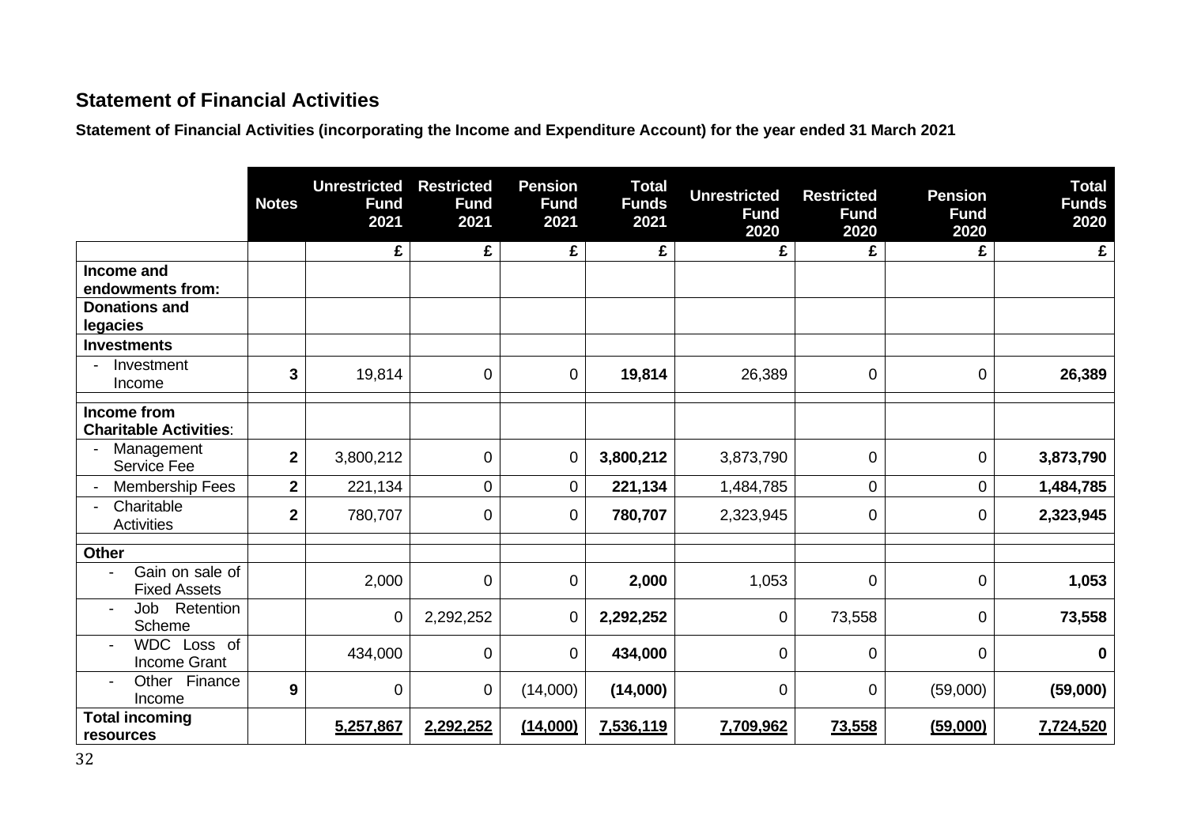## Statement of Financial Activities

**Statement of Financial Activities (incorporating the Income and Expenditure Account) for the year ended 31 March 2021**

| | Notes | Unrestricted Fund 2021 | Restricted Fund 2021 | Pension Fund 2021 | Total Funds 2021 | Unrestricted Fund 2020 | Restricted Fund 2020 | Pension Fund 2020 | Total Funds 2020 |
|---|---|---|---|---|---|---|---|---|---|
| | | £ | £ | £ | £ | £ | £ | £ | £ |
| **Income and endowments from:** | | | | | | | | | |
| **Donations and legacies** | | | | | | | | | |
| **Investments** | | | | | | | | | |
| - Investment Income | **3** | 19,814 | 0 | 0 | **19,814** | 26,389 | 0 | 0 | **26,389** |
| **Income from Charitable Activities**: | | | | | | | | | |
| - Management Service Fee | **2** | 3,800,212 | 0 | 0 | **3,800,212** | 3,873,790 | 0 | 0 | **3,873,790** |
| - Membership Fees | **2** | 221,134 | 0 | 0 | **221,134** | 1,484,785 | 0 | 0 | **1,484,785** |
| - Charitable Activities | **2** | 780,707 | 0 | 0 | **780,707** | 2,323,945 | 0 | 0 | **2,323,945** |
| **Other** | | | | | | | | | |
| - Gain on sale of Fixed Assets | | 2,000 | 0 | 0 | **2,000** | 1,053 | 0 | 0 | **1,053** |
| - Job Retention Scheme | | 0 | 2,292,252 | 0 | **2,292,252** | 0 | 73,558 | 0 | **73,558** |
| - WDC Loss of Income Grant | | 434,000 | 0 | 0 | **434,000** | 0 | 0 | 0 | **0** |
| - Other Finance Income | **9** | 0 | 0 | (14,000) | **(14,000)** | 0 | 0 | (59,000) | **(59,000)** |
| **Total incoming resources** | | **5,257,867** | **2,292,252** | **(14,000)** | **7,536,119** | **7,709,962** | **73,558** | **(59,000)** | **7,724,520** |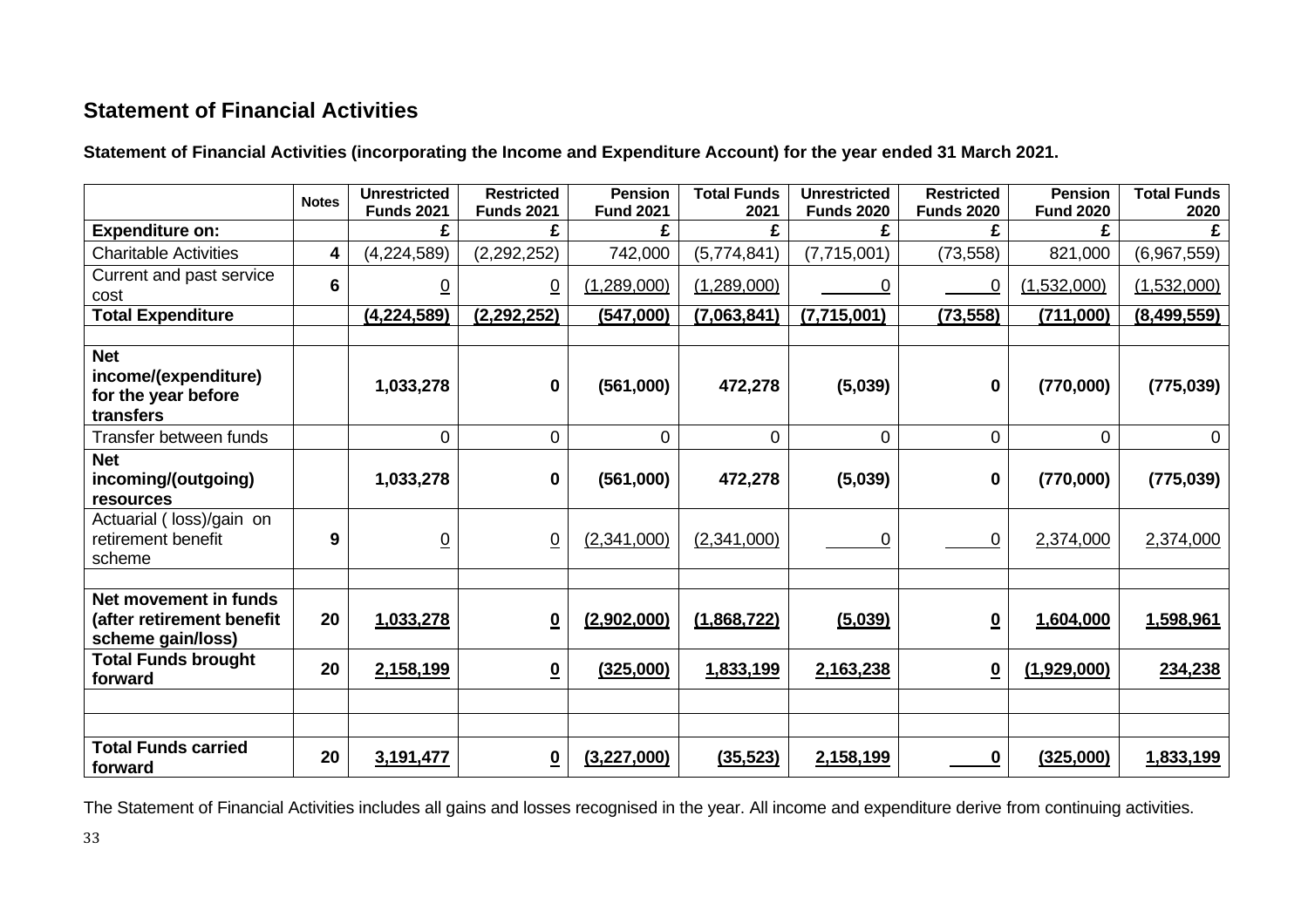## Statement of Financial Activities

**Statement of Financial Activities (incorporating the Income and Expenditure Account) for the year ended 31 March 2021.**

| | Notes | Unrestricted Funds 2021 | Restricted Funds 2021 | Pension Fund 2021 | Total Funds 2021 | Unrestricted Funds 2020 | Restricted Funds 2020 | Pension Fund 2020 | Total Funds 2020 |
|---|---|---|---|---|---|---|---|---|---|
| **Expenditure on:** | | £ | £ | £ | £ | £ | £ | £ | £ |
| Charitable Activities | 4 | (4,224,589) | (2,292,252) | 742,000 | (5,774,841) | (7,715,001) | (73,558) | 821,000 | (6,967,559) |
| Current and past service cost | 6 | 0 | 0 | (1,289,000) | (1,289,000) | 0 | 0 | (1,532,000) | (1,532,000) |
| **Total Expenditure** | | **(4,224,589)** | **(2,292,252)** | **(547,000)** | **(7,063,841)** | **(7,715,001)** | **(73,558)** | **(711,000)** | **(8,499,559)** |
| | | | | | | | | | |
| **Net income/(expenditure) for the year before transfers** | | **1,033,278** | **0** | **(561,000)** | **472,278** | **(5,039)** | **0** | **(770,000)** | **(775,039)** |
| Transfer between funds | | 0 | 0 | 0 | 0 | 0 | 0 | 0 | 0 |
| **Net incoming/(outgoing) resources** | | **1,033,278** | **0** | **(561,000)** | **472,278** | **(5,039)** | **0** | **(770,000)** | **(775,039)** |
| Actuarial ( loss)/gain on retirement benefit scheme | 9 | 0 | 0 | (2,341,000) | (2,341,000) | 0 | 0 | 2,374,000 | 2,374,000 |
| | | | | | | | | | |
| **Net movement in funds (after retirement benefit scheme gain/loss)** | 20 | **1,033,278** | **0** | **(2,902,000)** | **(1,868,722)** | **(5,039)** | **0** | **1,604,000** | **1,598,961** |
| **Total Funds brought forward** | 20 | **2,158,199** | **0** | **(325,000)** | **1,833,199** | **2,163,238** | **0** | **(1,929,000)** | **234,238** |
| | | | | | | | | | |
| | | | | | | | | | |
| **Total Funds carried forward** | 20 | **3,191,477** | **0** | **(3,227,000)** | **(35,523)** | **2,158,199** | **0** | **(325,000)** | **1,833,199** |

The Statement of Financial Activities includes all gains and losses recognised in the year. All income and expenditure derive from continuing activities.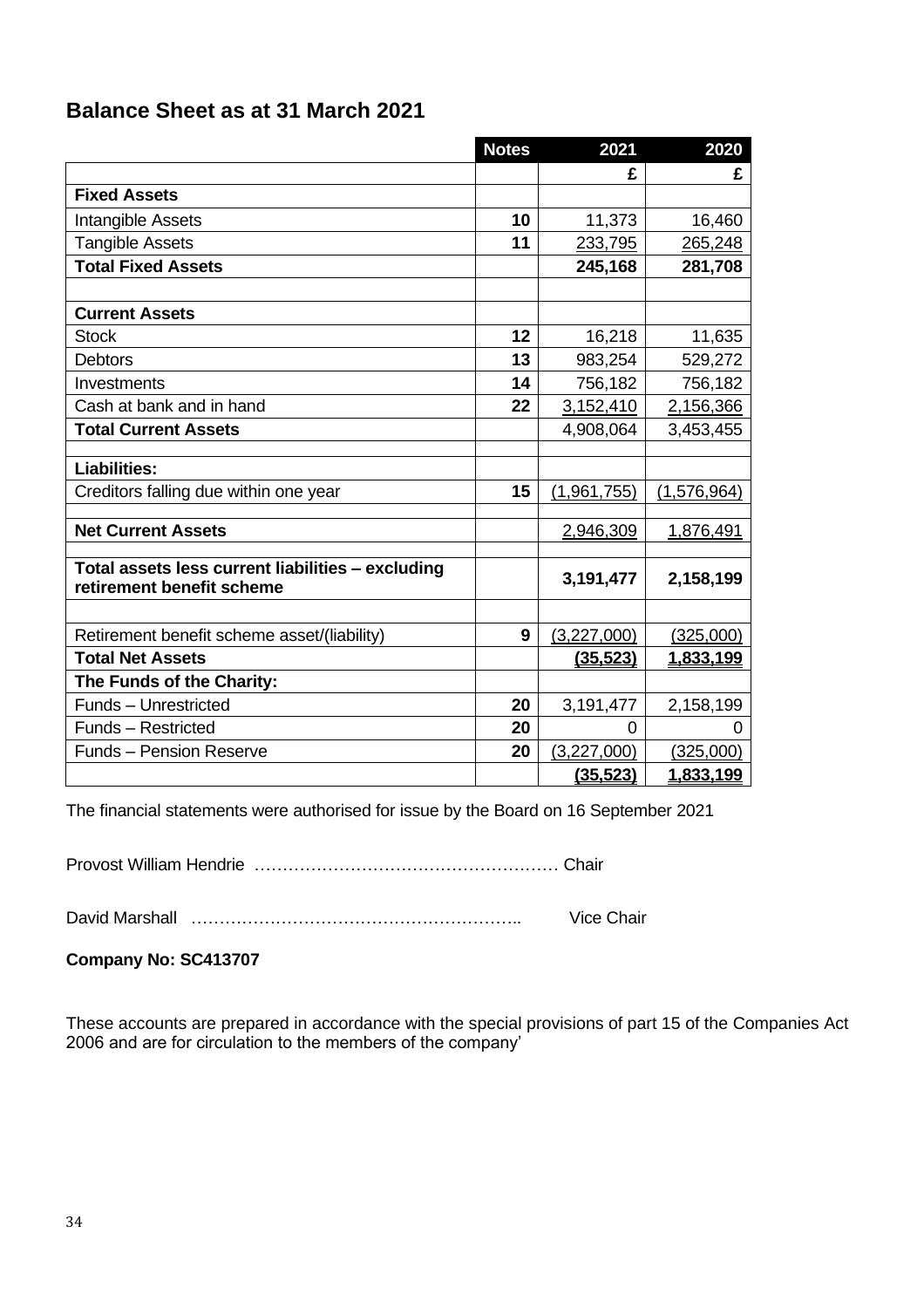## Balance Sheet as at 31 March 2021

| | Notes | 2021 | 2020 |
|---|---|---|---|
| | | £ | £ |
| **Fixed Assets** | | | |
| Intangible Assets | **10** | 11,373 | 16,460 |
| Tangible Assets | **11** | 233,795 | 265,248 |
| **Total Fixed Assets** | | **245,168** | **281,708** |
| | | | |
| **Current Assets** | | | |
| Stock | **12** | 16,218 | 11,635 |
| Debtors | **13** | 983,254 | 529,272 |
| Investments | **14** | 756,182 | 756,182 |
| Cash at bank and in hand | **22** | 3,152,410 | 2,156,366 |
| **Total Current Assets** | | 4,908,064 | 3,453,455 |
| | | | |
| **Liabilities:** | | | |
| Creditors falling due within one year | **15** | (1,961,755) | (1,576,964) |
| | | | |
| **Net Current Assets** | | 2,946,309 | 1,876,491 |
| | | | |
| **Total assets less current liabilities – excluding retirement benefit scheme** | | **3,191,477** | **2,158,199** |
| | | | |
| Retirement benefit scheme asset/(liability) | **9** | (3,227,000) | (325,000) |
| **Total Net Assets** | | **(35,523)** | **1,833,199** |
| **The Funds of the Charity:** | | | |
| Funds – Unrestricted | **20** | 3,191,477 | 2,158,199 |
| Funds – Restricted | **20** | 0 | 0 |
| Funds – Pension Reserve | **20** | (3,227,000) | (325,000) |
| | | **(35,523)** | **1,833,199** |

The financial statements were authorised for issue by the Board on 16 September 2021

Provost William Hendrie ……………………………………………… Chair

David Marshall ………………………………………………….. Vice Chair

**Company No: SC413707**

These accounts are prepared in accordance with the special provisions of part 15 of the Companies Act 2006 and are for circulation to the members of the company'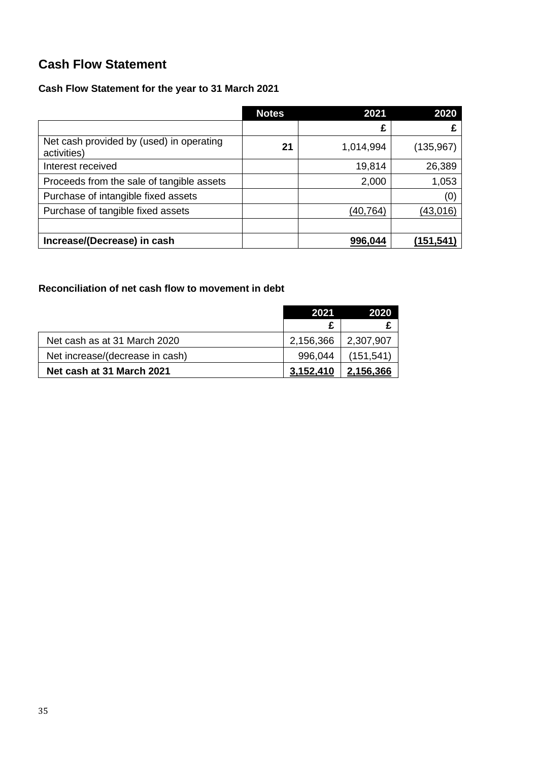# Cash Flow Statement

### Cash Flow Statement for the year to 31 March 2021

| | Notes | 2021 | 2020 |
|---|---|---|---|
| | | £ | £ |
| Net cash provided by (used) in operating activities) | **21** | 1,014,994 | (135,967) |
| Interest received | | 19,814 | 26,389 |
| Proceeds from the sale of tangible assets | | 2,000 | 1,053 |
| Purchase of intangible fixed assets | | | (0) |
| Purchase of tangible fixed assets | | (40,764) | (43,016) |
| | | | |
| **Increase/(Decrease) in cash** | | **996,044** | **(151,541)** |

### Reconciliation of net cash flow to movement in debt

| | 2021 | 2020 |
|---|---|---|
| | £ | £ |
| Net cash as at 31 March 2020 | 2,156,366 | 2,307,907 |
| Net increase/(decrease in cash) | 996,044 | (151,541) |
| **Net cash at 31 March 2021** | **3,152,410** | **2,156,366** |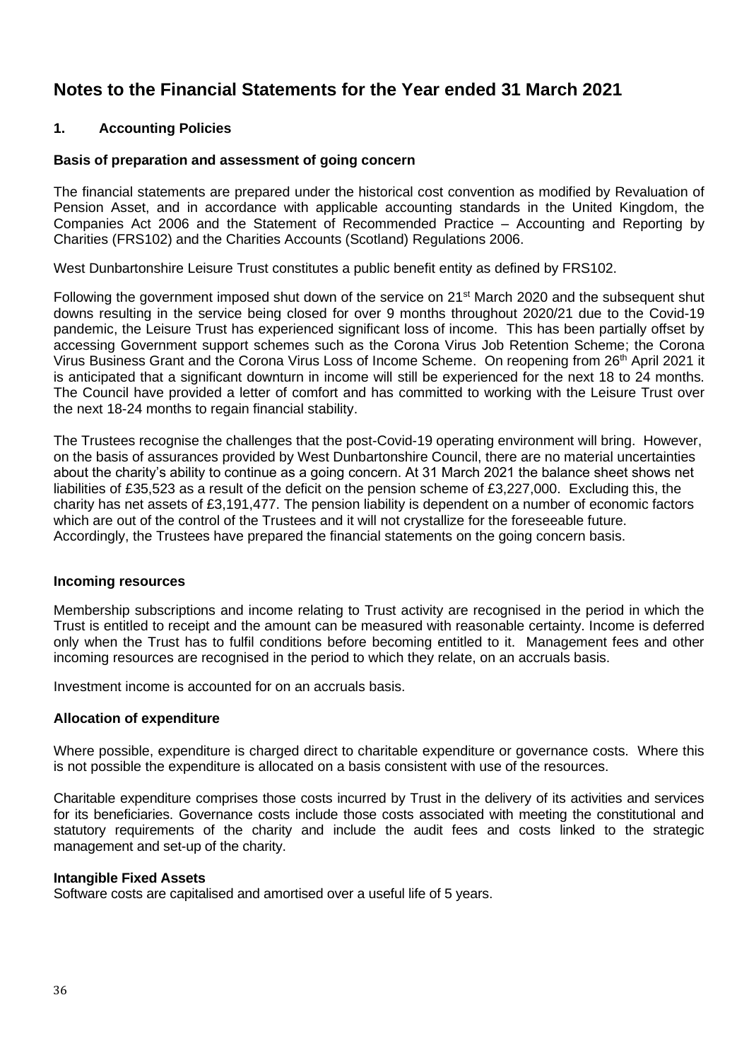# Notes to the Financial Statements for the Year ended 31 March 2021

## 1. Accounting Policies

### Basis of preparation and assessment of going concern

The financial statements are prepared under the historical cost convention as modified by Revaluation of Pension Asset, and in accordance with applicable accounting standards in the United Kingdom, the Companies Act 2006 and the Statement of Recommended Practice – Accounting and Reporting by Charities (FRS102) and the Charities Accounts (Scotland) Regulations 2006.

West Dunbartonshire Leisure Trust constitutes a public benefit entity as defined by FRS102.

Following the government imposed shut down of the service on 21st March 2020 and the subsequent shut downs resulting in the service being closed for over 9 months throughout 2020/21 due to the Covid-19 pandemic, the Leisure Trust has experienced significant loss of income. This has been partially offset by accessing Government support schemes such as the Corona Virus Job Retention Scheme; the Corona Virus Business Grant and the Corona Virus Loss of Income Scheme. On reopening from 26th April 2021 it is anticipated that a significant downturn in income will still be experienced for the next 18 to 24 months. The Council have provided a letter of comfort and has committed to working with the Leisure Trust over the next 18-24 months to regain financial stability.

The Trustees recognise the challenges that the post-Covid-19 operating environment will bring. However, on the basis of assurances provided by West Dunbartonshire Council, there are no material uncertainties about the charity's ability to continue as a going concern. At 31 March 2021 the balance sheet shows net liabilities of £35,523 as a result of the deficit on the pension scheme of £3,227,000. Excluding this, the charity has net assets of £3,191,477. The pension liability is dependent on a number of economic factors which are out of the control of the Trustees and it will not crystallize for the foreseeable future. Accordingly, the Trustees have prepared the financial statements on the going concern basis.

### Incoming resources

Membership subscriptions and income relating to Trust activity are recognised in the period in which the Trust is entitled to receipt and the amount can be measured with reasonable certainty. Income is deferred only when the Trust has to fulfil conditions before becoming entitled to it. Management fees and other incoming resources are recognised in the period to which they relate, on an accruals basis.

Investment income is accounted for on an accruals basis.

### Allocation of expenditure

Where possible, expenditure is charged direct to charitable expenditure or governance costs. Where this is not possible the expenditure is allocated on a basis consistent with use of the resources.

Charitable expenditure comprises those costs incurred by Trust in the delivery of its activities and services for its beneficiaries. Governance costs include those costs associated with meeting the constitutional and statutory requirements of the charity and include the audit fees and costs linked to the strategic management and set-up of the charity.

### Intangible Fixed Assets

Software costs are capitalised and amortised over a useful life of 5 years.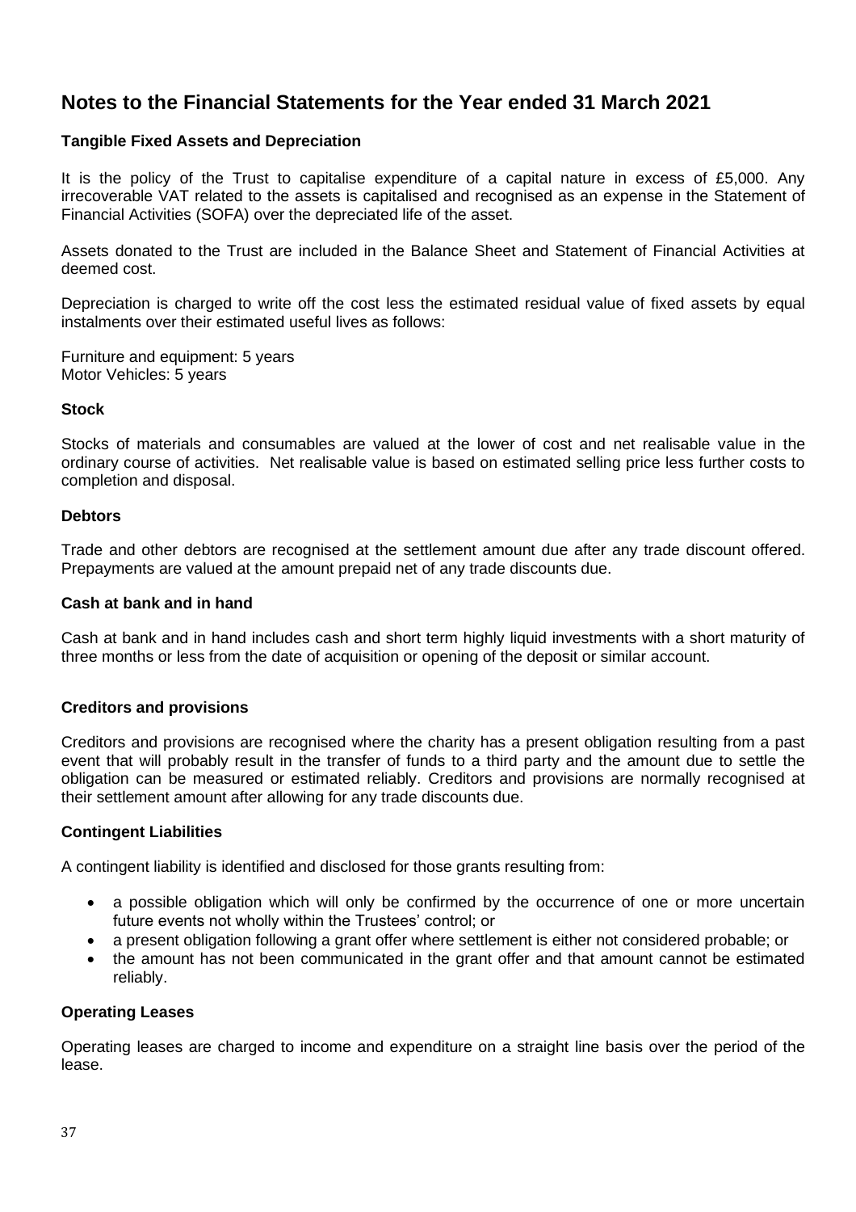# Notes to the Financial Statements for the Year ended 31 March 2021

### Tangible Fixed Assets and Depreciation

It is the policy of the Trust to capitalise expenditure of a capital nature in excess of £5,000. Any irrecoverable VAT related to the assets is capitalised and recognised as an expense in the Statement of Financial Activities (SOFA) over the depreciated life of the asset.

Assets donated to the Trust are included in the Balance Sheet and Statement of Financial Activities at deemed cost.

Depreciation is charged to write off the cost less the estimated residual value of fixed assets by equal instalments over their estimated useful lives as follows:

Furniture and equipment: 5 years
Motor Vehicles: 5 years

### Stock

Stocks of materials and consumables are valued at the lower of cost and net realisable value in the ordinary course of activities. Net realisable value is based on estimated selling price less further costs to completion and disposal.

### Debtors

Trade and other debtors are recognised at the settlement amount due after any trade discount offered. Prepayments are valued at the amount prepaid net of any trade discounts due.

### Cash at bank and in hand

Cash at bank and in hand includes cash and short term highly liquid investments with a short maturity of three months or less from the date of acquisition or opening of the deposit or similar account.

### Creditors and provisions

Creditors and provisions are recognised where the charity has a present obligation resulting from a past event that will probably result in the transfer of funds to a third party and the amount due to settle the obligation can be measured or estimated reliably. Creditors and provisions are normally recognised at their settlement amount after allowing for any trade discounts due.

### Contingent Liabilities

A contingent liability is identified and disclosed for those grants resulting from:

- a possible obligation which will only be confirmed by the occurrence of one or more uncertain future events not wholly within the Trustees' control; or
- a present obligation following a grant offer where settlement is either not considered probable; or
- the amount has not been communicated in the grant offer and that amount cannot be estimated reliably.

### Operating Leases

Operating leases are charged to income and expenditure on a straight line basis over the period of the lease.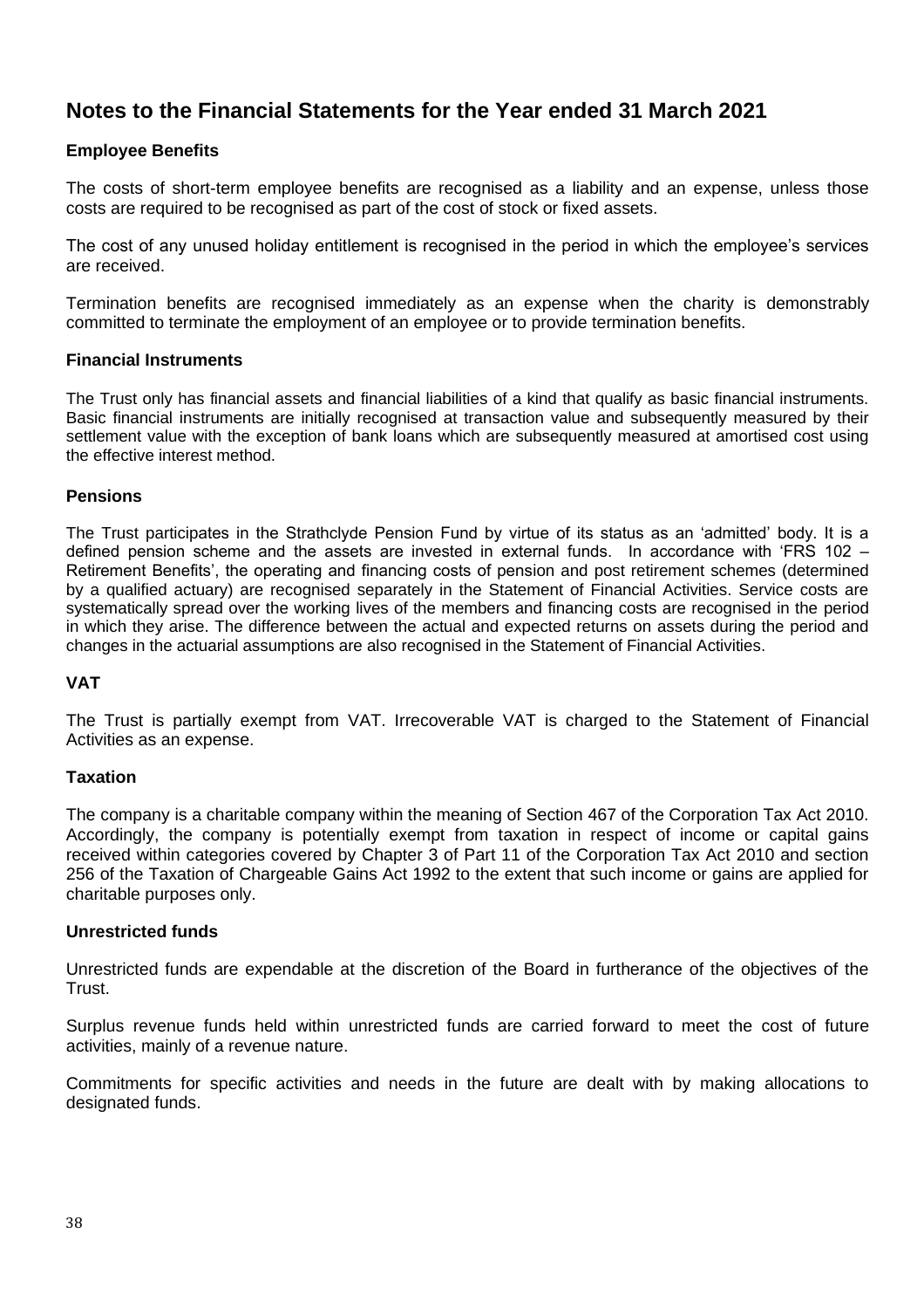# Notes to the Financial Statements for the Year ended 31 March 2021

### Employee Benefits

The costs of short-term employee benefits are recognised as a liability and an expense, unless those costs are required to be recognised as part of the cost of stock or fixed assets.

The cost of any unused holiday entitlement is recognised in the period in which the employee's services are received.

Termination benefits are recognised immediately as an expense when the charity is demonstrably committed to terminate the employment of an employee or to provide termination benefits.

### Financial Instruments

The Trust only has financial assets and financial liabilities of a kind that qualify as basic financial instruments. Basic financial instruments are initially recognised at transaction value and subsequently measured by their settlement value with the exception of bank loans which are subsequently measured at amortised cost using the effective interest method.

### Pensions

The Trust participates in the Strathclyde Pension Fund by virtue of its status as an 'admitted' body. It is a defined pension scheme and the assets are invested in external funds. In accordance with 'FRS 102 – Retirement Benefits', the operating and financing costs of pension and post retirement schemes (determined by a qualified actuary) are recognised separately in the Statement of Financial Activities. Service costs are systematically spread over the working lives of the members and financing costs are recognised in the period in which they arise. The difference between the actual and expected returns on assets during the period and changes in the actuarial assumptions are also recognised in the Statement of Financial Activities.

### VAT

The Trust is partially exempt from VAT. Irrecoverable VAT is charged to the Statement of Financial Activities as an expense.

### Taxation

The company is a charitable company within the meaning of Section 467 of the Corporation Tax Act 2010. Accordingly, the company is potentially exempt from taxation in respect of income or capital gains received within categories covered by Chapter 3 of Part 11 of the Corporation Tax Act 2010 and section 256 of the Taxation of Chargeable Gains Act 1992 to the extent that such income or gains are applied for charitable purposes only.

### Unrestricted funds

Unrestricted funds are expendable at the discretion of the Board in furtherance of the objectives of the Trust.

Surplus revenue funds held within unrestricted funds are carried forward to meet the cost of future activities, mainly of a revenue nature.

Commitments for specific activities and needs in the future are dealt with by making allocations to designated funds.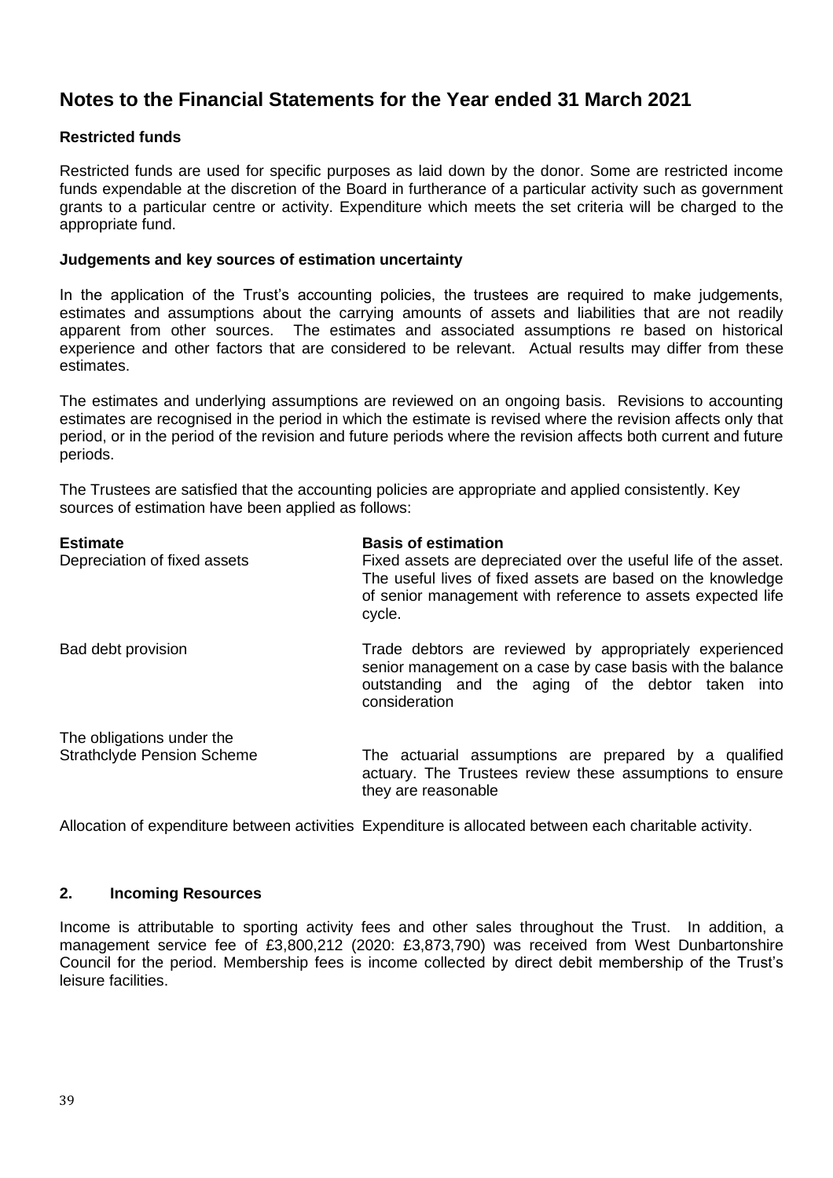# Notes to the Financial Statements for the Year ended 31 March 2021

### Restricted funds

Restricted funds are used for specific purposes as laid down by the donor. Some are restricted income funds expendable at the discretion of the Board in furtherance of a particular activity such as government grants to a particular centre or activity. Expenditure which meets the set criteria will be charged to the appropriate fund.

### Judgements and key sources of estimation uncertainty

In the application of the Trust's accounting policies, the trustees are required to make judgements, estimates and assumptions about the carrying amounts of assets and liabilities that are not readily apparent from other sources. The estimates and associated assumptions re based on historical experience and other factors that are considered to be relevant. Actual results may differ from these estimates.

The estimates and underlying assumptions are reviewed on an ongoing basis. Revisions to accounting estimates are recognised in the period in which the estimate is revised where the revision affects only that period, or in the period of the revision and future periods where the revision affects both current and future periods.

The Trustees are satisfied that the accounting policies are appropriate and applied consistently. Key sources of estimation have been applied as follows:

| **Estimate** | **Basis of estimation** |
|---|---|
| Depreciation of fixed assets | Fixed assets are depreciated over the useful life of the asset. The useful lives of fixed assets are based on the knowledge of senior management with reference to assets expected life cycle. |
| Bad debt provision | Trade debtors are reviewed by appropriately experienced senior management on a case by case basis with the balance outstanding and the aging of the debtor taken into consideration |
| The obligations under the Strathclyde Pension Scheme | The actuarial assumptions are prepared by a qualified actuary. The Trustees review these assumptions to ensure they are reasonable |
| Allocation of expenditure between activities | Expenditure is allocated between each charitable activity. |

### 2. Incoming Resources

Income is attributable to sporting activity fees and other sales throughout the Trust. In addition, a management service fee of £3,800,212 (2020: £3,873,790) was received from West Dunbartonshire Council for the period. Membership fees is income collected by direct debit membership of the Trust's leisure facilities.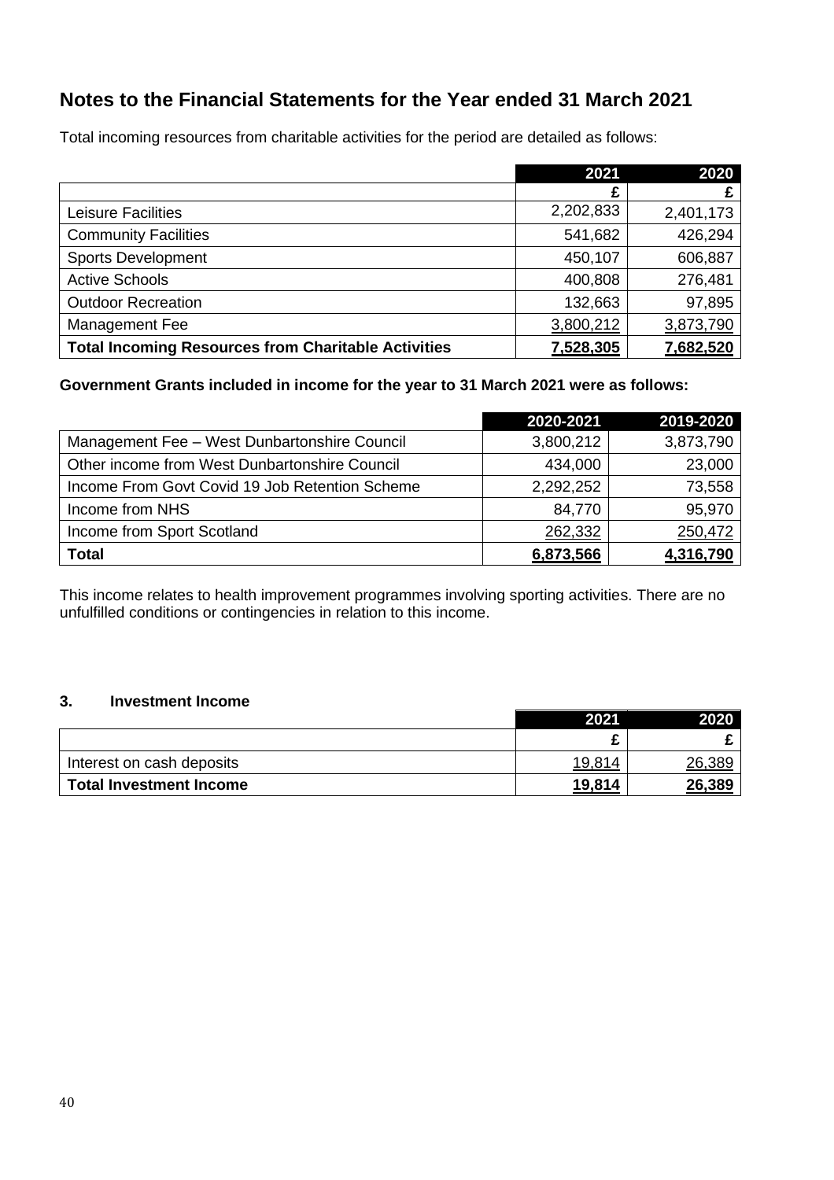# Notes to the Financial Statements for the Year ended 31 March 2021

Total incoming resources from charitable activities for the period are detailed as follows:

| | 2021 | 2020 |
|---|---|---|
| | £ | £ |
| Leisure Facilities | 2,202,833 | 2,401,173 |
| Community Facilities | 541,682 | 426,294 |
| Sports Development | 450,107 | 606,887 |
| Active Schools | 400,808 | 276,481 |
| Outdoor Recreation | 132,663 | 97,895 |
| Management Fee | 3,800,212 | 3,873,790 |
| **Total Incoming Resources from Charitable Activities** | **7,528,305** | **7,682,520** |

**Government Grants included in income for the year to 31 March 2021 were as follows:**

| | 2020-2021 | 2019-2020 |
|---|---|---|
| Management Fee – West Dunbartonshire Council | 3,800,212 | 3,873,790 |
| Other income from West Dunbartonshire Council | 434,000 | 23,000 |
| Income From Govt Covid 19 Job Retention Scheme | 2,292,252 | 73,558 |
| Income from NHS | 84,770 | 95,970 |
| Income from Sport Scotland | 262,332 | 250,472 |
| **Total** | **6,873,566** | **4,316,790** |

This income relates to health improvement programmes involving sporting activities. There are no unfulfilled conditions or contingencies in relation to this income.

### 3. Investment Income

| | 2021 | 2020 |
|---|---|---|
| | £ | £ |
| Interest on cash deposits | 19,814 | 26,389 |
| **Total Investment Income** | **19,814** | **26,389** |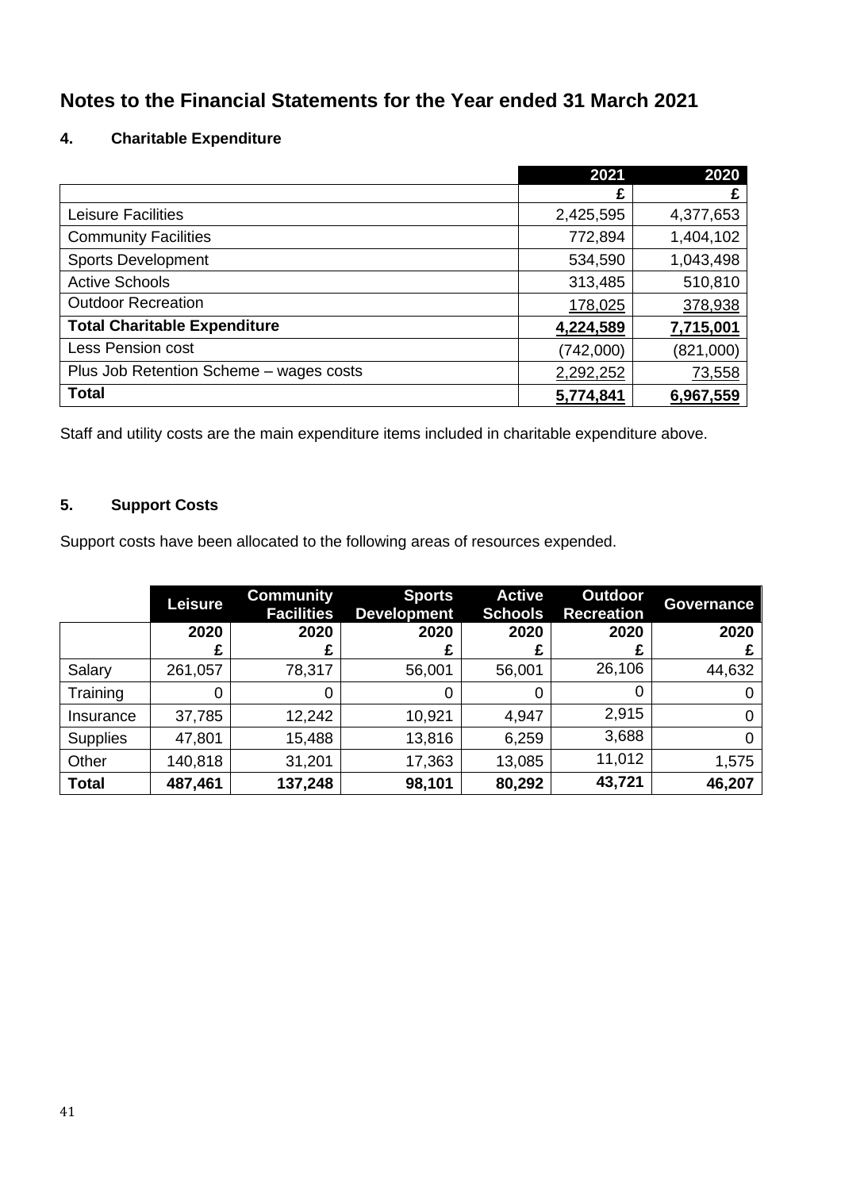# Notes to the Financial Statements for the Year ended 31 March 2021

## 4. Charitable Expenditure

| | 2021 | 2020 |
|---|---|---|
| | £ | £ |
| Leisure Facilities | 2,425,595 | 4,377,653 |
| Community Facilities | 772,894 | 1,404,102 |
| Sports Development | 534,590 | 1,043,498 |
| Active Schools | 313,485 | 510,810 |
| Outdoor Recreation | 178,025 | 378,938 |
| **Total Charitable Expenditure** | **4,224,589** | **7,715,001** |
| Less Pension cost | (742,000) | (821,000) |
| Plus Job Retention Scheme – wages costs | 2,292,252 | 73,558 |
| **Total** | **5,774,841** | **6,967,559** |

Staff and utility costs are the main expenditure items included in charitable expenditure above.

## 5. Support Costs

Support costs have been allocated to the following areas of resources expended.

| | Leisure | Community Facilities | Sports Development | Active Schools | Outdoor Recreation | Governance |
|---|---|---|---|---|---|---|
| | 2020 £ | 2020 £ | 2020 £ | 2020 £ | 2020 £ | 2020 £ |
| Salary | 261,057 | 78,317 | 56,001 | 56,001 | 26,106 | 44,632 |
| Training | 0 | 0 | 0 | 0 | 0 | 0 |
| Insurance | 37,785 | 12,242 | 10,921 | 4,947 | 2,915 | 0 |
| Supplies | 47,801 | 15,488 | 13,816 | 6,259 | 3,688 | 0 |
| Other | 140,818 | 31,201 | 17,363 | 13,085 | 11,012 | 1,575 |
| **Total** | **487,461** | **137,248** | **98,101** | **80,292** | **43,721** | **46,207** |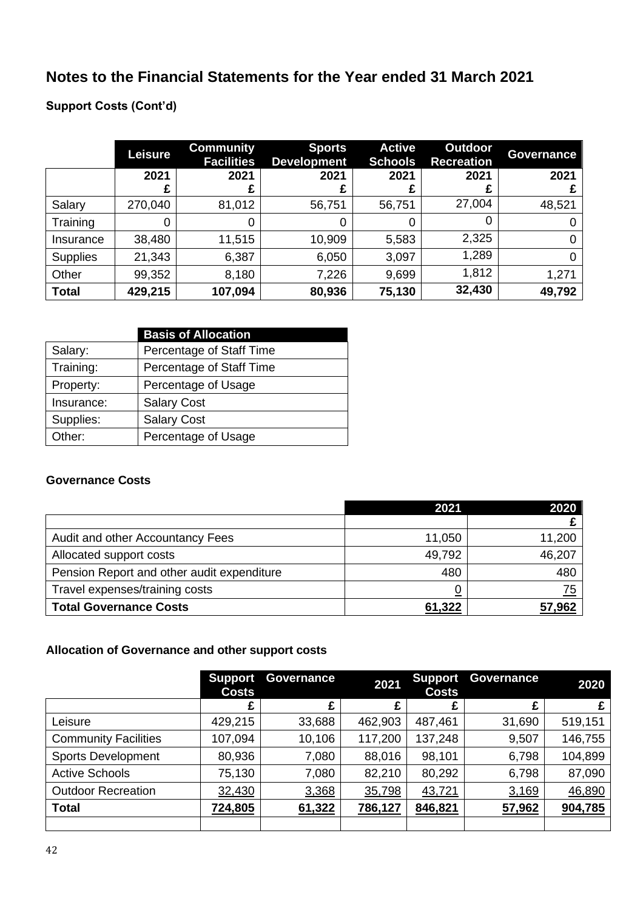# Notes to the Financial Statements for the Year ended 31 March 2021

### Support Costs (Cont'd)

| | Leisure | Community Facilities | Sports Development | Active Schools | Outdoor Recreation | Governance |
|---|---|---|---|---|---|---|
| | 2021 £ | 2021 £ | 2021 £ | 2021 £ | 2021 £ | 2021 £ |
| Salary | 270,040 | 81,012 | 56,751 | 56,751 | 27,004 | 48,521 |
| Training | 0 | 0 | 0 | 0 | 0 | 0 |
| Insurance | 38,480 | 11,515 | 10,909 | 5,583 | 2,325 | 0 |
| Supplies | 21,343 | 6,387 | 6,050 | 3,097 | 1,289 | 0 |
| Other | 99,352 | 8,180 | 7,226 | 9,699 | 1,812 | 1,271 |
| **Total** | **429,215** | **107,094** | **80,936** | **75,130** | **32,430** | **49,792** |

| | Basis of Allocation |
|---|---|
| Salary: | Percentage of Staff Time |
| Training: | Percentage of Staff Time |
| Property: | Percentage of Usage |
| Insurance: | Salary Cost |
| Supplies: | Salary Cost |
| Other: | Percentage of Usage |

### Governance Costs

| | 2021 | 2020 |
|---|---|---|
| | | £ |
| Audit and other Accountancy Fees | 11,050 | 11,200 |
| Allocated support costs | 49,792 | 46,207 |
| Pension Report and other audit expenditure | 480 | 480 |
| Travel expenses/training costs | 0 | 75 |
| **Total Governance Costs** | **61,322** | **57,962** |

### Allocation of Governance and other support costs

| | Support Costs | Governance | 2021 | Support Costs | Governance | 2020 |
|---|---|---|---|---|---|---|
| | £ | £ | £ | £ | £ | £ |
| Leisure | 429,215 | 33,688 | 462,903 | 487,461 | 31,690 | 519,151 |
| Community Facilities | 107,094 | 10,106 | 117,200 | 137,248 | 9,507 | 146,755 |
| Sports Development | 80,936 | 7,080 | 88,016 | 98,101 | 6,798 | 104,899 |
| Active Schools | 75,130 | 7,080 | 82,210 | 80,292 | 6,798 | 87,090 |
| Outdoor Recreation | 32,430 | 3,368 | 35,798 | 43,721 | 3,169 | 46,890 |
| **Total** | **724,805** | **61,322** | **786,127** | **846,821** | **57,962** | **904,785** |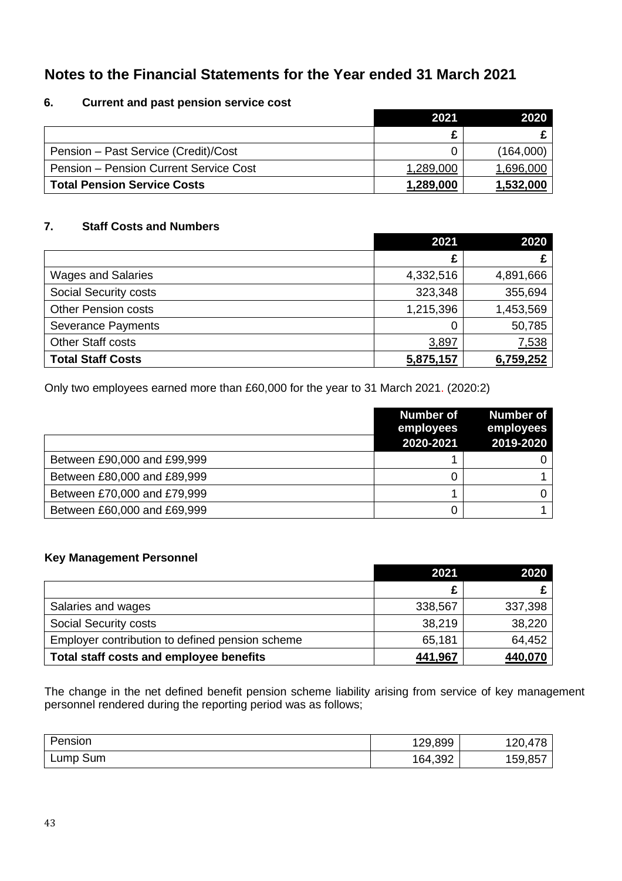# Notes to the Financial Statements for the Year ended 31 March 2021

## 6. Current and past pension service cost

| | 2021 | 2020 |
|---|---|---|
| | £ | £ |
| Pension – Past Service (Credit)/Cost | 0 | (164,000) |
| Pension – Pension Current Service Cost | 1,289,000 | 1,696,000 |
| **Total Pension Service Costs** | **1,289,000** | **1,532,000** |

## 7. Staff Costs and Numbers

| | 2021 | 2020 |
|---|---|---|
| | £ | £ |
| Wages and Salaries | 4,332,516 | 4,891,666 |
| Social Security costs | 323,348 | 355,694 |
| Other Pension costs | 1,215,396 | 1,453,569 |
| Severance Payments | 0 | 50,785 |
| Other Staff costs | 3,897 | 7,538 |
| **Total Staff Costs** | **5,875,157** | **6,759,252** |

Only two employees earned more than £60,000 for the year to 31 March 2021. (2020:2)

| | Number of employees 2020-2021 | Number of employees 2019-2020 |
|---|---|---|
| Between £90,000 and £99,999 | 1 | 0 |
| Between £80,000 and £89,999 | 0 | 1 |
| Between £70,000 and £79,999 | 1 | 0 |
| Between £60,000 and £69,999 | 0 | 1 |

### Key Management Personnel

| | 2021 | 2020 |
|---|---|---|
| | £ | £ |
| Salaries and wages | 338,567 | 337,398 |
| Social Security costs | 38,219 | 38,220 |
| Employer contribution to defined pension scheme | 65,181 | 64,452 |
| **Total staff costs and employee benefits** | **441,967** | **440,070** |

The change in the net defined benefit pension scheme liability arising from service of key management personnel rendered during the reporting period was as follows;

| | | |
|---|---|---|
| Pension | 129,899 | 120,478 |
| Lump Sum | 164,392 | 159,857 |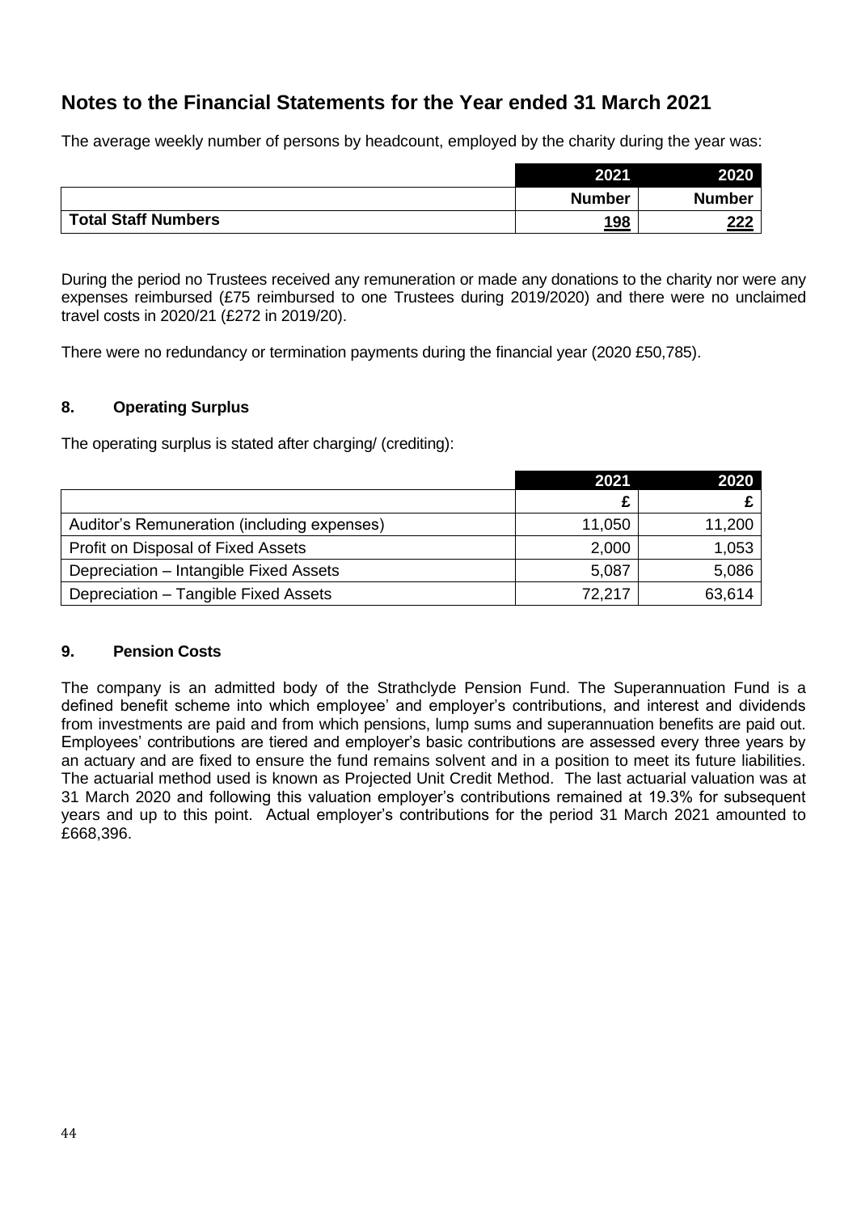# Notes to the Financial Statements for the Year ended 31 March 2021

The average weekly number of persons by headcount, employed by the charity during the year was:

| | 2021 | 2020 |
|---|---|---|
| | Number | Number |
| Total Staff Numbers | 198 | 222 |

During the period no Trustees received any remuneration or made any donations to the charity nor were any expenses reimbursed (£75 reimbursed to one Trustees during 2019/2020) and there were no unclaimed travel costs in 2020/21 (£272 in 2019/20).

There were no redundancy or termination payments during the financial year (2020 £50,785).

## 8. Operating Surplus

The operating surplus is stated after charging/ (crediting):

| | 2021 | 2020 |
|---|---|---|
| | £ | £ |
| Auditor's Remuneration (including expenses) | 11,050 | 11,200 |
| Profit on Disposal of Fixed Assets | 2,000 | 1,053 |
| Depreciation – Intangible Fixed Assets | 5,087 | 5,086 |
| Depreciation – Tangible Fixed Assets | 72,217 | 63,614 |

## 9. Pension Costs

The company is an admitted body of the Strathclyde Pension Fund. The Superannuation Fund is a defined benefit scheme into which employee' and employer's contributions, and interest and dividends from investments are paid and from which pensions, lump sums and superannuation benefits are paid out. Employees' contributions are tiered and employer's basic contributions are assessed every three years by an actuary and are fixed to ensure the fund remains solvent and in a position to meet its future liabilities. The actuarial method used is known as Projected Unit Credit Method. The last actuarial valuation was at 31 March 2020 and following this valuation employer's contributions remained at 19.3% for subsequent years and up to this point. Actual employer's contributions for the period 31 March 2021 amounted to £668,396.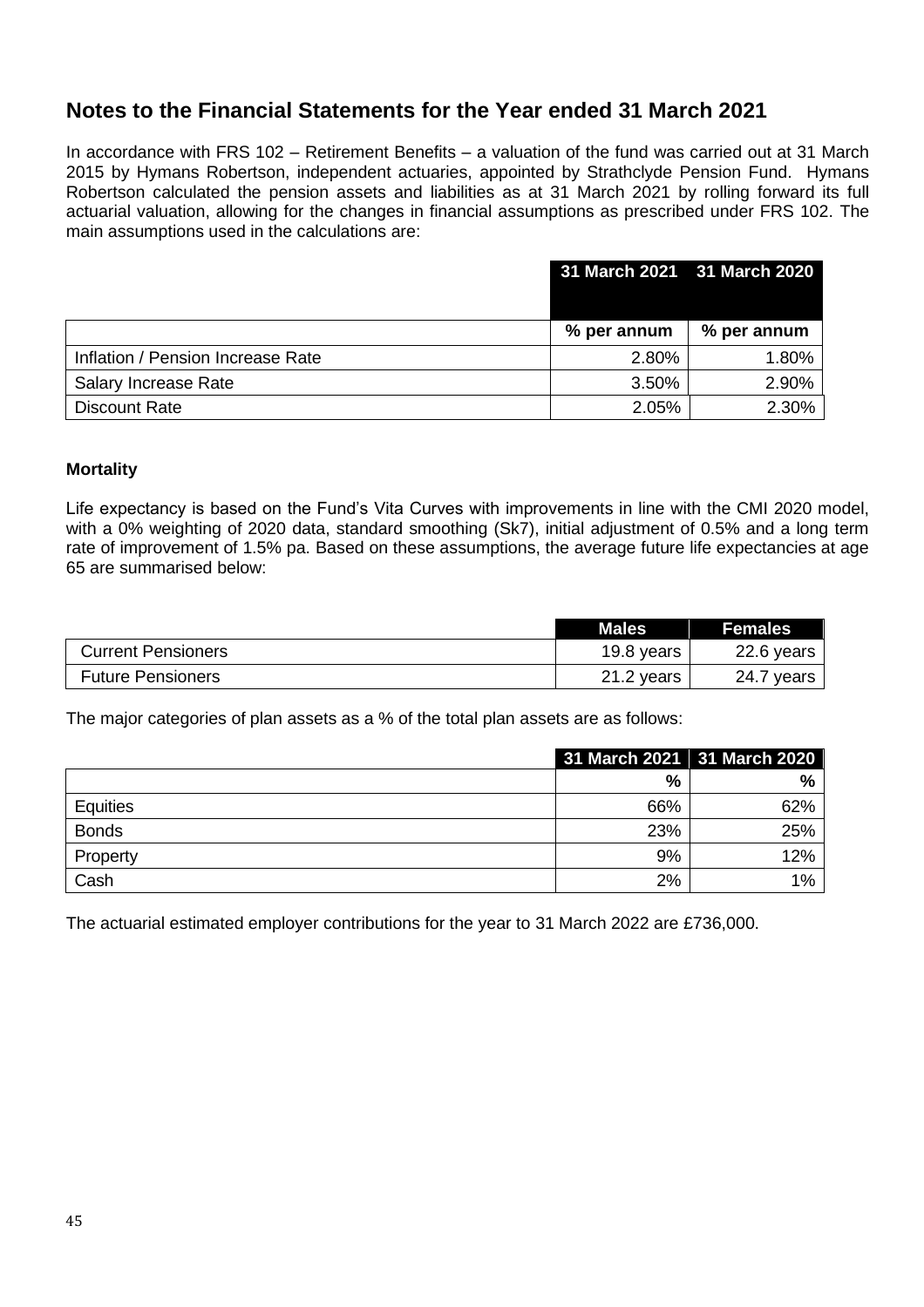## Notes to the Financial Statements for the Year ended 31 March 2021

In accordance with FRS 102 – Retirement Benefits – a valuation of the fund was carried out at 31 March 2015 by Hymans Robertson, independent actuaries, appointed by Strathclyde Pension Fund. Hymans Robertson calculated the pension assets and liabilities as at 31 March 2021 by rolling forward its full actuarial valuation, allowing for the changes in financial assumptions as prescribed under FRS 102. The main assumptions used in the calculations are:

| | 31 March 2021 | 31 March 2020 |
|---|---|---|
| | % per annum | % per annum |
| Inflation / Pension Increase Rate | 2.80% | 1.80% |
| Salary Increase Rate | 3.50% | 2.90% |
| Discount Rate | 2.05% | 2.30% |

**Mortality**

Life expectancy is based on the Fund's Vita Curves with improvements in line with the CMI 2020 model, with a 0% weighting of 2020 data, standard smoothing (Sk7), initial adjustment of 0.5% and a long term rate of improvement of 1.5% pa. Based on these assumptions, the average future life expectancies at age 65 are summarised below:

| | Males | Females |
|---|---|---|
| Current Pensioners | 19.8 years | 22.6 years |
| Future Pensioners | 21.2 years | 24.7 years |

The major categories of plan assets as a % of the total plan assets are as follows:

| | 31 March 2021 | 31 March 2020 |
|---|---|---|
| | % | % |
| Equities | 66% | 62% |
| Bonds | 23% | 25% |
| Property | 9% | 12% |
| Cash | 2% | 1% |

The actuarial estimated employer contributions for the year to 31 March 2022 are £736,000.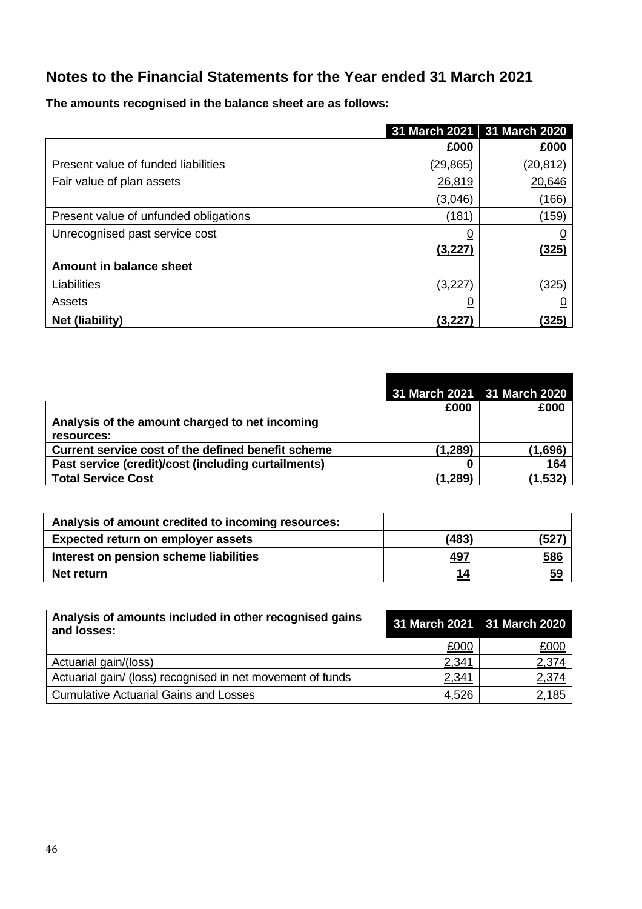## Notes to the Financial Statements for the Year ended 31 March 2021

**The amounts recognised in the balance sheet are as follows:**

| | 31 March 2021 | 31 March 2020 |
|---|---|---|
| | £000 | £000 |
| Present value of funded liabilities | (29,865) | (20,812) |
| Fair value of plan assets | 26,819 | 20,646 |
| | (3,046) | (166) |
| Present value of unfunded obligations | (181) | (159) |
| Unrecognised past service cost | 0 | 0 |
| | **(3,227)** | **(325)** |
| **Amount in balance sheet** | | |
| Liabilities | (3,227) | (325) |
| Assets | 0 | 0 |
| **Net (liability)** | **(3,227)** | **(325)** |

| | 31 March 2021 | 31 March 2020 |
|---|---|---|
| | **£000** | **£000** |
| **Analysis of the amount charged to net incoming resources:** | | |
| **Current service cost of the defined benefit scheme** | **(1,289)** | **(1,696)** |
| **Past service (credit)/cost (including curtailments)** | **0** | **164** |
| **Total Service Cost** | **(1,289)** | **(1,532)** |

| **Analysis of amount credited to incoming resources:** | | |
|---|---|---|
| **Expected return on employer assets** | **(483)** | **(527)** |
| **Interest on pension scheme liabilities** | **497** | **586** |
| **Net return** | **14** | **59** |

| **Analysis of amounts included in other recognised gains and losses:** | 31 March 2021 | 31 March 2020 |
|---|---|---|
| | £000 | £000 |
| Actuarial gain/(loss) | 2,341 | 2,374 |
| Actuarial gain/ (loss) recognised in net movement of funds | 2,341 | 2,374 |
| Cumulative Actuarial Gains and Losses | 4,526 | 2,185 |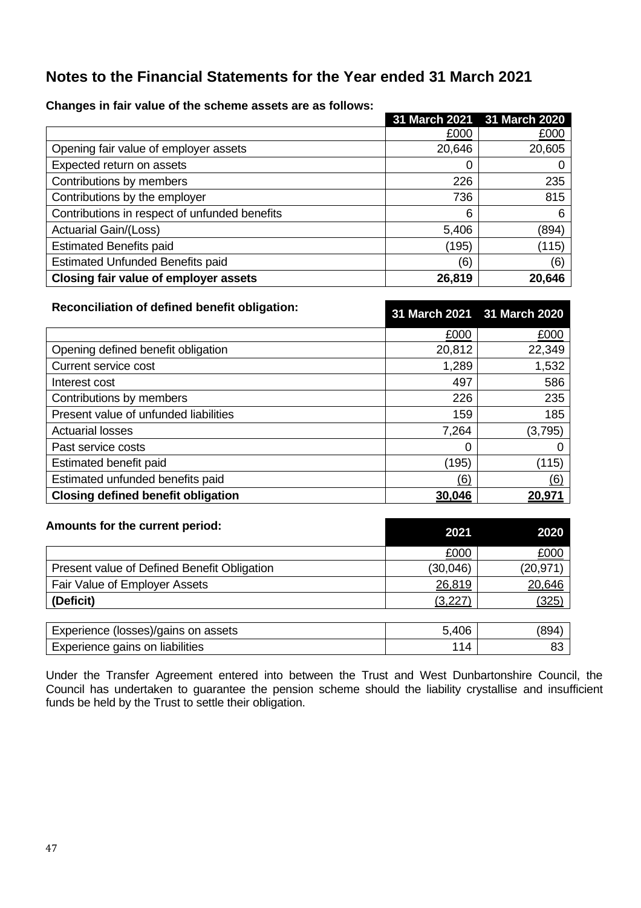# Notes to the Financial Statements for the Year ended 31 March 2021

**Changes in fair value of the scheme assets are as follows:**

| | 31 March 2021 | 31 March 2020 |
|---|---|---|
| | £000 | £000 |
| Opening fair value of employer assets | 20,646 | 20,605 |
| Expected return on assets | 0 | 0 |
| Contributions by members | 226 | 235 |
| Contributions by the employer | 736 | 815 |
| Contributions in respect of unfunded benefits | 6 | 6 |
| Actuarial Gain/(Loss) | 5,406 | (894) |
| Estimated Benefits paid | (195) | (115) |
| Estimated Unfunded Benefits paid | (6) | (6) |
| **Closing fair value of employer assets** | **26,819** | **20,646** |

**Reconciliation of defined benefit obligation:**

| | 31 March 2021 | 31 March 2020 |
|---|---|---|
| | £000 | £000 |
| Opening defined benefit obligation | 20,812 | 22,349 |
| Current service cost | 1,289 | 1,532 |
| Interest cost | 497 | 586 |
| Contributions by members | 226 | 235 |
| Present value of unfunded liabilities | 159 | 185 |
| Actuarial losses | 7,264 | (3,795) |
| Past service costs | 0 | 0 |
| Estimated benefit paid | (195) | (115) |
| Estimated unfunded benefits paid | (6) | (6) |
| **Closing defined benefit obligation** | **30,046** | **20,971** |

**Amounts for the current period:**

| | 2021 | 2020 |
|---|---|---|
| | £000 | £000 |
| Present value of Defined Benefit Obligation | (30,046) | (20,971) |
| Fair Value of Employer Assets | 26,819 | 20,646 |
| **(Deficit)** | (3,227) | (325) |

| | | |
|---|---|---|
| Experience (losses)/gains on assets | 5,406 | (894) |
| Experience gains on liabilities | 114 | 83 |

Under the Transfer Agreement entered into between the Trust and West Dunbartonshire Council, the Council has undertaken to guarantee the pension scheme should the liability crystallise and insufficient funds be held by the Trust to settle their obligation.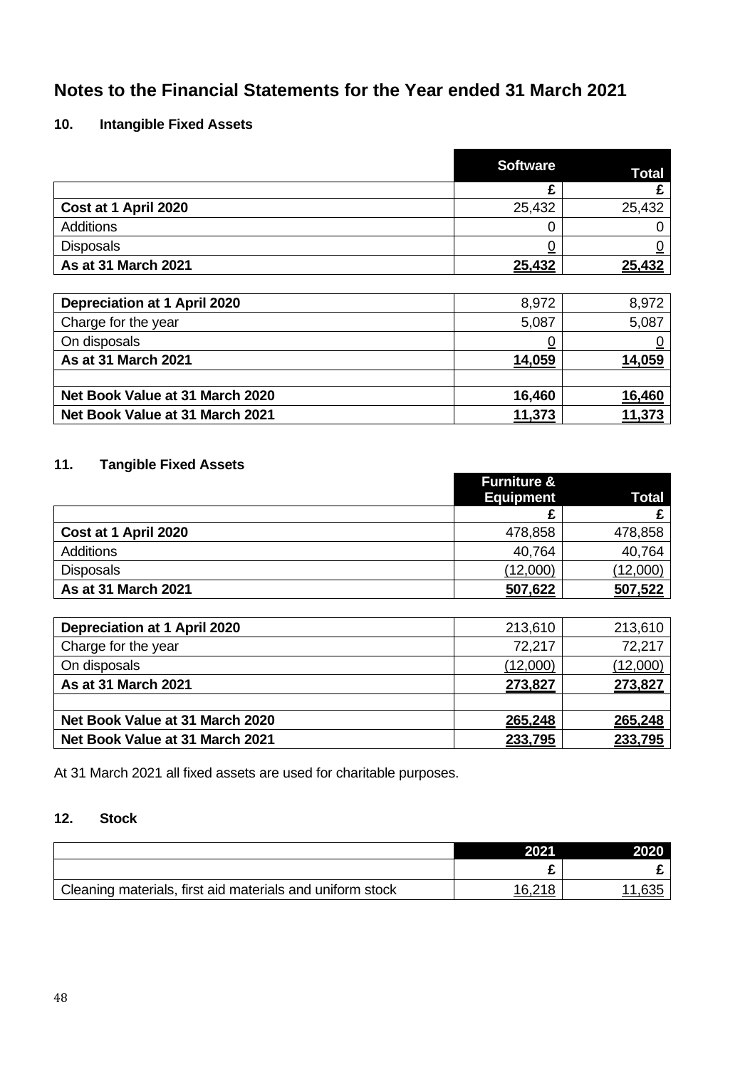# Notes to the Financial Statements for the Year ended 31 March 2021

## 10. Intangible Fixed Assets

| | Software | Total |
|---|---|---|
| | £ | £ |
| **Cost at 1 April 2020** | 25,432 | 25,432 |
| Additions | 0 | 0 |
| Disposals | 0 | 0 |
| **As at 31 March 2021** | **25,432** | **25,432** |
| | | |
| **Depreciation at 1 April 2020** | 8,972 | 8,972 |
| Charge for the year | 5,087 | 5,087 |
| On disposals | 0 | 0 |
| **As at 31 March 2021** | **14,059** | **14,059** |
| | | |
| **Net Book Value at 31 March 2020** | **16,460** | **16,460** |
| **Net Book Value at 31 March 2021** | **11,373** | **11,373** |

## 11. Tangible Fixed Assets

| | Furniture & Equipment | Total |
|---|---|---|
| | £ | £ |
| **Cost at 1 April 2020** | 478,858 | 478,858 |
| Additions | 40,764 | 40,764 |
| Disposals | (12,000) | (12,000) |
| **As at 31 March 2021** | **507,622** | **507,522** |
| | | |
| **Depreciation at 1 April 2020** | 213,610 | 213,610 |
| Charge for the year | 72,217 | 72,217 |
| On disposals | (12,000) | (12,000) |
| **As at 31 March 2021** | **273,827** | **273,827** |
| | | |
| **Net Book Value at 31 March 2020** | **265,248** | **265,248** |
| **Net Book Value at 31 March 2021** | **233,795** | **233,795** |

At 31 March 2021 all fixed assets are used for charitable purposes.

## 12. Stock

| | 2021 | 2020 |
|---|---|---|
| | £ | £ |
| Cleaning materials, first aid materials and uniform stock | 16,218 | 11,635 |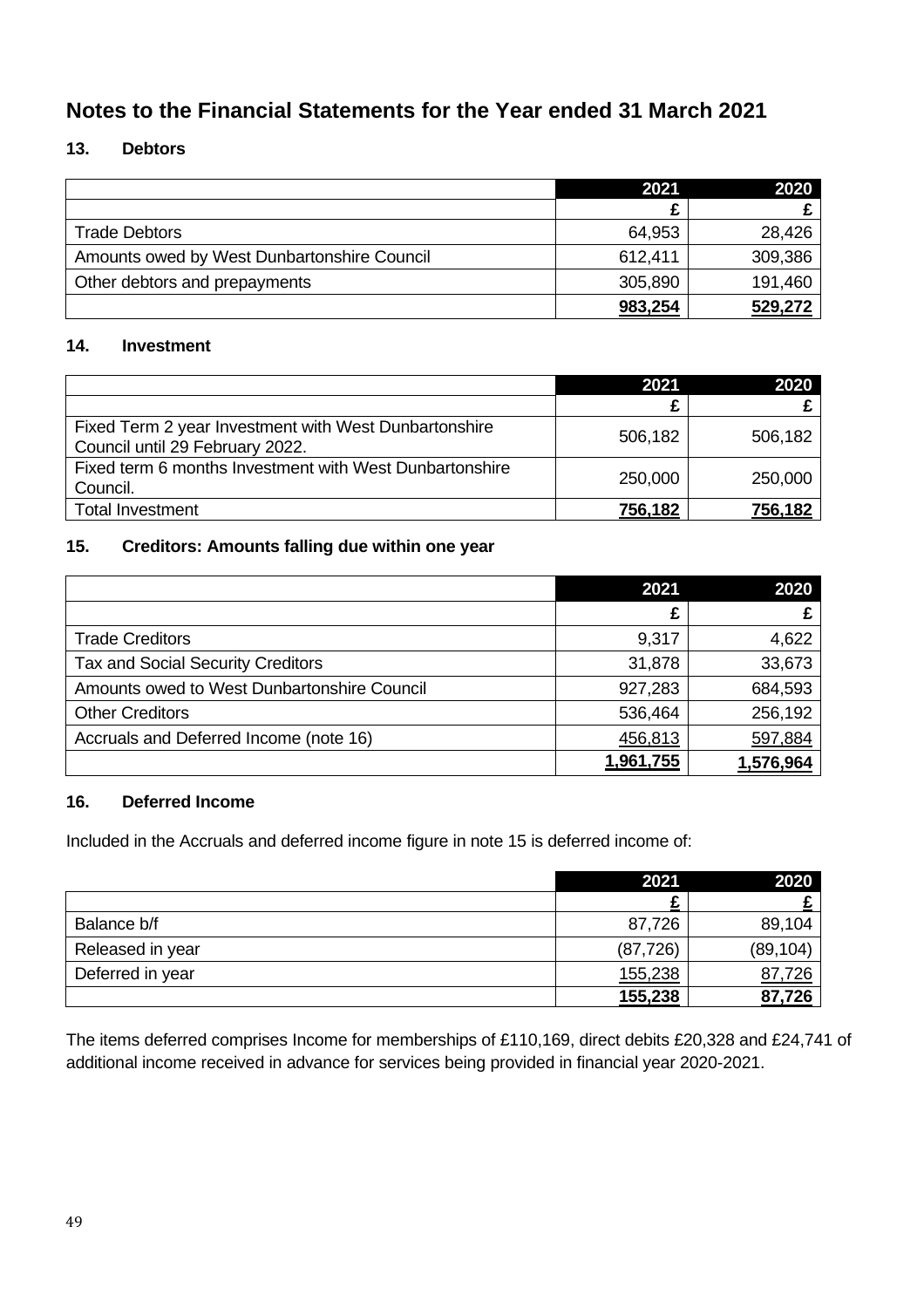# Notes to the Financial Statements for the Year ended 31 March 2021

## 13. Debtors

| | 2021 | 2020 |
|---|---|---|
| | £ | £ |
| Trade Debtors | 64,953 | 28,426 |
| Amounts owed by West Dunbartonshire Council | 612,411 | 309,386 |
| Other debtors and prepayments | 305,890 | 191,460 |
| | **983,254** | **529,272** |

## 14. Investment

| | 2021 | 2020 |
|---|---|---|
| | £ | £ |
| Fixed Term 2 year Investment with West Dunbartonshire Council until 29 February 2022. | 506,182 | 506,182 |
| Fixed term 6 months Investment with West Dunbartonshire Council. | 250,000 | 250,000 |
| Total Investment | **756,182** | **756,182** |

## 15. Creditors: Amounts falling due within one year

| | 2021 | 2020 |
|---|---|---|
| | £ | £ |
| Trade Creditors | 9,317 | 4,622 |
| Tax and Social Security Creditors | 31,878 | 33,673 |
| Amounts owed to West Dunbartonshire Council | 927,283 | 684,593 |
| Other Creditors | 536,464 | 256,192 |
| Accruals and Deferred Income (note 16) | 456,813 | 597,884 |
| | **1,961,755** | **1,576,964** |

## 16. Deferred Income

Included in the Accruals and deferred income figure in note 15 is deferred income of:

| | 2021 | 2020 |
|---|---|---|
| | £ | £ |
| Balance b/f | 87,726 | 89,104 |
| Released in year | (87,726) | (89,104) |
| Deferred in year | 155,238 | 87,726 |
| | **155,238** | **87,726** |

The items deferred comprises Income for memberships of £110,169, direct debits £20,328 and £24,741 of additional income received in advance for services being provided in financial year 2020-2021.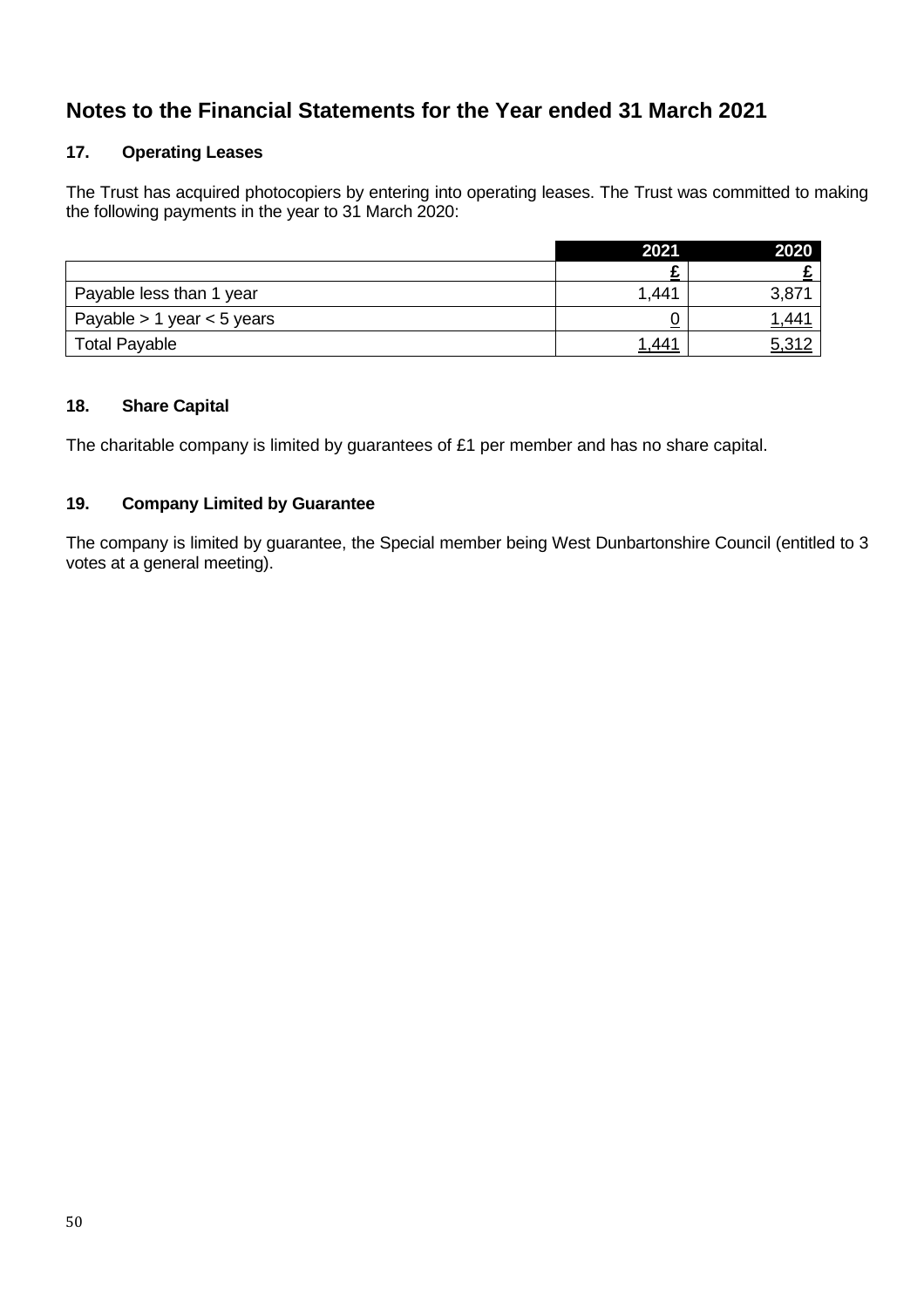# Notes to the Financial Statements for the Year ended 31 March 2021

## 17. Operating Leases

The Trust has acquired photocopiers by entering into operating leases. The Trust was committed to making the following payments in the year to 31 March 2020:

| | 2021 | 2020 |
|---|---|---|
| | £ | £ |
| Payable less than 1 year | 1,441 | 3,871 |
| Payable > 1 year < 5 years | 0 | 1,441 |
| Total Payable | 1,441 | 5,312 |

## 18. Share Capital

The charitable company is limited by guarantees of £1 per member and has no share capital.

## 19. Company Limited by Guarantee

The company is limited by guarantee, the Special member being West Dunbartonshire Council (entitled to 3 votes at a general meeting).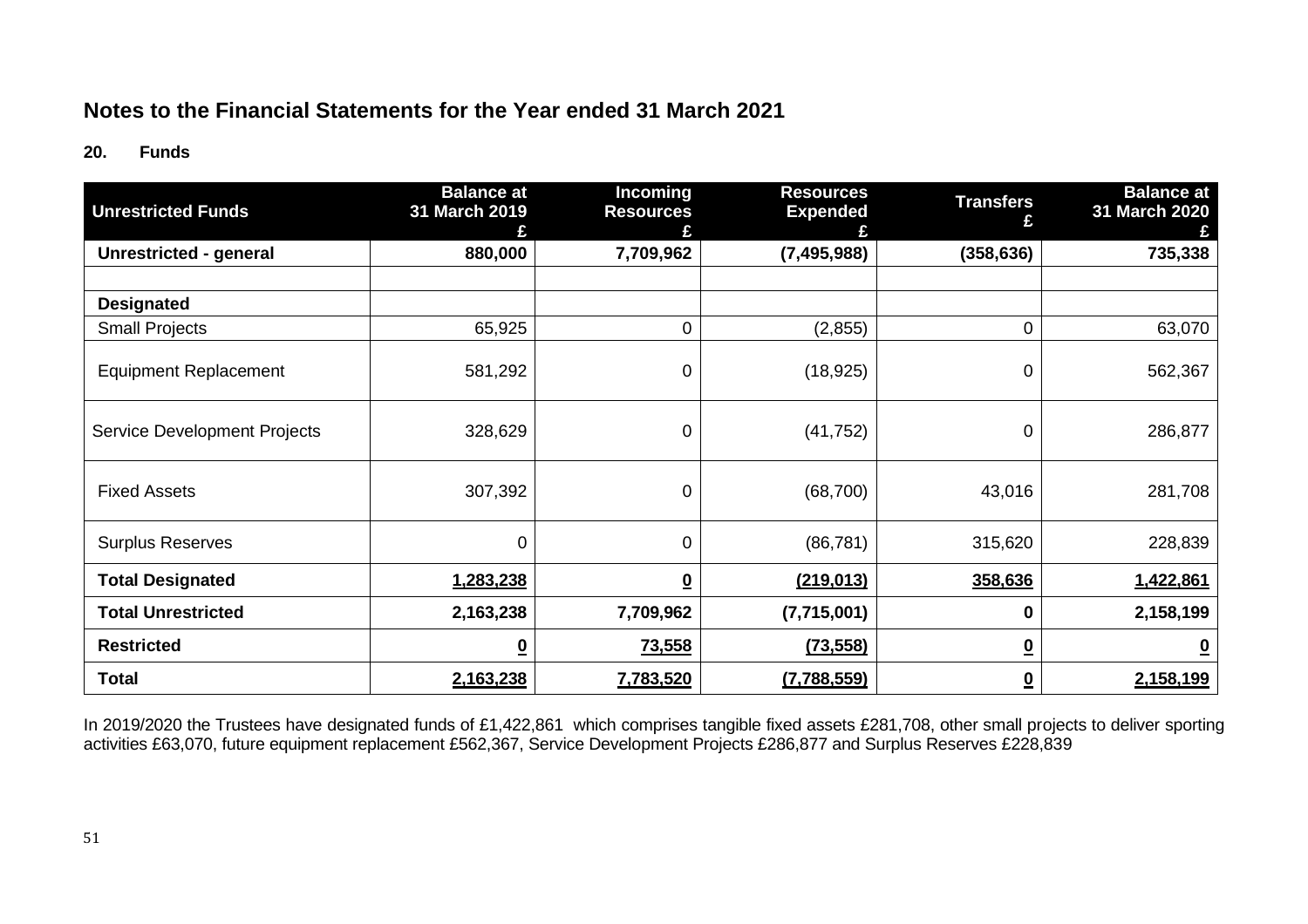## Notes to the Financial Statements for the Year ended 31 March 2021

### 20. Funds

| Unrestricted Funds | Balance at 31 March 2019 £ | Incoming Resources £ | Resources Expended £ | Transfers £ | Balance at 31 March 2020 £ |
|---|---|---|---|---|---|
| **Unrestricted - general** | **880,000** | **7,709,962** | **(7,495,988)** | **(358,636)** | **735,338** |
| | | | | | |
| **Designated** | | | | | |
| Small Projects | 65,925 | 0 | (2,855) | 0 | 63,070 |
| Equipment Replacement | 581,292 | 0 | (18,925) | 0 | 562,367 |
| Service Development Projects | 328,629 | 0 | (41,752) | 0 | 286,877 |
| Fixed Assets | 307,392 | 0 | (68,700) | 43,016 | 281,708 |
| Surplus Reserves | 0 | 0 | (86,781) | 315,620 | 228,839 |
| **Total Designated** | **1,283,238** | **0** | **(219,013)** | **358,636** | **1,422,861** |
| **Total Unrestricted** | **2,163,238** | **7,709,962** | **(7,715,001)** | **0** | **2,158,199** |
| **Restricted** | **0** | **73,558** | **(73,558)** | **0** | **0** |
| **Total** | **2,163,238** | **7,783,520** | **(7,788,559)** | **0** | **2,158,199** |

In 2019/2020 the Trustees have designated funds of £1,422,861 which comprises tangible fixed assets £281,708, other small projects to deliver sporting activities £63,070, future equipment replacement £562,367, Service Development Projects £286,877 and Surplus Reserves £228,839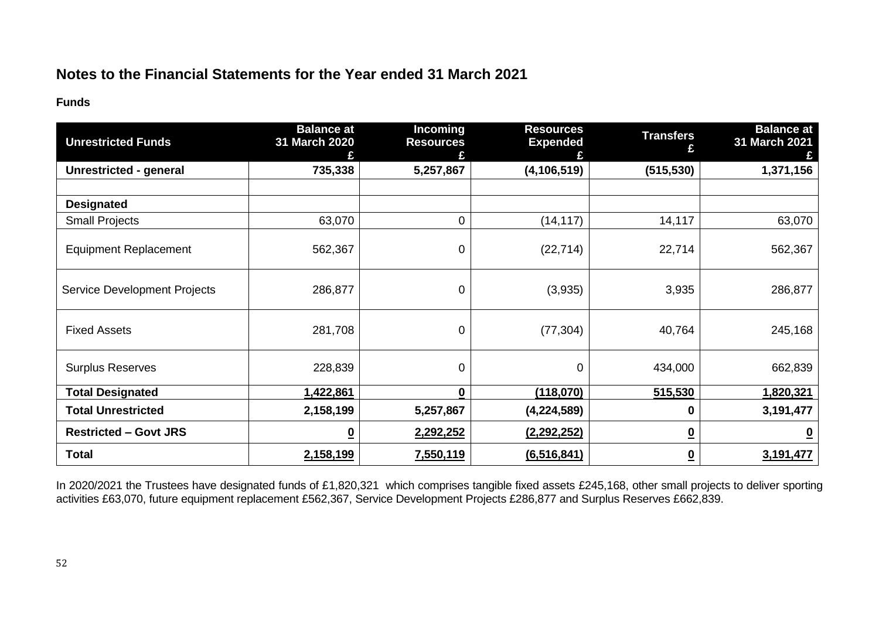## Notes to the Financial Statements for the Year ended 31 March 2021

### Funds

| Unrestricted Funds | Balance at 31 March 2020 £ | Incoming Resources £ | Resources Expended £ | Transfers £ | Balance at 31 March 2021 £ |
|---|---|---|---|---|---|
| **Unrestricted - general** | **735,338** | **5,257,867** | **(4,106,519)** | **(515,530)** | **1,371,156** |
| | | | | | |
| **Designated** | | | | | |
| Small Projects | 63,070 | 0 | (14,117) | 14,117 | 63,070 |
| Equipment Replacement | 562,367 | 0 | (22,714) | 22,714 | 562,367 |
| Service Development Projects | 286,877 | 0 | (3,935) | 3,935 | 286,877 |
| Fixed Assets | 281,708 | 0 | (77,304) | 40,764 | 245,168 |
| Surplus Reserves | 228,839 | 0 | 0 | 434,000 | 662,839 |
| **Total Designated** | **1,422,861** | **0** | **(118,070)** | **515,530** | **1,820,321** |
| **Total Unrestricted** | **2,158,199** | **5,257,867** | **(4,224,589)** | **0** | **3,191,477** |
| **Restricted – Govt JRS** | **0** | **2,292,252** | **(2,292,252)** | **0** | **0** |
| **Total** | **2,158,199** | **7,550,119** | **(6,516,841)** | **0** | **3,191,477** |

In 2020/2021 the Trustees have designated funds of £1,820,321 which comprises tangible fixed assets £245,168, other small projects to deliver sporting activities £63,070, future equipment replacement £562,367, Service Development Projects £286,877 and Surplus Reserves £662,839.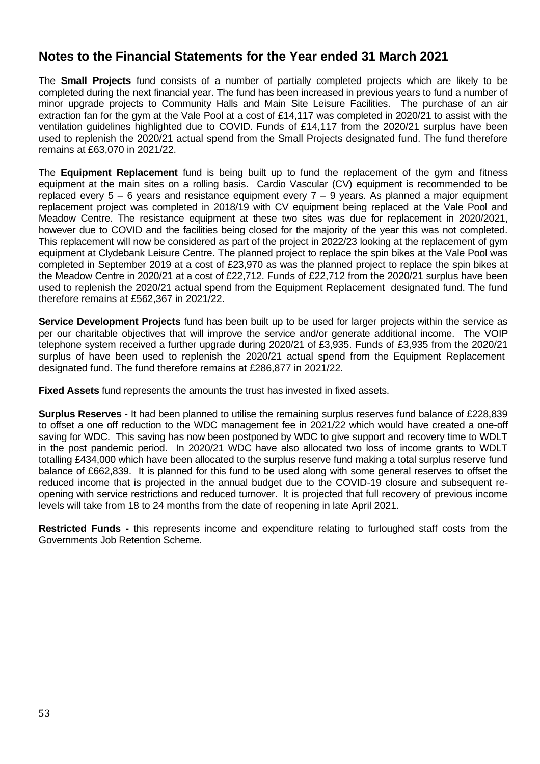## Notes to the Financial Statements for the Year ended 31 March 2021

The **Small Projects** fund consists of a number of partially completed projects which are likely to be completed during the next financial year. The fund has been increased in previous years to fund a number of minor upgrade projects to Community Halls and Main Site Leisure Facilities. The purchase of an air extraction fan for the gym at the Vale Pool at a cost of £14,117 was completed in 2020/21 to assist with the ventilation guidelines highlighted due to COVID. Funds of £14,117 from the 2020/21 surplus have been used to replenish the 2020/21 actual spend from the Small Projects designated fund. The fund therefore remains at £63,070 in 2021/22.

The **Equipment Replacement** fund is being built up to fund the replacement of the gym and fitness equipment at the main sites on a rolling basis. Cardio Vascular (CV) equipment is recommended to be replaced every 5 – 6 years and resistance equipment every 7 – 9 years. As planned a major equipment replacement project was completed in 2018/19 with CV equipment being replaced at the Vale Pool and Meadow Centre. The resistance equipment at these two sites was due for replacement in 2020/2021, however due to COVID and the facilities being closed for the majority of the year this was not completed. This replacement will now be considered as part of the project in 2022/23 looking at the replacement of gym equipment at Clydebank Leisure Centre. The planned project to replace the spin bikes at the Vale Pool was completed in September 2019 at a cost of £23,970 as was the planned project to replace the spin bikes at the Meadow Centre in 2020/21 at a cost of £22,712. Funds of £22,712 from the 2020/21 surplus have been used to replenish the 2020/21 actual spend from the Equipment Replacement designated fund. The fund therefore remains at £562,367 in 2021/22.

**Service Development Projects** fund has been built up to be used for larger projects within the service as per our charitable objectives that will improve the service and/or generate additional income. The VOIP telephone system received a further upgrade during 2020/21 of £3,935. Funds of £3,935 from the 2020/21 surplus of have been used to replenish the 2020/21 actual spend from the Equipment Replacement designated fund. The fund therefore remains at £286,877 in 2021/22.

**Fixed Assets** fund represents the amounts the trust has invested in fixed assets.

**Surplus Reserves** - It had been planned to utilise the remaining surplus reserves fund balance of £228,839 to offset a one off reduction to the WDC management fee in 2021/22 which would have created a one-off saving for WDC. This saving has now been postponed by WDC to give support and recovery time to WDLT in the post pandemic period. In 2020/21 WDC have also allocated two loss of income grants to WDLT totalling £434,000 which have been allocated to the surplus reserve fund making a total surplus reserve fund balance of £662,839. It is planned for this fund to be used along with some general reserves to offset the reduced income that is projected in the annual budget due to the COVID-19 closure and subsequent re-opening with service restrictions and reduced turnover. It is projected that full recovery of previous income levels will take from 18 to 24 months from the date of reopening in late April 2021.

**Restricted Funds -** this represents income and expenditure relating to furloughed staff costs from the Governments Job Retention Scheme.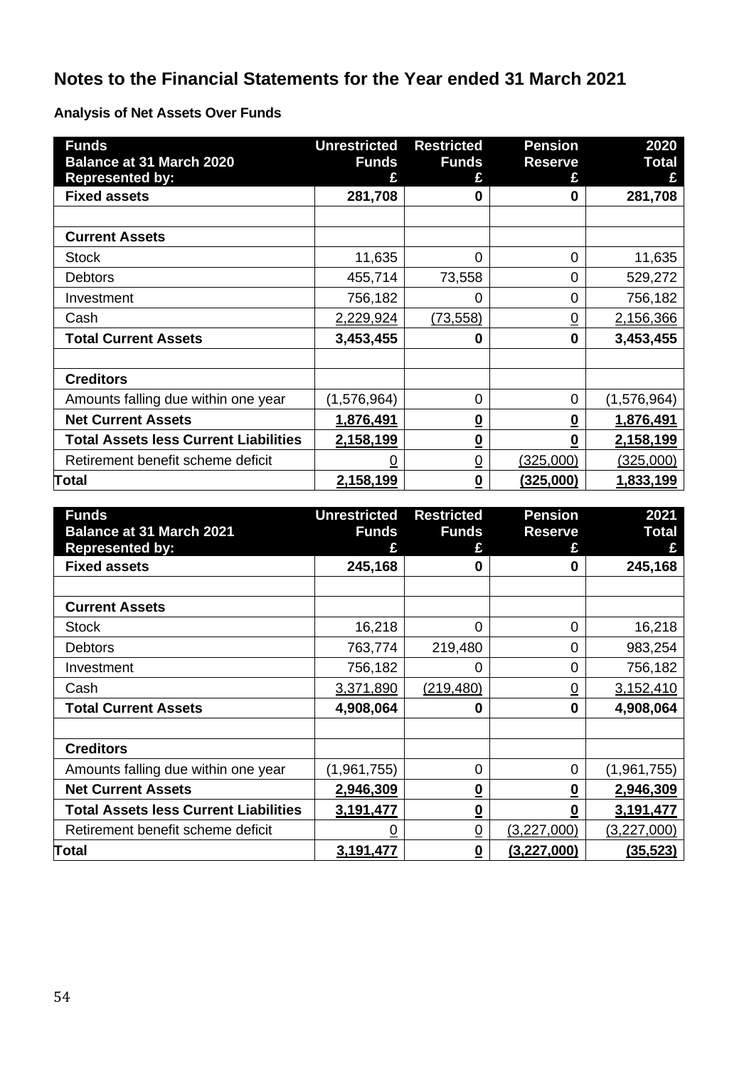# Notes to the Financial Statements for the Year ended 31 March 2021

### Analysis of Net Assets Over Funds

| Funds<br>Balance at 31 March 2020<br>Represented by: | Unrestricted Funds<br>£ | Restricted Funds<br>£ | Pension Reserve<br>£ | 2020 Total<br>£ |
|---|---|---|---|---|
| **Fixed assets** | **281,708** | **0** | **0** | **281,708** |
| | | | | |
| **Current Assets** | | | | |
| Stock | 11,635 | 0 | 0 | 11,635 |
| Debtors | 455,714 | 73,558 | 0 | 529,272 |
| Investment | 756,182 | 0 | 0 | 756,182 |
| Cash | 2,229,924 | (73,558) | 0 | 2,156,366 |
| **Total Current Assets** | **3,453,455** | **0** | **0** | **3,453,455** |
| | | | | |
| **Creditors** | | | | |
| Amounts falling due within one year | (1,576,964) | 0 | 0 | (1,576,964) |
| **Net Current Assets** | **1,876,491** | **0** | **0** | **1,876,491** |
| **Total Assets less Current Liabilities** | **2,158,199** | **0** | **0** | **2,158,199** |
| Retirement benefit scheme deficit | 0 | 0 | (325,000) | (325,000) |
| **Total** | **2,158,199** | **0** | **(325,000)** | **1,833,199** |

| Funds<br>Balance at 31 March 2021<br>Represented by: | Unrestricted Funds<br>£ | Restricted Funds<br>£ | Pension Reserve<br>£ | 2021 Total<br>£ |
|---|---|---|---|---|
| **Fixed assets** | **245,168** | **0** | **0** | **245,168** |
| | | | | |
| **Current Assets** | | | | |
| Stock | 16,218 | 0 | 0 | 16,218 |
| Debtors | 763,774 | 219,480 | 0 | 983,254 |
| Investment | 756,182 | 0 | 0 | 756,182 |
| Cash | 3,371,890 | (219,480) | 0 | 3,152,410 |
| **Total Current Assets** | **4,908,064** | **0** | **0** | **4,908,064** |
| | | | | |
| **Creditors** | | | | |
| Amounts falling due within one year | (1,961,755) | 0 | 0 | (1,961,755) |
| **Net Current Assets** | **2,946,309** | **0** | **0** | **2,946,309** |
| **Total Assets less Current Liabilities** | **3,191,477** | **0** | **0** | **3,191,477** |
| Retirement benefit scheme deficit | 0 | 0 | (3,227,000) | (3,227,000) |
| **Total** | **3,191,477** | **0** | **(3,227,000)** | **(35,523)** |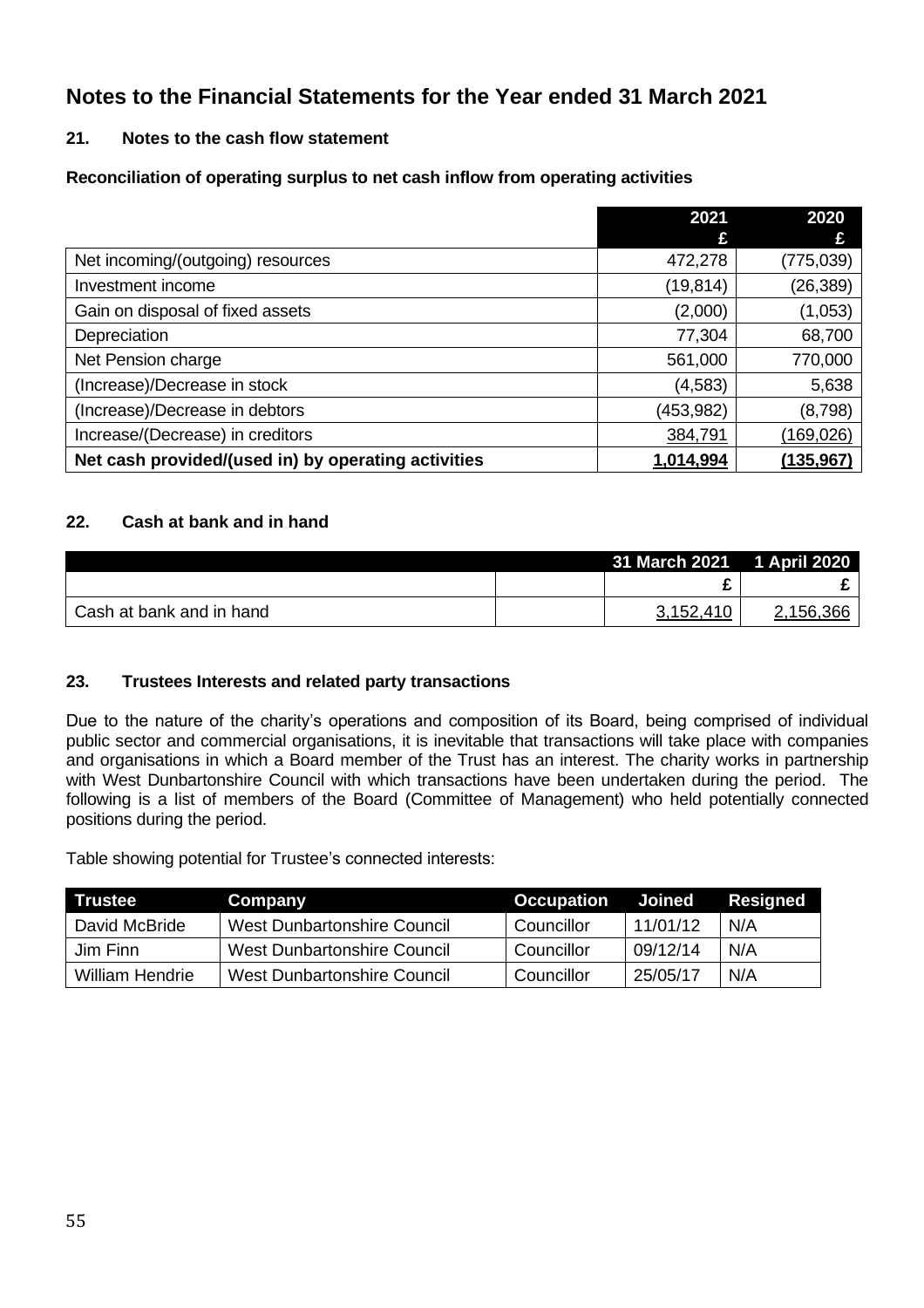# Notes to the Financial Statements for the Year ended 31 March 2021

## 21. Notes to the cash flow statement

**Reconciliation of operating surplus to net cash inflow from operating activities**

| | 2021 £ | 2020 £ |
|---|---|---|
| Net incoming/(outgoing) resources | 472,278 | (775,039) |
| Investment income | (19,814) | (26,389) |
| Gain on disposal of fixed assets | (2,000) | (1,053) |
| Depreciation | 77,304 | 68,700 |
| Net Pension charge | 561,000 | 770,000 |
| (Increase)/Decrease in stock | (4,583) | 5,638 |
| (Increase)/Decrease in debtors | (453,982) | (8,798) |
| Increase/(Decrease) in creditors | 384,791 | (169,026) |
| **Net cash provided/(used in) by operating activities** | **1,014,994** | **(135,967)** |

## 22. Cash at bank and in hand

| | | 31 March 2021 | 1 April 2020 |
|---|---|---|---|
| | | £ | £ |
| Cash at bank and in hand | | 3,152,410 | 2,156,366 |

## 23. Trustees Interests and related party transactions

Due to the nature of the charity's operations and composition of its Board, being comprised of individual public sector and commercial organisations, it is inevitable that transactions will take place with companies and organisations in which a Board member of the Trust has an interest. The charity works in partnership with West Dunbartonshire Council with which transactions have been undertaken during the period. The following is a list of members of the Board (Committee of Management) who held potentially connected positions during the period.

Table showing potential for Trustee's connected interests:

| Trustee | Company | Occupation | Joined | Resigned |
|---|---|---|---|---|
| David McBride | West Dunbartonshire Council | Councillor | 11/01/12 | N/A |
| Jim Finn | West Dunbartonshire Council | Councillor | 09/12/14 | N/A |
| William Hendrie | West Dunbartonshire Council | Councillor | 25/05/17 | N/A |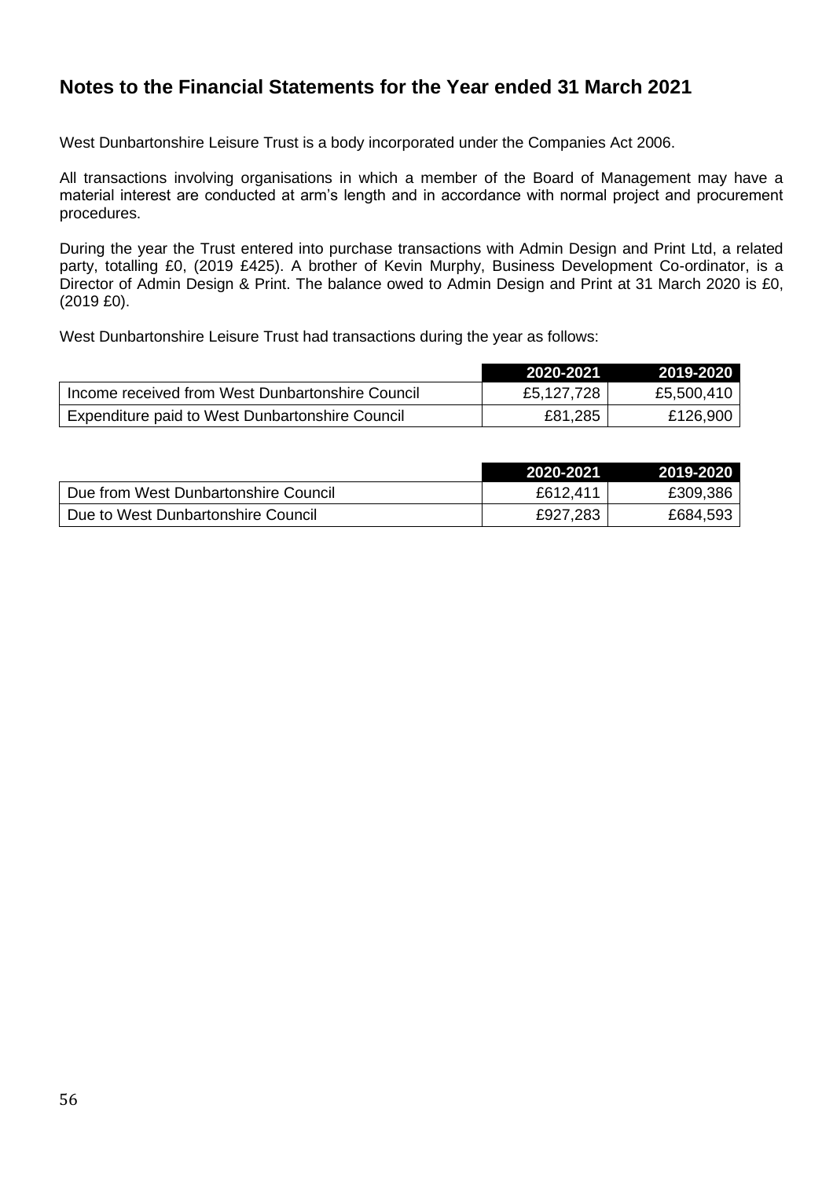## Notes to the Financial Statements for the Year ended 31 March 2021

West Dunbartonshire Leisure Trust is a body incorporated under the Companies Act 2006.

All transactions involving organisations in which a member of the Board of Management may have a material interest are conducted at arm's length and in accordance with normal project and procurement procedures.

During the year the Trust entered into purchase transactions with Admin Design and Print Ltd, a related party, totalling £0, (2019 £425). A brother of Kevin Murphy, Business Development Co-ordinator, is a Director of Admin Design & Print. The balance owed to Admin Design and Print at 31 March 2020 is £0, (2019 £0).

West Dunbartonshire Leisure Trust had transactions during the year as follows:

| | 2020-2021 | 2019-2020 |
|---|---|---|
| Income received from West Dunbartonshire Council | £5,127,728 | £5,500,410 |
| Expenditure paid to West Dunbartonshire Council | £81,285 | £126,900 |

| | 2020-2021 | 2019-2020 |
|---|---|---|
| Due from West Dunbartonshire Council | £612,411 | £309,386 |
| Due to West Dunbartonshire Council | £927,283 | £684,593 |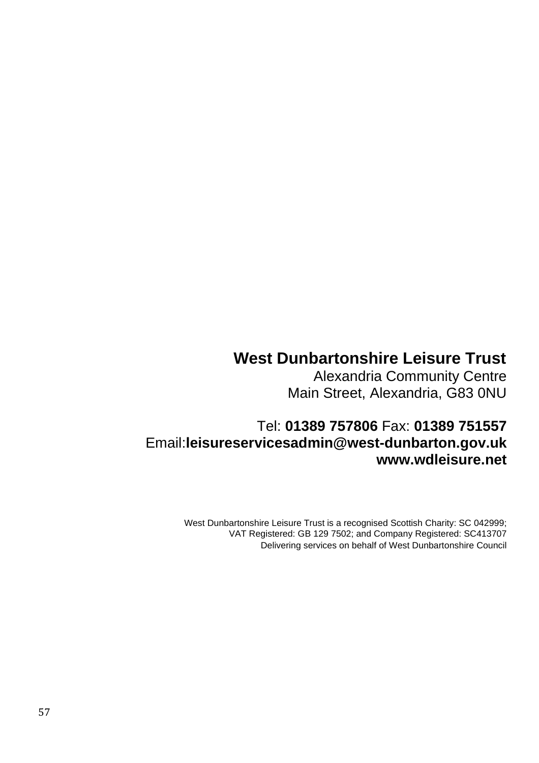**West Dunbartonshire Leisure Trust**
Alexandria Community Centre
Main Street, Alexandria, G83 0NU

Tel: **01389 757806** Fax: **01389 751557**
Email:**leisureservicesadmin@west-dunbarton.gov.uk**
**www.wdleisure.net**

West Dunbartonshire Leisure Trust is a recognised Scottish Charity: SC 042999;
VAT Registered: GB 129 7502; and Company Registered: SC413707
Delivering services on behalf of West Dunbartonshire Council